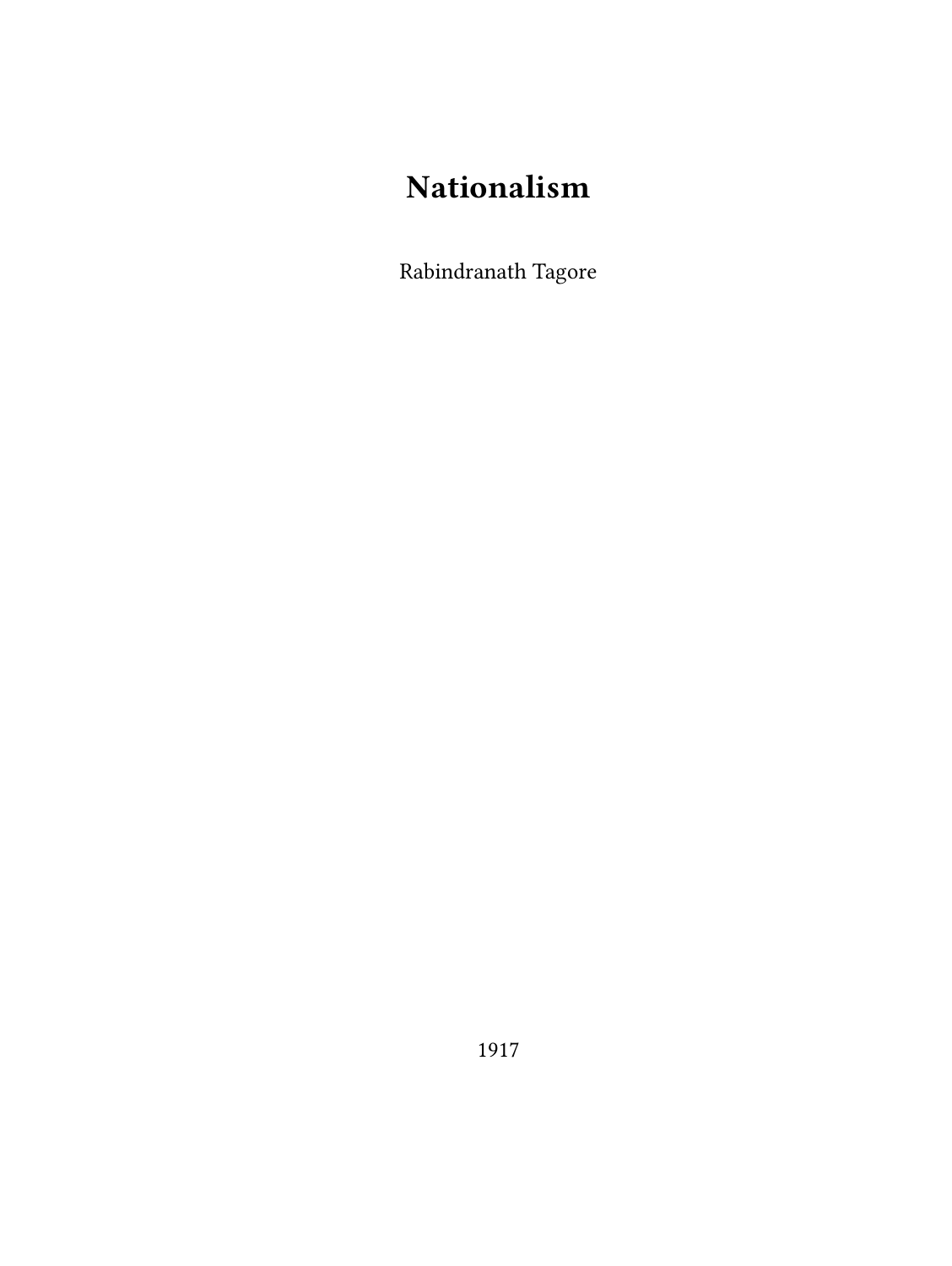# Nationalism

Rabindranath Tagore

1917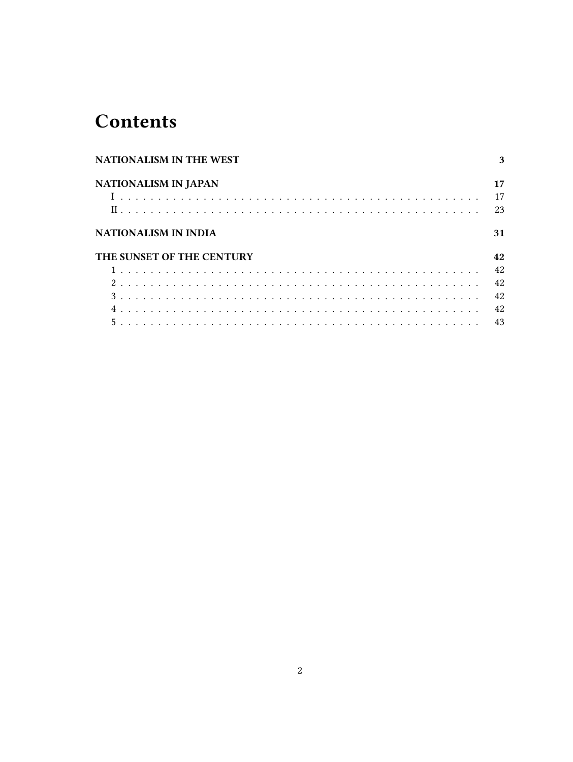# Contents

**NATIONALISM IN THE WEST** **3**

**NATIONALISM IN JAPAN** **17**

- I . . . . . . . . . . . . . . . . . . . . . . . . . . . . . . . . . . . . . . . . . . . . . 17
- II . . . . . . . . . . . . . . . . . . . . . . . . . . . . . . . . . . . . . . . . . . . . . 23

**NATIONALISM IN INDIA** **31**

**THE SUNSET OF THE CENTURY** **42**

- 1 . . . . . . . . . . . . . . . . . . . . . . . . . . . . . . . . . . . . . . . . . . . . . 42
- 2 . . . . . . . . . . . . . . . . . . . . . . . . . . . . . . . . . . . . . . . . . . . . . 42
- 3 . . . . . . . . . . . . . . . . . . . . . . . . . . . . . . . . . . . . . . . . . . . . . 42
- 4 . . . . . . . . . . . . . . . . . . . . . . . . . . . . . . . . . . . . . . . . . . . . . 42
- 5 . . . . . . . . . . . . . . . . . . . . . . . . . . . . . . . . . . . . . . . . . . . . . 43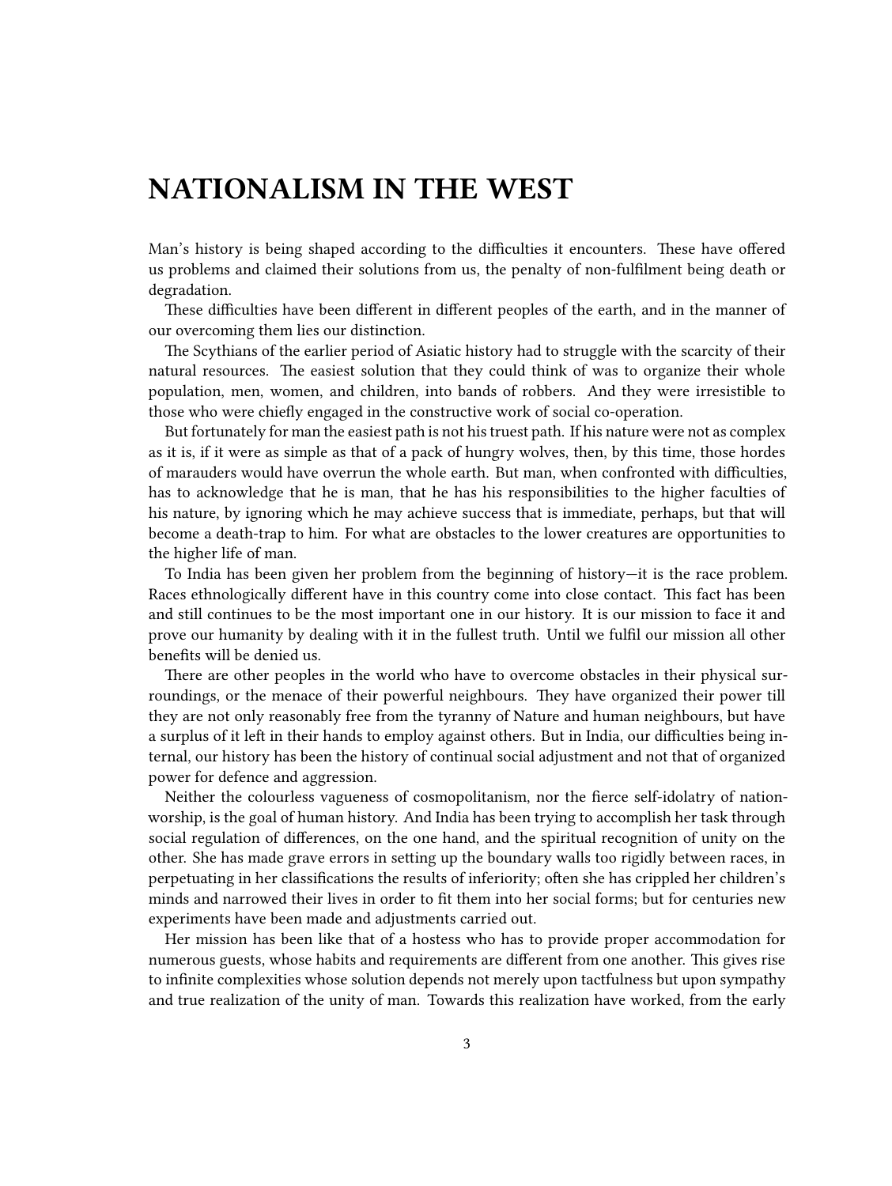# NATIONALISM IN THE WEST

Man's history is being shaped according to the difficulties it encounters. These have offered us problems and claimed their solutions from us, the penalty of non-fulfilment being death or degradation.

These difficulties have been different in different peoples of the earth, and in the manner of our overcoming them lies our distinction.

The Scythians of the earlier period of Asiatic history had to struggle with the scarcity of their natural resources. The easiest solution that they could think of was to organize their whole population, men, women, and children, into bands of robbers. And they were irresistible to those who were chiefly engaged in the constructive work of social co-operation.

But fortunately for man the easiest path is not his truest path. If his nature were not as complex as it is, if it were as simple as that of a pack of hungry wolves, then, by this time, those hordes of marauders would have overrun the whole earth. But man, when confronted with difficulties, has to acknowledge that he is man, that he has his responsibilities to the higher faculties of his nature, by ignoring which he may achieve success that is immediate, perhaps, but that will become a death-trap to him. For what are obstacles to the lower creatures are opportunities to the higher life of man.

To India has been given her problem from the beginning of history—it is the race problem. Races ethnologically different have in this country come into close contact. This fact has been and still continues to be the most important one in our history. It is our mission to face it and prove our humanity by dealing with it in the fullest truth. Until we fulfil our mission all other benefits will be denied us.

There are other peoples in the world who have to overcome obstacles in their physical surroundings, or the menace of their powerful neighbours. They have organized their power till they are not only reasonably free from the tyranny of Nature and human neighbours, but have a surplus of it left in their hands to employ against others. But in India, our difficulties being internal, our history has been the history of continual social adjustment and not that of organized power for defence and aggression.

Neither the colourless vagueness of cosmopolitanism, nor the fierce self-idolatry of nation-worship, is the goal of human history. And India has been trying to accomplish her task through social regulation of differences, on the one hand, and the spiritual recognition of unity on the other. She has made grave errors in setting up the boundary walls too rigidly between races, in perpetuating in her classifications the results of inferiority; often she has crippled her children's minds and narrowed their lives in order to fit them into her social forms; but for centuries new experiments have been made and adjustments carried out.

Her mission has been like that of a hostess who has to provide proper accommodation for numerous guests, whose habits and requirements are different from one another. This gives rise to infinite complexities whose solution depends not merely upon tactfulness but upon sympathy and true realization of the unity of man. Towards this realization have worked, from the early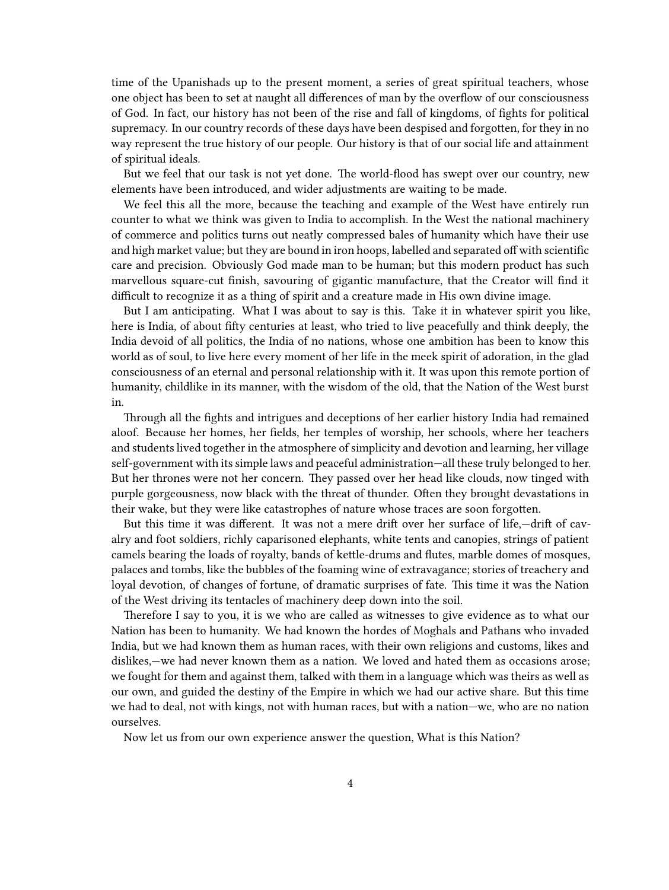time of the Upanishads up to the present moment, a series of great spiritual teachers, whose one object has been to set at naught all differences of man by the overflow of our consciousness of God. In fact, our history has not been of the rise and fall of kingdoms, of fights for political supremacy. In our country records of these days have been despised and forgotten, for they in no way represent the true history of our people. Our history is that of our social life and attainment of spiritual ideals.

But we feel that our task is not yet done. The world-flood has swept over our country, new elements have been introduced, and wider adjustments are waiting to be made.

We feel this all the more, because the teaching and example of the West have entirely run counter to what we think was given to India to accomplish. In the West the national machinery of commerce and politics turns out neatly compressed bales of humanity which have their use and high market value; but they are bound in iron hoops, labelled and separated off with scientific care and precision. Obviously God made man to be human; but this modern product has such marvellous square-cut finish, savouring of gigantic manufacture, that the Creator will find it difficult to recognize it as a thing of spirit and a creature made in His own divine image.

But I am anticipating. What I was about to say is this. Take it in whatever spirit you like, here is India, of about fifty centuries at least, who tried to live peacefully and think deeply, the India devoid of all politics, the India of no nations, whose one ambition has been to know this world as of soul, to live here every moment of her life in the meek spirit of adoration, in the glad consciousness of an eternal and personal relationship with it. It was upon this remote portion of humanity, childlike in its manner, with the wisdom of the old, that the Nation of the West burst in.

Through all the fights and intrigues and deceptions of her earlier history India had remained aloof. Because her homes, her fields, her temples of worship, her schools, where her teachers and students lived together in the atmosphere of simplicity and devotion and learning, her village self-government with its simple laws and peaceful administration—all these truly belonged to her. But her thrones were not her concern. They passed over her head like clouds, now tinged with purple gorgeousness, now black with the threat of thunder. Often they brought devastations in their wake, but they were like catastrophes of nature whose traces are soon forgotten.

But this time it was different. It was not a mere drift over her surface of life,—drift of cavalry and foot soldiers, richly caparisoned elephants, white tents and canopies, strings of patient camels bearing the loads of royalty, bands of kettle-drums and flutes, marble domes of mosques, palaces and tombs, like the bubbles of the foaming wine of extravagance; stories of treachery and loyal devotion, of changes of fortune, of dramatic surprises of fate. This time it was the Nation of the West driving its tentacles of machinery deep down into the soil.

Therefore I say to you, it is we who are called as witnesses to give evidence as to what our Nation has been to humanity. We had known the hordes of Moghals and Pathans who invaded India, but we had known them as human races, with their own religions and customs, likes and dislikes,—we had never known them as a nation. We loved and hated them as occasions arose; we fought for them and against them, talked with them in a language which was theirs as well as our own, and guided the destiny of the Empire in which we had our active share. But this time we had to deal, not with kings, not with human races, but with a nation—we, who are no nation ourselves.

Now let us from our own experience answer the question, What is this Nation?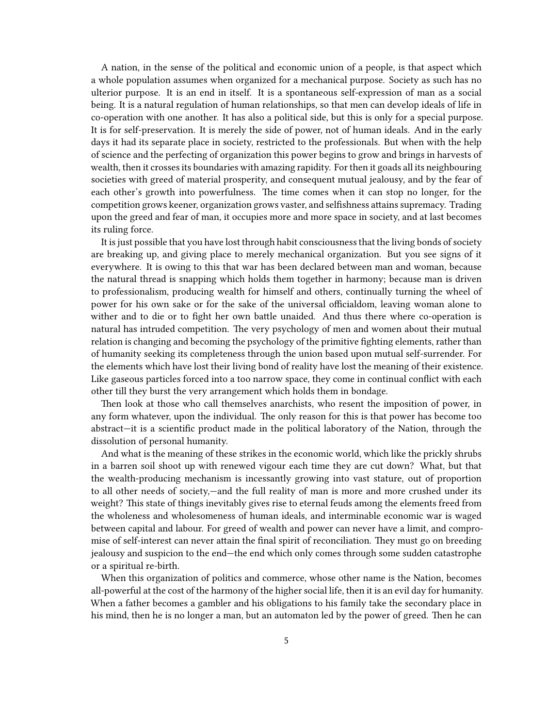A nation, in the sense of the political and economic union of a people, is that aspect which a whole population assumes when organized for a mechanical purpose. Society as such has no ulterior purpose. It is an end in itself. It is a spontaneous self-expression of man as a social being. It is a natural regulation of human relationships, so that men can develop ideals of life in co-operation with one another. It has also a political side, but this is only for a special purpose. It is for self-preservation. It is merely the side of power, not of human ideals. And in the early days it had its separate place in society, restricted to the professionals. But when with the help of science and the perfecting of organization this power begins to grow and brings in harvests of wealth, then it crosses its boundaries with amazing rapidity. For then it goads all its neighbouring societies with greed of material prosperity, and consequent mutual jealousy, and by the fear of each other's growth into powerfulness. The time comes when it can stop no longer, for the competition grows keener, organization grows vaster, and selfishness attains supremacy. Trading upon the greed and fear of man, it occupies more and more space in society, and at last becomes its ruling force.

It is just possible that you have lost through habit consciousness that the living bonds of society are breaking up, and giving place to merely mechanical organization. But you see signs of it everywhere. It is owing to this that war has been declared between man and woman, because the natural thread is snapping which holds them together in harmony; because man is driven to professionalism, producing wealth for himself and others, continually turning the wheel of power for his own sake or for the sake of the universal officialdom, leaving woman alone to wither and to die or to fight her own battle unaided. And thus there where co-operation is natural has intruded competition. The very psychology of men and women about their mutual relation is changing and becoming the psychology of the primitive fighting elements, rather than of humanity seeking its completeness through the union based upon mutual self-surrender. For the elements which have lost their living bond of reality have lost the meaning of their existence. Like gaseous particles forced into a too narrow space, they come in continual conflict with each other till they burst the very arrangement which holds them in bondage.

Then look at those who call themselves anarchists, who resent the imposition of power, in any form whatever, upon the individual. The only reason for this is that power has become too abstract—it is a scientific product made in the political laboratory of the Nation, through the dissolution of personal humanity.

And what is the meaning of these strikes in the economic world, which like the prickly shrubs in a barren soil shoot up with renewed vigour each time they are cut down? What, but that the wealth-producing mechanism is incessantly growing into vast stature, out of proportion to all other needs of society,—and the full reality of man is more and more crushed under its weight? This state of things inevitably gives rise to eternal feuds among the elements freed from the wholeness and wholesomeness of human ideals, and interminable economic war is waged between capital and labour. For greed of wealth and power can never have a limit, and compromise of self-interest can never attain the final spirit of reconciliation. They must go on breeding jealousy and suspicion to the end—the end which only comes through some sudden catastrophe or a spiritual re-birth.

When this organization of politics and commerce, whose other name is the Nation, becomes all-powerful at the cost of the harmony of the higher social life, then it is an evil day for humanity. When a father becomes a gambler and his obligations to his family take the secondary place in his mind, then he is no longer a man, but an automaton led by the power of greed. Then he can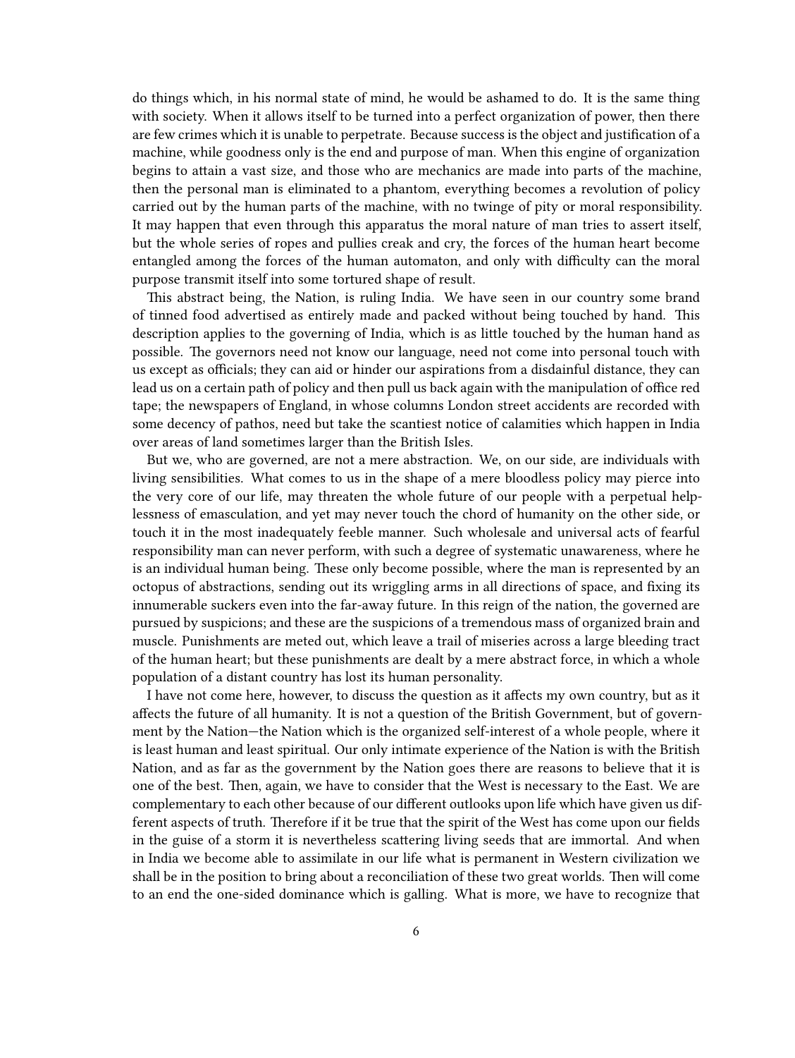do things which, in his normal state of mind, he would be ashamed to do. It is the same thing with society. When it allows itself to be turned into a perfect organization of power, then there are few crimes which it is unable to perpetrate. Because success is the object and justification of a machine, while goodness only is the end and purpose of man. When this engine of organization begins to attain a vast size, and those who are mechanics are made into parts of the machine, then the personal man is eliminated to a phantom, everything becomes a revolution of policy carried out by the human parts of the machine, with no twinge of pity or moral responsibility. It may happen that even through this apparatus the moral nature of man tries to assert itself, but the whole series of ropes and pullies creak and cry, the forces of the human heart become entangled among the forces of the human automaton, and only with difficulty can the moral purpose transmit itself into some tortured shape of result.

This abstract being, the Nation, is ruling India. We have seen in our country some brand of tinned food advertised as entirely made and packed without being touched by hand. This description applies to the governing of India, which is as little touched by the human hand as possible. The governors need not know our language, need not come into personal touch with us except as officials; they can aid or hinder our aspirations from a disdainful distance, they can lead us on a certain path of policy and then pull us back again with the manipulation of office red tape; the newspapers of England, in whose columns London street accidents are recorded with some decency of pathos, need but take the scantiest notice of calamities which happen in India over areas of land sometimes larger than the British Isles.

But we, who are governed, are not a mere abstraction. We, on our side, are individuals with living sensibilities. What comes to us in the shape of a mere bloodless policy may pierce into the very core of our life, may threaten the whole future of our people with a perpetual helplessness of emasculation, and yet may never touch the chord of humanity on the other side, or touch it in the most inadequately feeble manner. Such wholesale and universal acts of fearful responsibility man can never perform, with such a degree of systematic unawareness, where he is an individual human being. These only become possible, where the man is represented by an octopus of abstractions, sending out its wriggling arms in all directions of space, and fixing its innumerable suckers even into the far-away future. In this reign of the nation, the governed are pursued by suspicions; and these are the suspicions of a tremendous mass of organized brain and muscle. Punishments are meted out, which leave a trail of miseries across a large bleeding tract of the human heart; but these punishments are dealt by a mere abstract force, in which a whole population of a distant country has lost its human personality.

I have not come here, however, to discuss the question as it affects my own country, but as it affects the future of all humanity. It is not a question of the British Government, but of government by the Nation—the Nation which is the organized self-interest of a whole people, where it is least human and least spiritual. Our only intimate experience of the Nation is with the British Nation, and as far as the government by the Nation goes there are reasons to believe that it is one of the best. Then, again, we have to consider that the West is necessary to the East. We are complementary to each other because of our different outlooks upon life which have given us different aspects of truth. Therefore if it be true that the spirit of the West has come upon our fields in the guise of a storm it is nevertheless scattering living seeds that are immortal. And when in India we become able to assimilate in our life what is permanent in Western civilization we shall be in the position to bring about a reconciliation of these two great worlds. Then will come to an end the one-sided dominance which is galling. What is more, we have to recognize that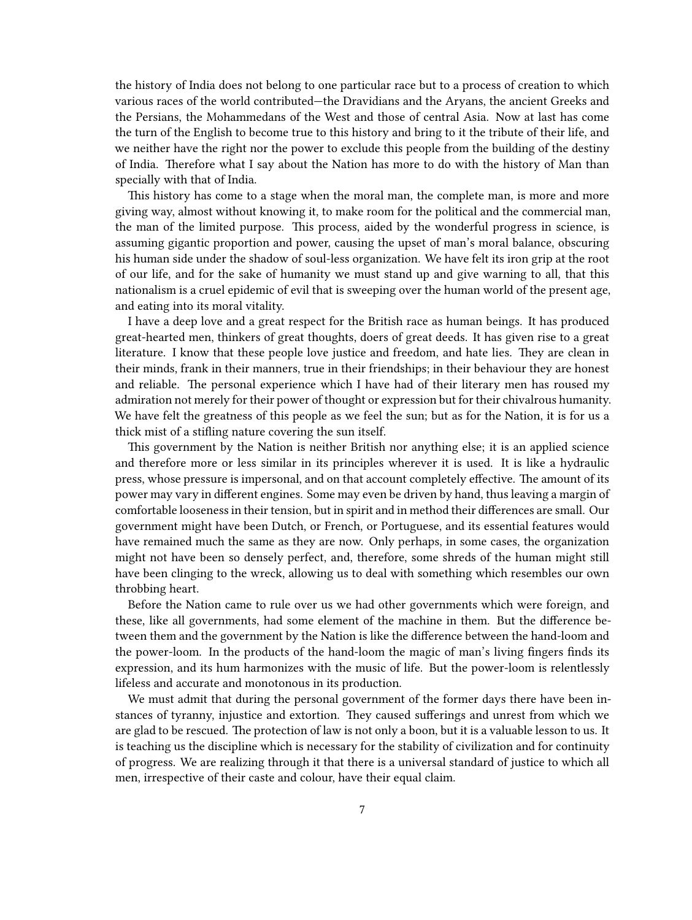the history of India does not belong to one particular race but to a process of creation to which various races of the world contributed—the Dravidians and the Aryans, the ancient Greeks and the Persians, the Mohammedans of the West and those of central Asia. Now at last has come the turn of the English to become true to this history and bring to it the tribute of their life, and we neither have the right nor the power to exclude this people from the building of the destiny of India. Therefore what I say about the Nation has more to do with the history of Man than specially with that of India.

This history has come to a stage when the moral man, the complete man, is more and more giving way, almost without knowing it, to make room for the political and the commercial man, the man of the limited purpose. This process, aided by the wonderful progress in science, is assuming gigantic proportion and power, causing the upset of man's moral balance, obscuring his human side under the shadow of soul-less organization. We have felt its iron grip at the root of our life, and for the sake of humanity we must stand up and give warning to all, that this nationalism is a cruel epidemic of evil that is sweeping over the human world of the present age, and eating into its moral vitality.

I have a deep love and a great respect for the British race as human beings. It has produced great-hearted men, thinkers of great thoughts, doers of great deeds. It has given rise to a great literature. I know that these people love justice and freedom, and hate lies. They are clean in their minds, frank in their manners, true in their friendships; in their behaviour they are honest and reliable. The personal experience which I have had of their literary men has roused my admiration not merely for their power of thought or expression but for their chivalrous humanity. We have felt the greatness of this people as we feel the sun; but as for the Nation, it is for us a thick mist of a stifling nature covering the sun itself.

This government by the Nation is neither British nor anything else; it is an applied science and therefore more or less similar in its principles wherever it is used. It is like a hydraulic press, whose pressure is impersonal, and on that account completely effective. The amount of its power may vary in different engines. Some may even be driven by hand, thus leaving a margin of comfortable looseness in their tension, but in spirit and in method their differences are small. Our government might have been Dutch, or French, or Portuguese, and its essential features would have remained much the same as they are now. Only perhaps, in some cases, the organization might not have been so densely perfect, and, therefore, some shreds of the human might still have been clinging to the wreck, allowing us to deal with something which resembles our own throbbing heart.

Before the Nation came to rule over us we had other governments which were foreign, and these, like all governments, had some element of the machine in them. But the difference between them and the government by the Nation is like the difference between the hand-loom and the power-loom. In the products of the hand-loom the magic of man's living fingers finds its expression, and its hum harmonizes with the music of life. But the power-loom is relentlessly lifeless and accurate and monotonous in its production.

We must admit that during the personal government of the former days there have been instances of tyranny, injustice and extortion. They caused sufferings and unrest from which we are glad to be rescued. The protection of law is not only a boon, but it is a valuable lesson to us. It is teaching us the discipline which is necessary for the stability of civilization and for continuity of progress. We are realizing through it that there is a universal standard of justice to which all men, irrespective of their caste and colour, have their equal claim.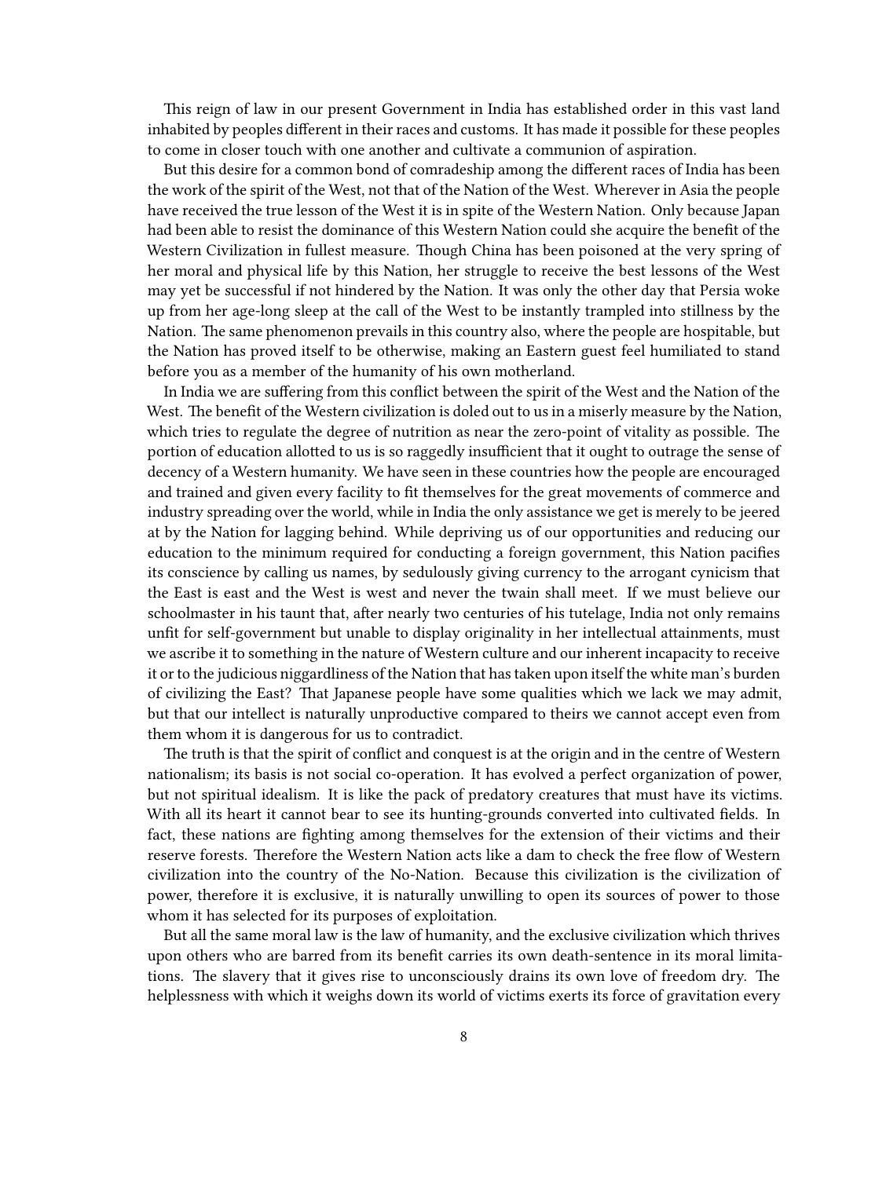This reign of law in our present Government in India has established order in this vast land inhabited by peoples different in their races and customs. It has made it possible for these peoples to come in closer touch with one another and cultivate a communion of aspiration.

But this desire for a common bond of comradeship among the different races of India has been the work of the spirit of the West, not that of the Nation of the West. Wherever in Asia the people have received the true lesson of the West it is in spite of the Western Nation. Only because Japan had been able to resist the dominance of this Western Nation could she acquire the benefit of the Western Civilization in fullest measure. Though China has been poisoned at the very spring of her moral and physical life by this Nation, her struggle to receive the best lessons of the West may yet be successful if not hindered by the Nation. It was only the other day that Persia woke up from her age-long sleep at the call of the West to be instantly trampled into stillness by the Nation. The same phenomenon prevails in this country also, where the people are hospitable, but the Nation has proved itself to be otherwise, making an Eastern guest feel humiliated to stand before you as a member of the humanity of his own motherland.

In India we are suffering from this conflict between the spirit of the West and the Nation of the West. The benefit of the Western civilization is doled out to us in a miserly measure by the Nation, which tries to regulate the degree of nutrition as near the zero-point of vitality as possible. The portion of education allotted to us is so raggedly insufficient that it ought to outrage the sense of decency of a Western humanity. We have seen in these countries how the people are encouraged and trained and given every facility to fit themselves for the great movements of commerce and industry spreading over the world, while in India the only assistance we get is merely to be jeered at by the Nation for lagging behind. While depriving us of our opportunities and reducing our education to the minimum required for conducting a foreign government, this Nation pacifies its conscience by calling us names, by sedulously giving currency to the arrogant cynicism that the East is east and the West is west and never the twain shall meet. If we must believe our schoolmaster in his taunt that, after nearly two centuries of his tutelage, India not only remains unfit for self-government but unable to display originality in her intellectual attainments, must we ascribe it to something in the nature of Western culture and our inherent incapacity to receive it or to the judicious niggardliness of the Nation that has taken upon itself the white man's burden of civilizing the East? That Japanese people have some qualities which we lack we may admit, but that our intellect is naturally unproductive compared to theirs we cannot accept even from them whom it is dangerous for us to contradict.

The truth is that the spirit of conflict and conquest is at the origin and in the centre of Western nationalism; its basis is not social co-operation. It has evolved a perfect organization of power, but not spiritual idealism. It is like the pack of predatory creatures that must have its victims. With all its heart it cannot bear to see its hunting-grounds converted into cultivated fields. In fact, these nations are fighting among themselves for the extension of their victims and their reserve forests. Therefore the Western Nation acts like a dam to check the free flow of Western civilization into the country of the No-Nation. Because this civilization is the civilization of power, therefore it is exclusive, it is naturally unwilling to open its sources of power to those whom it has selected for its purposes of exploitation.

But all the same moral law is the law of humanity, and the exclusive civilization which thrives upon others who are barred from its benefit carries its own death-sentence in its moral limitations. The slavery that it gives rise to unconsciously drains its own love of freedom dry. The helplessness with which it weighs down its world of victims exerts its force of gravitation every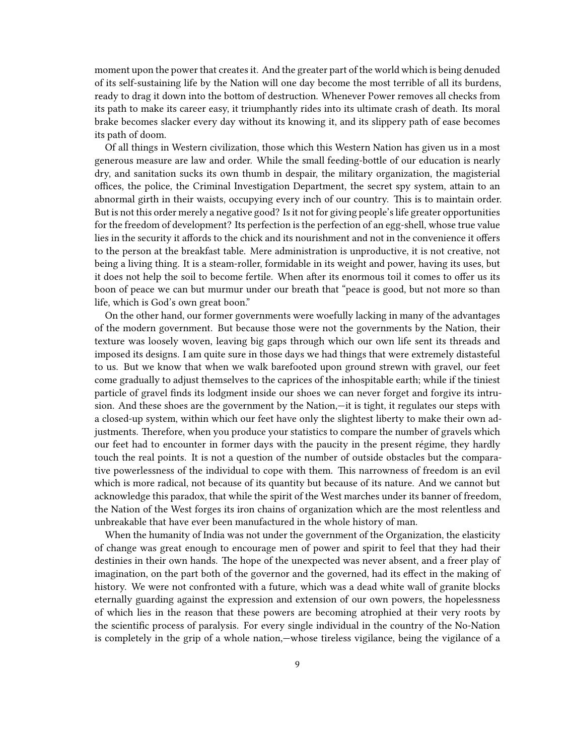moment upon the power that creates it. And the greater part of the world which is being denuded of its self-sustaining life by the Nation will one day become the most terrible of all its burdens, ready to drag it down into the bottom of destruction. Whenever Power removes all checks from its path to make its career easy, it triumphantly rides into its ultimate crash of death. Its moral brake becomes slacker every day without its knowing it, and its slippery path of ease becomes its path of doom.

Of all things in Western civilization, those which this Western Nation has given us in a most generous measure are law and order. While the small feeding-bottle of our education is nearly dry, and sanitation sucks its own thumb in despair, the military organization, the magisterial offices, the police, the Criminal Investigation Department, the secret spy system, attain to an abnormal girth in their waists, occupying every inch of our country. This is to maintain order. But is not this order merely a negative good? Is it not for giving people's life greater opportunities for the freedom of development? Its perfection is the perfection of an egg-shell, whose true value lies in the security it affords to the chick and its nourishment and not in the convenience it offers to the person at the breakfast table. Mere administration is unproductive, it is not creative, not being a living thing. It is a steam-roller, formidable in its weight and power, having its uses, but it does not help the soil to become fertile. When after its enormous toil it comes to offer us its boon of peace we can but murmur under our breath that "peace is good, but not more so than life, which is God's own great boon."

On the other hand, our former governments were woefully lacking in many of the advantages of the modern government. But because those were not the governments by the Nation, their texture was loosely woven, leaving big gaps through which our own life sent its threads and imposed its designs. I am quite sure in those days we had things that were extremely distasteful to us. But we know that when we walk barefooted upon ground strewn with gravel, our feet come gradually to adjust themselves to the caprices of the inhospitable earth; while if the tiniest particle of gravel finds its lodgment inside our shoes we can never forget and forgive its intrusion. And these shoes are the government by the Nation,—it is tight, it regulates our steps with a closed-up system, within which our feet have only the slightest liberty to make their own adjustments. Therefore, when you produce your statistics to compare the number of gravels which our feet had to encounter in former days with the paucity in the present régime, they hardly touch the real points. It is not a question of the number of outside obstacles but the comparative powerlessness of the individual to cope with them. This narrowness of freedom is an evil which is more radical, not because of its quantity but because of its nature. And we cannot but acknowledge this paradox, that while the spirit of the West marches under its banner of freedom, the Nation of the West forges its iron chains of organization which are the most relentless and unbreakable that have ever been manufactured in the whole history of man.

When the humanity of India was not under the government of the Organization, the elasticity of change was great enough to encourage men of power and spirit to feel that they had their destinies in their own hands. The hope of the unexpected was never absent, and a freer play of imagination, on the part both of the governor and the governed, had its effect in the making of history. We were not confronted with a future, which was a dead white wall of granite blocks eternally guarding against the expression and extension of our own powers, the hopelessness of which lies in the reason that these powers are becoming atrophied at their very roots by the scientific process of paralysis. For every single individual in the country of the No-Nation is completely in the grip of a whole nation,—whose tireless vigilance, being the vigilance of a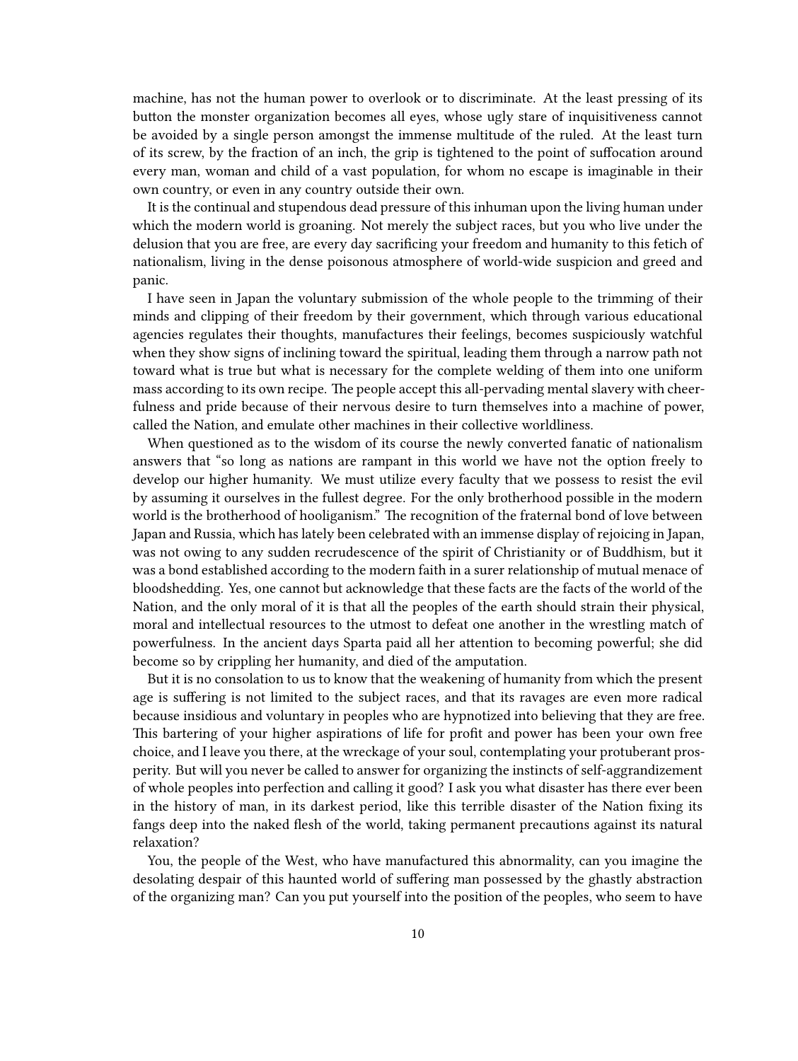machine, has not the human power to overlook or to discriminate. At the least pressing of its button the monster organization becomes all eyes, whose ugly stare of inquisitiveness cannot be avoided by a single person amongst the immense multitude of the ruled. At the least turn of its screw, by the fraction of an inch, the grip is tightened to the point of suffocation around every man, woman and child of a vast population, for whom no escape is imaginable in their own country, or even in any country outside their own.

It is the continual and stupendous dead pressure of this inhuman upon the living human under which the modern world is groaning. Not merely the subject races, but you who live under the delusion that you are free, are every day sacrificing your freedom and humanity to this fetich of nationalism, living in the dense poisonous atmosphere of world-wide suspicion and greed and panic.

I have seen in Japan the voluntary submission of the whole people to the trimming of their minds and clipping of their freedom by their government, which through various educational agencies regulates their thoughts, manufactures their feelings, becomes suspiciously watchful when they show signs of inclining toward the spiritual, leading them through a narrow path not toward what is true but what is necessary for the complete welding of them into one uniform mass according to its own recipe. The people accept this all-pervading mental slavery with cheerfulness and pride because of their nervous desire to turn themselves into a machine of power, called the Nation, and emulate other machines in their collective worldliness.

When questioned as to the wisdom of its course the newly converted fanatic of nationalism answers that "so long as nations are rampant in this world we have not the option freely to develop our higher humanity. We must utilize every faculty that we possess to resist the evil by assuming it ourselves in the fullest degree. For the only brotherhood possible in the modern world is the brotherhood of hooliganism." The recognition of the fraternal bond of love between Japan and Russia, which has lately been celebrated with an immense display of rejoicing in Japan, was not owing to any sudden recrudescence of the spirit of Christianity or of Buddhism, but it was a bond established according to the modern faith in a surer relationship of mutual menace of bloodshedding. Yes, one cannot but acknowledge that these facts are the facts of the world of the Nation, and the only moral of it is that all the peoples of the earth should strain their physical, moral and intellectual resources to the utmost to defeat one another in the wrestling match of powerfulness. In the ancient days Sparta paid all her attention to becoming powerful; she did become so by crippling her humanity, and died of the amputation.

But it is no consolation to us to know that the weakening of humanity from which the present age is suffering is not limited to the subject races, and that its ravages are even more radical because insidious and voluntary in peoples who are hypnotized into believing that they are free. This bartering of your higher aspirations of life for profit and power has been your own free choice, and I leave you there, at the wreckage of your soul, contemplating your protuberant prosperity. But will you never be called to answer for organizing the instincts of self-aggrandizement of whole peoples into perfection and calling it good? I ask you what disaster has there ever been in the history of man, in its darkest period, like this terrible disaster of the Nation fixing its fangs deep into the naked flesh of the world, taking permanent precautions against its natural relaxation?

You, the people of the West, who have manufactured this abnormality, can you imagine the desolating despair of this haunted world of suffering man possessed by the ghastly abstraction of the organizing man? Can you put yourself into the position of the peoples, who seem to have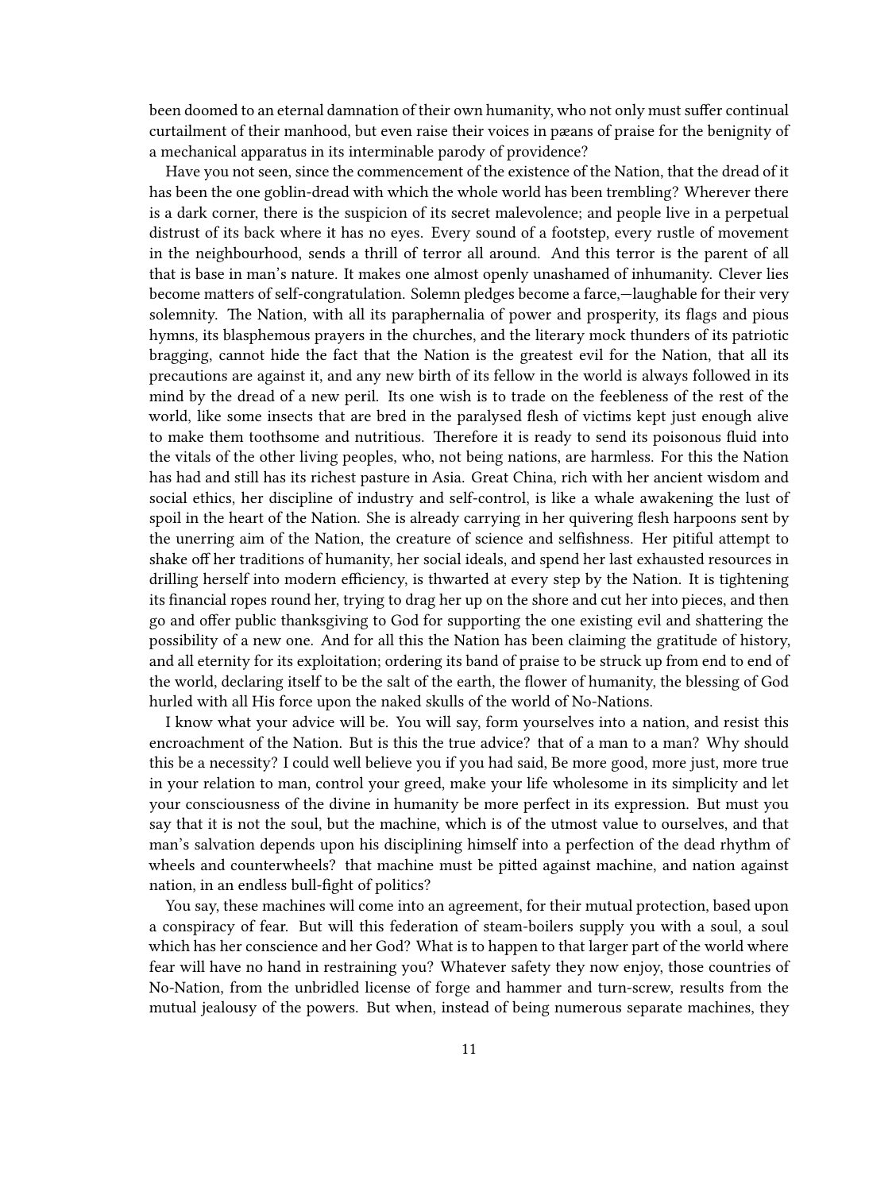been doomed to an eternal damnation of their own humanity, who not only must suffer continual curtailment of their manhood, but even raise their voices in pæans of praise for the benignity of a mechanical apparatus in its interminable parody of providence?

Have you not seen, since the commencement of the existence of the Nation, that the dread of it has been the one goblin-dread with which the whole world has been trembling? Wherever there is a dark corner, there is the suspicion of its secret malevolence; and people live in a perpetual distrust of its back where it has no eyes. Every sound of a footstep, every rustle of movement in the neighbourhood, sends a thrill of terror all around. And this terror is the parent of all that is base in man's nature. It makes one almost openly unashamed of inhumanity. Clever lies become matters of self-congratulation. Solemn pledges become a farce,—laughable for their very solemnity. The Nation, with all its paraphernalia of power and prosperity, its flags and pious hymns, its blasphemous prayers in the churches, and the literary mock thunders of its patriotic bragging, cannot hide the fact that the Nation is the greatest evil for the Nation, that all its precautions are against it, and any new birth of its fellow in the world is always followed in its mind by the dread of a new peril. Its one wish is to trade on the feebleness of the rest of the world, like some insects that are bred in the paralysed flesh of victims kept just enough alive to make them toothsome and nutritious. Therefore it is ready to send its poisonous fluid into the vitals of the other living peoples, who, not being nations, are harmless. For this the Nation has had and still has its richest pasture in Asia. Great China, rich with her ancient wisdom and social ethics, her discipline of industry and self-control, is like a whale awakening the lust of spoil in the heart of the Nation. She is already carrying in her quivering flesh harpoons sent by the unerring aim of the Nation, the creature of science and selfishness. Her pitiful attempt to shake off her traditions of humanity, her social ideals, and spend her last exhausted resources in drilling herself into modern efficiency, is thwarted at every step by the Nation. It is tightening its financial ropes round her, trying to drag her up on the shore and cut her into pieces, and then go and offer public thanksgiving to God for supporting the one existing evil and shattering the possibility of a new one. And for all this the Nation has been claiming the gratitude of history, and all eternity for its exploitation; ordering its band of praise to be struck up from end to end of the world, declaring itself to be the salt of the earth, the flower of humanity, the blessing of God hurled with all His force upon the naked skulls of the world of No-Nations.

I know what your advice will be. You will say, form yourselves into a nation, and resist this encroachment of the Nation. But is this the true advice? that of a man to a man? Why should this be a necessity? I could well believe you if you had said, Be more good, more just, more true in your relation to man, control your greed, make your life wholesome in its simplicity and let your consciousness of the divine in humanity be more perfect in its expression. But must you say that it is not the soul, but the machine, which is of the utmost value to ourselves, and that man's salvation depends upon his disciplining himself into a perfection of the dead rhythm of wheels and counterwheels? that machine must be pitted against machine, and nation against nation, in an endless bull-fight of politics?

You say, these machines will come into an agreement, for their mutual protection, based upon a conspiracy of fear. But will this federation of steam-boilers supply you with a soul, a soul which has her conscience and her God? What is to happen to that larger part of the world where fear will have no hand in restraining you? Whatever safety they now enjoy, those countries of No-Nation, from the unbridled license of forge and hammer and turn-screw, results from the mutual jealousy of the powers. But when, instead of being numerous separate machines, they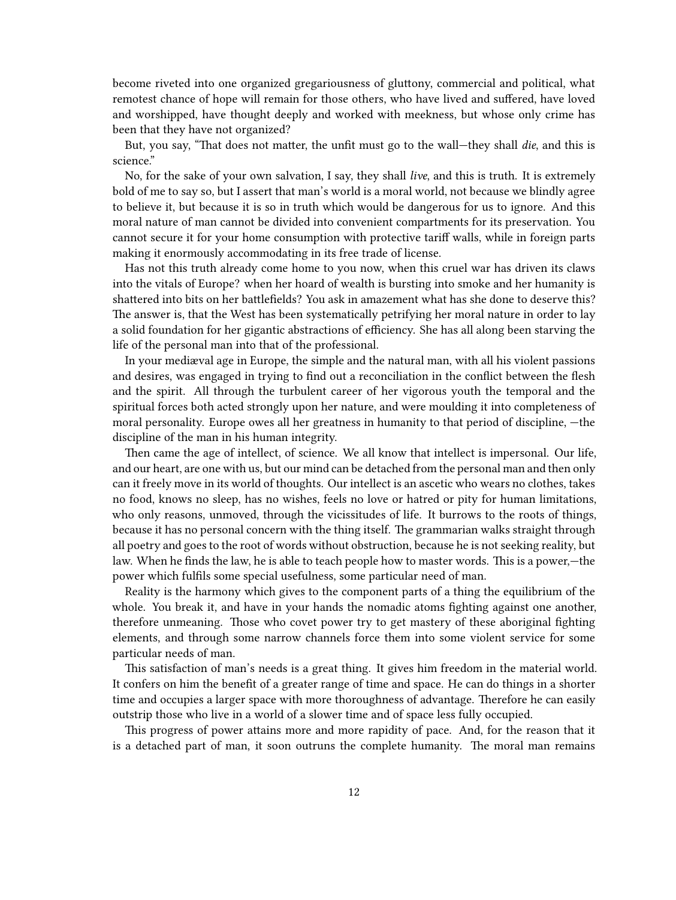become riveted into one organized gregariousness of gluttony, commercial and political, what remotest chance of hope will remain for those others, who have lived and suffered, have loved and worshipped, have thought deeply and worked with meekness, but whose only crime has been that they have not organized?

But, you say, "That does not matter, the unfit must go to the wall—they shall *die*, and this is science."

No, for the sake of your own salvation, I say, they shall *live*, and this is truth. It is extremely bold of me to say so, but I assert that man's world is a moral world, not because we blindly agree to believe it, but because it is so in truth which would be dangerous for us to ignore. And this moral nature of man cannot be divided into convenient compartments for its preservation. You cannot secure it for your home consumption with protective tariff walls, while in foreign parts making it enormously accommodating in its free trade of license.

Has not this truth already come home to you now, when this cruel war has driven its claws into the vitals of Europe? when her hoard of wealth is bursting into smoke and her humanity is shattered into bits on her battlefields? You ask in amazement what has she done to deserve this? The answer is, that the West has been systematically petrifying her moral nature in order to lay a solid foundation for her gigantic abstractions of efficiency. She has all along been starving the life of the personal man into that of the professional.

In your mediæval age in Europe, the simple and the natural man, with all his violent passions and desires, was engaged in trying to find out a reconciliation in the conflict between the flesh and the spirit. All through the turbulent career of her vigorous youth the temporal and the spiritual forces both acted strongly upon her nature, and were moulding it into completeness of moral personality. Europe owes all her greatness in humanity to that period of discipline, —the discipline of the man in his human integrity.

Then came the age of intellect, of science. We all know that intellect is impersonal. Our life, and our heart, are one with us, but our mind can be detached from the personal man and then only can it freely move in its world of thoughts. Our intellect is an ascetic who wears no clothes, takes no food, knows no sleep, has no wishes, feels no love or hatred or pity for human limitations, who only reasons, unmoved, through the vicissitudes of life. It burrows to the roots of things, because it has no personal concern with the thing itself. The grammarian walks straight through all poetry and goes to the root of words without obstruction, because he is not seeking reality, but law. When he finds the law, he is able to teach people how to master words. This is a power,—the power which fulfils some special usefulness, some particular need of man.

Reality is the harmony which gives to the component parts of a thing the equilibrium of the whole. You break it, and have in your hands the nomadic atoms fighting against one another, therefore unmeaning. Those who covet power try to get mastery of these aboriginal fighting elements, and through some narrow channels force them into some violent service for some particular needs of man.

This satisfaction of man's needs is a great thing. It gives him freedom in the material world. It confers on him the benefit of a greater range of time and space. He can do things in a shorter time and occupies a larger space with more thoroughness of advantage. Therefore he can easily outstrip those who live in a world of a slower time and of space less fully occupied.

This progress of power attains more and more rapidity of pace. And, for the reason that it is a detached part of man, it soon outruns the complete humanity. The moral man remains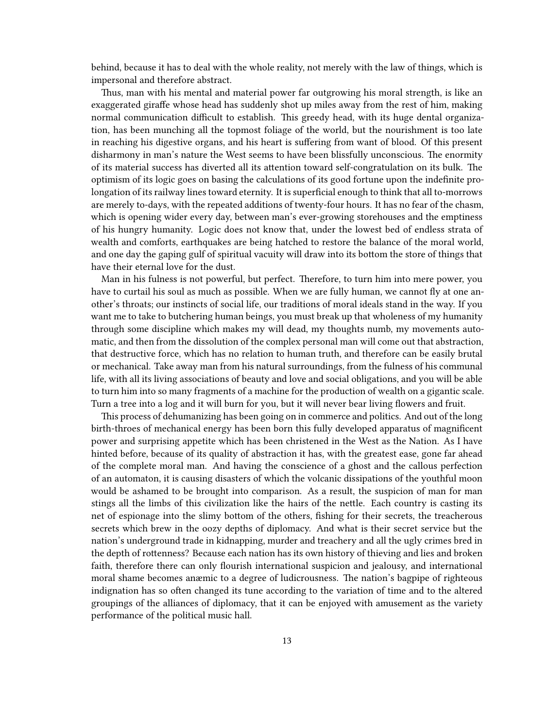behind, because it has to deal with the whole reality, not merely with the law of things, which is impersonal and therefore abstract.

Thus, man with his mental and material power far outgrowing his moral strength, is like an exaggerated giraffe whose head has suddenly shot up miles away from the rest of him, making normal communication difficult to establish. This greedy head, with its huge dental organization, has been munching all the topmost foliage of the world, but the nourishment is too late in reaching his digestive organs, and his heart is suffering from want of blood. Of this present disharmony in man's nature the West seems to have been blissfully unconscious. The enormity of its material success has diverted all its attention toward self-congratulation on its bulk. The optimism of its logic goes on basing the calculations of its good fortune upon the indefinite prolongation of its railway lines toward eternity. It is superficial enough to think that all to-morrows are merely to-days, with the repeated additions of twenty-four hours. It has no fear of the chasm, which is opening wider every day, between man's ever-growing storehouses and the emptiness of his hungry humanity. Logic does not know that, under the lowest bed of endless strata of wealth and comforts, earthquakes are being hatched to restore the balance of the moral world, and one day the gaping gulf of spiritual vacuity will draw into its bottom the store of things that have their eternal love for the dust.

Man in his fulness is not powerful, but perfect. Therefore, to turn him into mere power, you have to curtail his soul as much as possible. When we are fully human, we cannot fly at one another's throats; our instincts of social life, our traditions of moral ideals stand in the way. If you want me to take to butchering human beings, you must break up that wholeness of my humanity through some discipline which makes my will dead, my thoughts numb, my movements automatic, and then from the dissolution of the complex personal man will come out that abstraction, that destructive force, which has no relation to human truth, and therefore can be easily brutal or mechanical. Take away man from his natural surroundings, from the fulness of his communal life, with all its living associations of beauty and love and social obligations, and you will be able to turn him into so many fragments of a machine for the production of wealth on a gigantic scale. Turn a tree into a log and it will burn for you, but it will never bear living flowers and fruit.

This process of dehumanizing has been going on in commerce and politics. And out of the long birth-throes of mechanical energy has been born this fully developed apparatus of magnificent power and surprising appetite which has been christened in the West as the Nation. As I have hinted before, because of its quality of abstraction it has, with the greatest ease, gone far ahead of the complete moral man. And having the conscience of a ghost and the callous perfection of an automaton, it is causing disasters of which the volcanic dissipations of the youthful moon would be ashamed to be brought into comparison. As a result, the suspicion of man for man stings all the limbs of this civilization like the hairs of the nettle. Each country is casting its net of espionage into the slimy bottom of the others, fishing for their secrets, the treacherous secrets which brew in the oozy depths of diplomacy. And what is their secret service but the nation's underground trade in kidnapping, murder and treachery and all the ugly crimes bred in the depth of rottenness? Because each nation has its own history of thieving and lies and broken faith, therefore there can only flourish international suspicion and jealousy, and international moral shame becomes anæmic to a degree of ludicrousness. The nation's bagpipe of righteous indignation has so often changed its tune according to the variation of time and to the altered groupings of the alliances of diplomacy, that it can be enjoyed with amusement as the variety performance of the political music hall.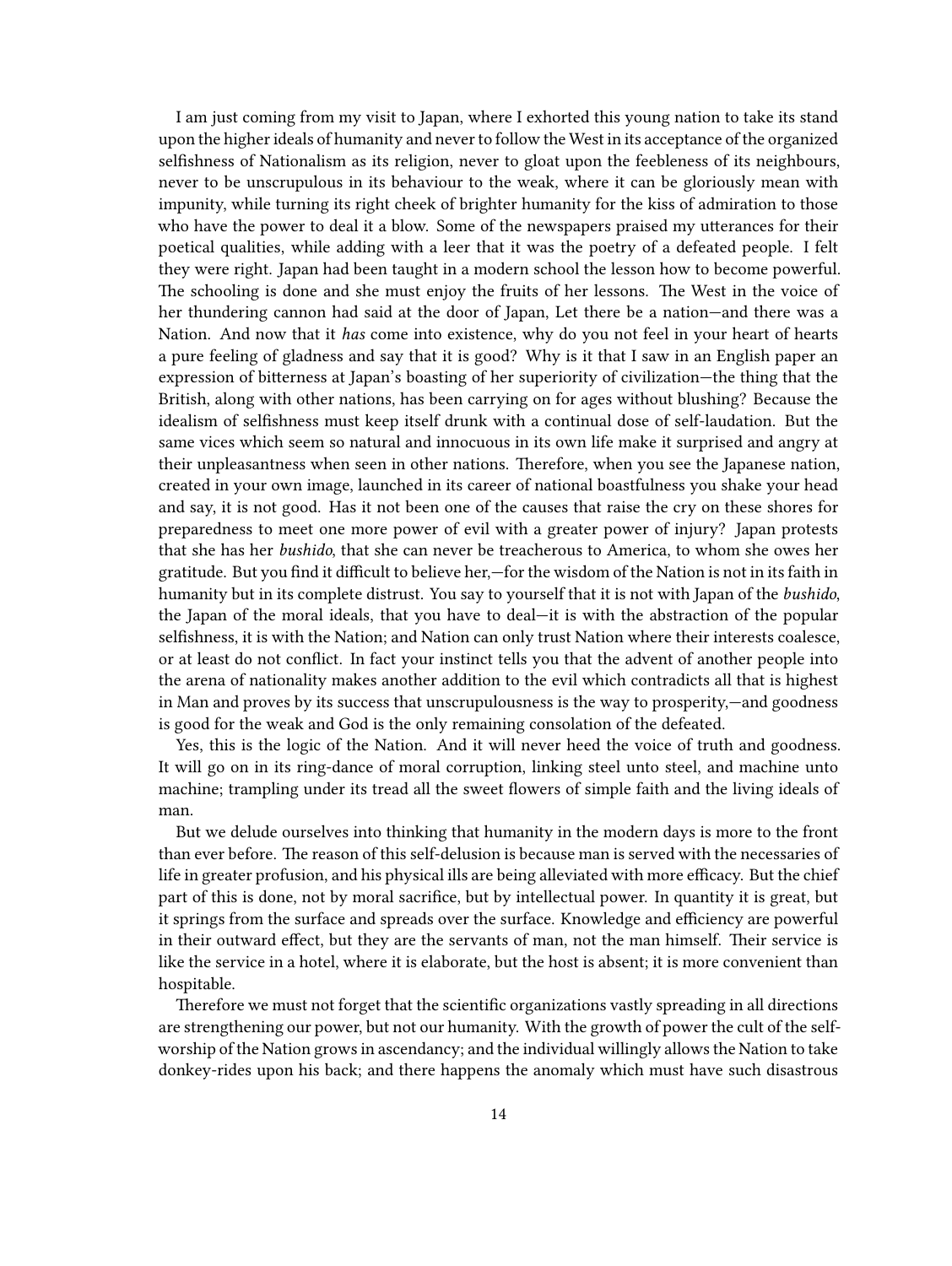I am just coming from my visit to Japan, where I exhorted this young nation to take its stand upon the higher ideals of humanity and never to follow the West in its acceptance of the organized selfishness of Nationalism as its religion, never to gloat upon the feebleness of its neighbours, never to be unscrupulous in its behaviour to the weak, where it can be gloriously mean with impunity, while turning its right cheek of brighter humanity for the kiss of admiration to those who have the power to deal it a blow. Some of the newspapers praised my utterances for their poetical qualities, while adding with a leer that it was the poetry of a defeated people. I felt they were right. Japan had been taught in a modern school the lesson how to become powerful. The schooling is done and she must enjoy the fruits of her lessons. The West in the voice of her thundering cannon had said at the door of Japan, Let there be a nation—and there was a Nation. And now that it *has* come into existence, why do you not feel in your heart of hearts a pure feeling of gladness and say that it is good? Why is it that I saw in an English paper an expression of bitterness at Japan's boasting of her superiority of civilization—the thing that the British, along with other nations, has been carrying on for ages without blushing? Because the idealism of selfishness must keep itself drunk with a continual dose of self-laudation. But the same vices which seem so natural and innocuous in its own life make it surprised and angry at their unpleasantness when seen in other nations. Therefore, when you see the Japanese nation, created in your own image, launched in its career of national boastfulness you shake your head and say, it is not good. Has it not been one of the causes that raise the cry on these shores for preparedness to meet one more power of evil with a greater power of injury? Japan protests that she has her *bushido*, that she can never be treacherous to America, to whom she owes her gratitude. But you find it difficult to believe her,—for the wisdom of the Nation is not in its faith in humanity but in its complete distrust. You say to yourself that it is not with Japan of the *bushido*, the Japan of the moral ideals, that you have to deal—it is with the abstraction of the popular selfishness, it is with the Nation; and Nation can only trust Nation where their interests coalesce, or at least do not conflict. In fact your instinct tells you that the advent of another people into the arena of nationality makes another addition to the evil which contradicts all that is highest in Man and proves by its success that unscrupulousness is the way to prosperity,—and goodness is good for the weak and God is the only remaining consolation of the defeated.

Yes, this is the logic of the Nation. And it will never heed the voice of truth and goodness. It will go on in its ring-dance of moral corruption, linking steel unto steel, and machine unto machine; trampling under its tread all the sweet flowers of simple faith and the living ideals of man.

But we delude ourselves into thinking that humanity in the modern days is more to the front than ever before. The reason of this self-delusion is because man is served with the necessaries of life in greater profusion, and his physical ills are being alleviated with more efficacy. But the chief part of this is done, not by moral sacrifice, but by intellectual power. In quantity it is great, but it springs from the surface and spreads over the surface. Knowledge and efficiency are powerful in their outward effect, but they are the servants of man, not the man himself. Their service is like the service in a hotel, where it is elaborate, but the host is absent; it is more convenient than hospitable.

Therefore we must not forget that the scientific organizations vastly spreading in all directions are strengthening our power, but not our humanity. With the growth of power the cult of the self-worship of the Nation grows in ascendancy; and the individual willingly allows the Nation to take donkey-rides upon his back; and there happens the anomaly which must have such disastrous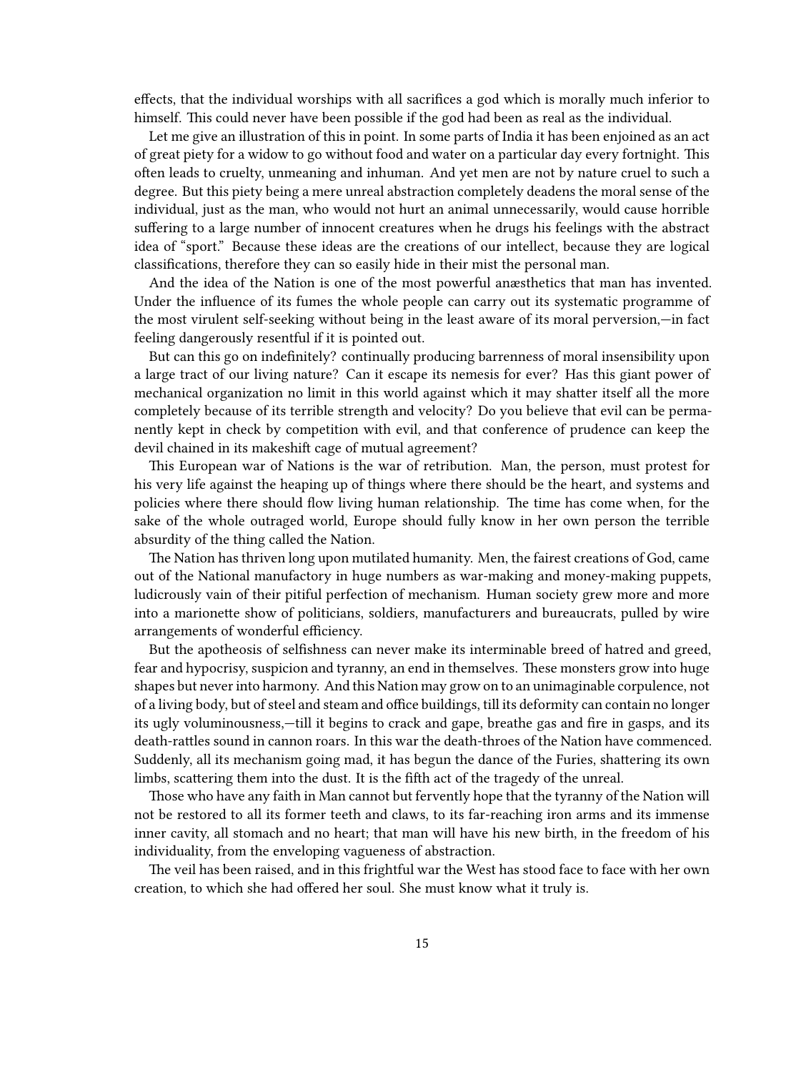effects, that the individual worships with all sacrifices a god which is morally much inferior to himself. This could never have been possible if the god had been as real as the individual.

Let me give an illustration of this in point. In some parts of India it has been enjoined as an act of great piety for a widow to go without food and water on a particular day every fortnight. This often leads to cruelty, unmeaning and inhuman. And yet men are not by nature cruel to such a degree. But this piety being a mere unreal abstraction completely deadens the moral sense of the individual, just as the man, who would not hurt an animal unnecessarily, would cause horrible suffering to a large number of innocent creatures when he drugs his feelings with the abstract idea of "sport." Because these ideas are the creations of our intellect, because they are logical classifications, therefore they can so easily hide in their mist the personal man.

And the idea of the Nation is one of the most powerful anæsthetics that man has invented. Under the influence of its fumes the whole people can carry out its systematic programme of the most virulent self-seeking without being in the least aware of its moral perversion,—in fact feeling dangerously resentful if it is pointed out.

But can this go on indefinitely? continually producing barrenness of moral insensibility upon a large tract of our living nature? Can it escape its nemesis for ever? Has this giant power of mechanical organization no limit in this world against which it may shatter itself all the more completely because of its terrible strength and velocity? Do you believe that evil can be permanently kept in check by competition with evil, and that conference of prudence can keep the devil chained in its makeshift cage of mutual agreement?

This European war of Nations is the war of retribution. Man, the person, must protest for his very life against the heaping up of things where there should be the heart, and systems and policies where there should flow living human relationship. The time has come when, for the sake of the whole outraged world, Europe should fully know in her own person the terrible absurdity of the thing called the Nation.

The Nation has thriven long upon mutilated humanity. Men, the fairest creations of God, came out of the National manufactory in huge numbers as war-making and money-making puppets, ludicrously vain of their pitiful perfection of mechanism. Human society grew more and more into a marionette show of politicians, soldiers, manufacturers and bureaucrats, pulled by wire arrangements of wonderful efficiency.

But the apotheosis of selfishness can never make its interminable breed of hatred and greed, fear and hypocrisy, suspicion and tyranny, an end in themselves. These monsters grow into huge shapes but never into harmony. And this Nation may grow on to an unimaginable corpulence, not of a living body, but of steel and steam and office buildings, till its deformity can contain no longer its ugly voluminousness,—till it begins to crack and gape, breathe gas and fire in gasps, and its death-rattles sound in cannon roars. In this war the death-throes of the Nation have commenced. Suddenly, all its mechanism going mad, it has begun the dance of the Furies, shattering its own limbs, scattering them into the dust. It is the fifth act of the tragedy of the unreal.

Those who have any faith in Man cannot but fervently hope that the tyranny of the Nation will not be restored to all its former teeth and claws, to its far-reaching iron arms and its immense inner cavity, all stomach and no heart; that man will have his new birth, in the freedom of his individuality, from the enveloping vagueness of abstraction.

The veil has been raised, and in this frightful war the West has stood face to face with her own creation, to which she had offered her soul. She must know what it truly is.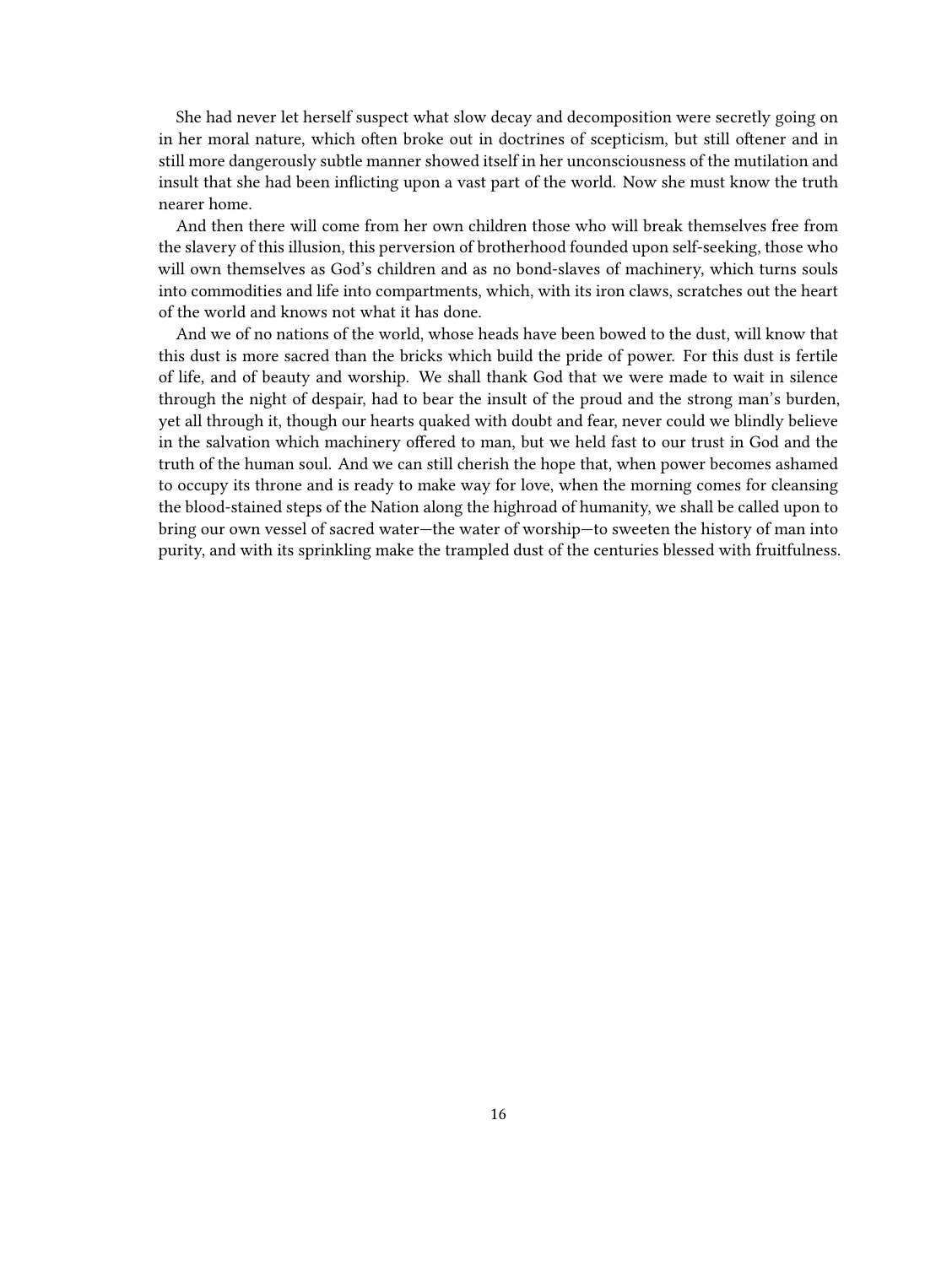She had never let herself suspect what slow decay and decomposition were secretly going on in her moral nature, which often broke out in doctrines of scepticism, but still oftener and in still more dangerously subtle manner showed itself in her unconsciousness of the mutilation and insult that she had been inflicting upon a vast part of the world. Now she must know the truth nearer home.

And then there will come from her own children those who will break themselves free from the slavery of this illusion, this perversion of brotherhood founded upon self-seeking, those who will own themselves as God's children and as no bond-slaves of machinery, which turns souls into commodities and life into compartments, which, with its iron claws, scratches out the heart of the world and knows not what it has done.

And we of no nations of the world, whose heads have been bowed to the dust, will know that this dust is more sacred than the bricks which build the pride of power. For this dust is fertile of life, and of beauty and worship. We shall thank God that we were made to wait in silence through the night of despair, had to bear the insult of the proud and the strong man's burden, yet all through it, though our hearts quaked with doubt and fear, never could we blindly believe in the salvation which machinery offered to man, but we held fast to our trust in God and the truth of the human soul. And we can still cherish the hope that, when power becomes ashamed to occupy its throne and is ready to make way for love, when the morning comes for cleansing the blood-stained steps of the Nation along the highroad of humanity, we shall be called upon to bring our own vessel of sacred water—the water of worship—to sweeten the history of man into purity, and with its sprinkling make the trampled dust of the centuries blessed with fruitfulness.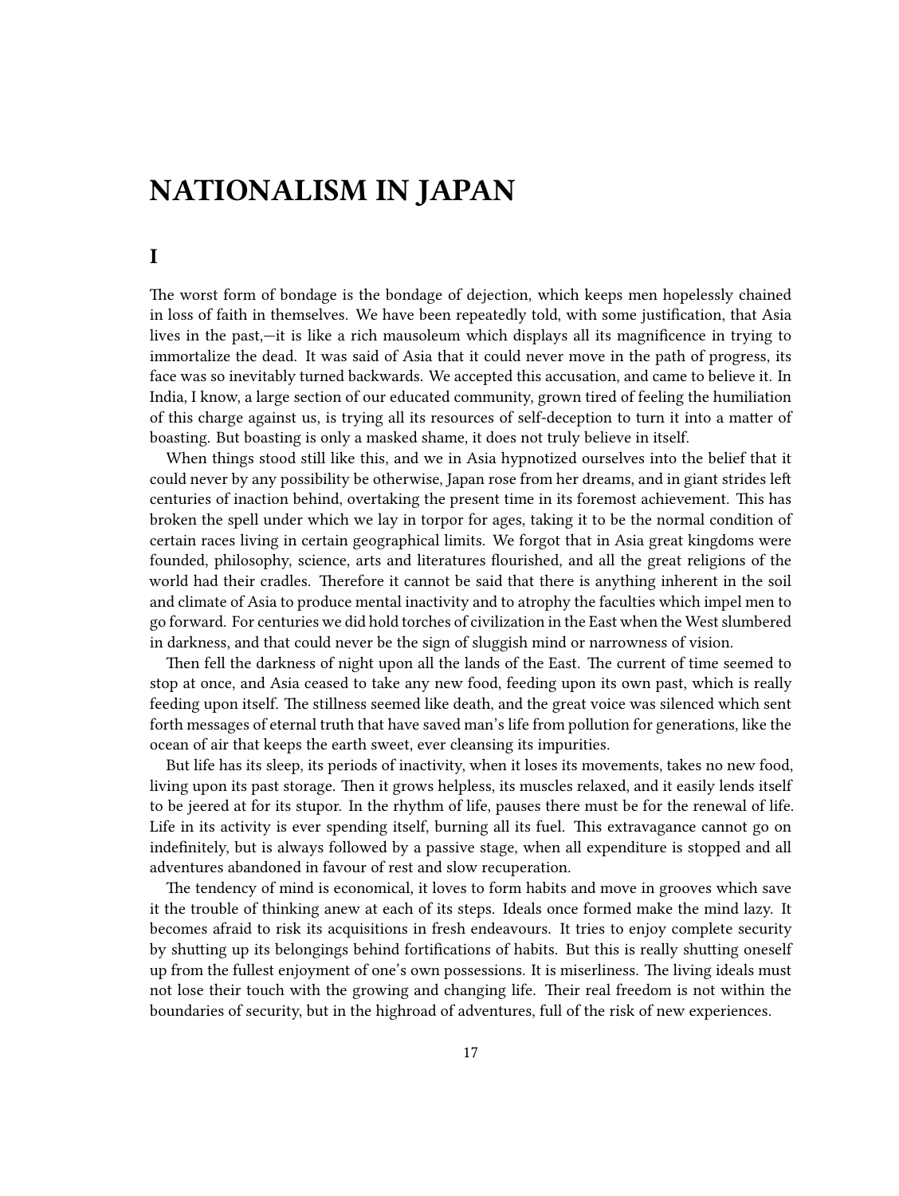# NATIONALISM IN JAPAN

## I

The worst form of bondage is the bondage of dejection, which keeps men hopelessly chained in loss of faith in themselves. We have been repeatedly told, with some justification, that Asia lives in the past,—it is like a rich mausoleum which displays all its magnificence in trying to immortalize the dead. It was said of Asia that it could never move in the path of progress, its face was so inevitably turned backwards. We accepted this accusation, and came to believe it. In India, I know, a large section of our educated community, grown tired of feeling the humiliation of this charge against us, is trying all its resources of self-deception to turn it into a matter of boasting. But boasting is only a masked shame, it does not truly believe in itself.

When things stood still like this, and we in Asia hypnotized ourselves into the belief that it could never by any possibility be otherwise, Japan rose from her dreams, and in giant strides left centuries of inaction behind, overtaking the present time in its foremost achievement. This has broken the spell under which we lay in torpor for ages, taking it to be the normal condition of certain races living in certain geographical limits. We forgot that in Asia great kingdoms were founded, philosophy, science, arts and literatures flourished, and all the great religions of the world had their cradles. Therefore it cannot be said that there is anything inherent in the soil and climate of Asia to produce mental inactivity and to atrophy the faculties which impel men to go forward. For centuries we did hold torches of civilization in the East when the West slumbered in darkness, and that could never be the sign of sluggish mind or narrowness of vision.

Then fell the darkness of night upon all the lands of the East. The current of time seemed to stop at once, and Asia ceased to take any new food, feeding upon its own past, which is really feeding upon itself. The stillness seemed like death, and the great voice was silenced which sent forth messages of eternal truth that have saved man's life from pollution for generations, like the ocean of air that keeps the earth sweet, ever cleansing its impurities.

But life has its sleep, its periods of inactivity, when it loses its movements, takes no new food, living upon its past storage. Then it grows helpless, its muscles relaxed, and it easily lends itself to be jeered at for its stupor. In the rhythm of life, pauses there must be for the renewal of life. Life in its activity is ever spending itself, burning all its fuel. This extravagance cannot go on indefinitely, but is always followed by a passive stage, when all expenditure is stopped and all adventures abandoned in favour of rest and slow recuperation.

The tendency of mind is economical, it loves to form habits and move in grooves which save it the trouble of thinking anew at each of its steps. Ideals once formed make the mind lazy. It becomes afraid to risk its acquisitions in fresh endeavours. It tries to enjoy complete security by shutting up its belongings behind fortifications of habits. But this is really shutting oneself up from the fullest enjoyment of one's own possessions. It is miserliness. The living ideals must not lose their touch with the growing and changing life. Their real freedom is not within the boundaries of security, but in the highroad of adventures, full of the risk of new experiences.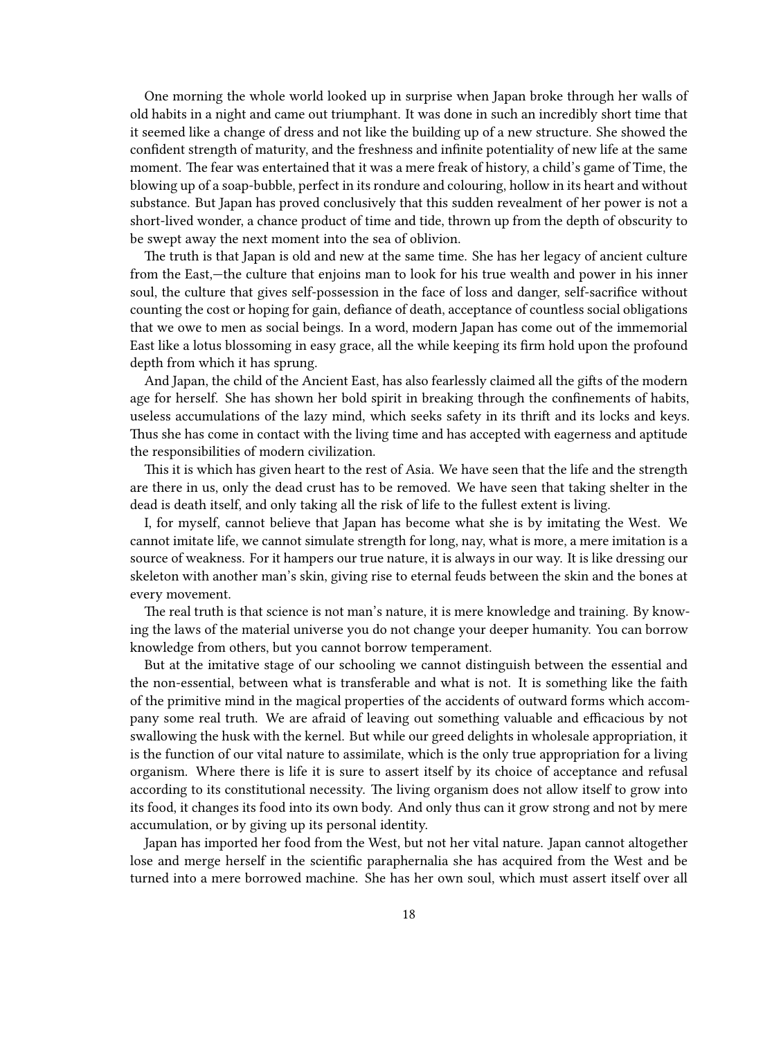One morning the whole world looked up in surprise when Japan broke through her walls of old habits in a night and came out triumphant. It was done in such an incredibly short time that it seemed like a change of dress and not like the building up of a new structure. She showed the confident strength of maturity, and the freshness and infinite potentiality of new life at the same moment. The fear was entertained that it was a mere freak of history, a child's game of Time, the blowing up of a soap-bubble, perfect in its rondure and colouring, hollow in its heart and without substance. But Japan has proved conclusively that this sudden revealment of her power is not a short-lived wonder, a chance product of time and tide, thrown up from the depth of obscurity to be swept away the next moment into the sea of oblivion.

The truth is that Japan is old and new at the same time. She has her legacy of ancient culture from the East,—the culture that enjoins man to look for his true wealth and power in his inner soul, the culture that gives self-possession in the face of loss and danger, self-sacrifice without counting the cost or hoping for gain, defiance of death, acceptance of countless social obligations that we owe to men as social beings. In a word, modern Japan has come out of the immemorial East like a lotus blossoming in easy grace, all the while keeping its firm hold upon the profound depth from which it has sprung.

And Japan, the child of the Ancient East, has also fearlessly claimed all the gifts of the modern age for herself. She has shown her bold spirit in breaking through the confinements of habits, useless accumulations of the lazy mind, which seeks safety in its thrift and its locks and keys. Thus she has come in contact with the living time and has accepted with eagerness and aptitude the responsibilities of modern civilization.

This it is which has given heart to the rest of Asia. We have seen that the life and the strength are there in us, only the dead crust has to be removed. We have seen that taking shelter in the dead is death itself, and only taking all the risk of life to the fullest extent is living.

I, for myself, cannot believe that Japan has become what she is by imitating the West. We cannot imitate life, we cannot simulate strength for long, nay, what is more, a mere imitation is a source of weakness. For it hampers our true nature, it is always in our way. It is like dressing our skeleton with another man's skin, giving rise to eternal feuds between the skin and the bones at every movement.

The real truth is that science is not man's nature, it is mere knowledge and training. By knowing the laws of the material universe you do not change your deeper humanity. You can borrow knowledge from others, but you cannot borrow temperament.

But at the imitative stage of our schooling we cannot distinguish between the essential and the non-essential, between what is transferable and what is not. It is something like the faith of the primitive mind in the magical properties of the accidents of outward forms which accompany some real truth. We are afraid of leaving out something valuable and efficacious by not swallowing the husk with the kernel. But while our greed delights in wholesale appropriation, it is the function of our vital nature to assimilate, which is the only true appropriation for a living organism. Where there is life it is sure to assert itself by its choice of acceptance and refusal according to its constitutional necessity. The living organism does not allow itself to grow into its food, it changes its food into its own body. And only thus can it grow strong and not by mere accumulation, or by giving up its personal identity.

Japan has imported her food from the West, but not her vital nature. Japan cannot altogether lose and merge herself in the scientific paraphernalia she has acquired from the West and be turned into a mere borrowed machine. She has her own soul, which must assert itself over all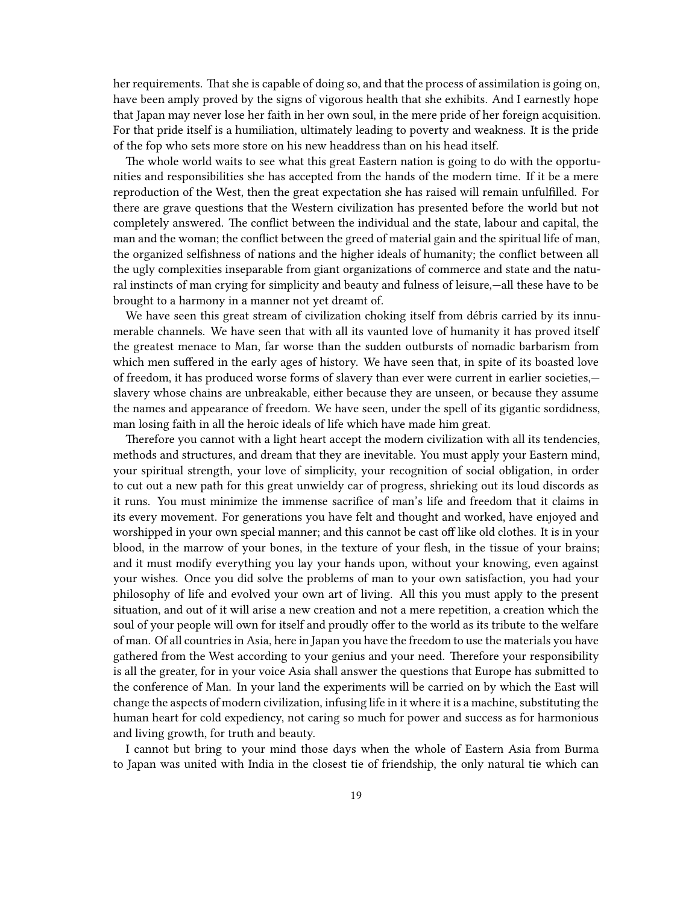her requirements. That she is capable of doing so, and that the process of assimilation is going on, have been amply proved by the signs of vigorous health that she exhibits. And I earnestly hope that Japan may never lose her faith in her own soul, in the mere pride of her foreign acquisition. For that pride itself is a humiliation, ultimately leading to poverty and weakness. It is the pride of the fop who sets more store on his new headdress than on his head itself.

The whole world waits to see what this great Eastern nation is going to do with the opportunities and responsibilities she has accepted from the hands of the modern time. If it be a mere reproduction of the West, then the great expectation she has raised will remain unfulfilled. For there are grave questions that the Western civilization has presented before the world but not completely answered. The conflict between the individual and the state, labour and capital, the man and the woman; the conflict between the greed of material gain and the spiritual life of man, the organized selfishness of nations and the higher ideals of humanity; the conflict between all the ugly complexities inseparable from giant organizations of commerce and state and the natural instincts of man crying for simplicity and beauty and fulness of leisure,—all these have to be brought to a harmony in a manner not yet dreamt of.

We have seen this great stream of civilization choking itself from débris carried by its innumerable channels. We have seen that with all its vaunted love of humanity it has proved itself the greatest menace to Man, far worse than the sudden outbursts of nomadic barbarism from which men suffered in the early ages of history. We have seen that, in spite of its boasted love of freedom, it has produced worse forms of slavery than ever were current in earlier societies,—slavery whose chains are unbreakable, either because they are unseen, or because they assume the names and appearance of freedom. We have seen, under the spell of its gigantic sordidness, man losing faith in all the heroic ideals of life which have made him great.

Therefore you cannot with a light heart accept the modern civilization with all its tendencies, methods and structures, and dream that they are inevitable. You must apply your Eastern mind, your spiritual strength, your love of simplicity, your recognition of social obligation, in order to cut out a new path for this great unwieldy car of progress, shrieking out its loud discords as it runs. You must minimize the immense sacrifice of man's life and freedom that it claims in its every movement. For generations you have felt and thought and worked, have enjoyed and worshipped in your own special manner; and this cannot be cast off like old clothes. It is in your blood, in the marrow of your bones, in the texture of your flesh, in the tissue of your brains; and it must modify everything you lay your hands upon, without your knowing, even against your wishes. Once you did solve the problems of man to your own satisfaction, you had your philosophy of life and evolved your own art of living. All this you must apply to the present situation, and out of it will arise a new creation and not a mere repetition, a creation which the soul of your people will own for itself and proudly offer to the world as its tribute to the welfare of man. Of all countries in Asia, here in Japan you have the freedom to use the materials you have gathered from the West according to your genius and your need. Therefore your responsibility is all the greater, for in your voice Asia shall answer the questions that Europe has submitted to the conference of Man. In your land the experiments will be carried on by which the East will change the aspects of modern civilization, infusing life in it where it is a machine, substituting the human heart for cold expediency, not caring so much for power and success as for harmonious and living growth, for truth and beauty.

I cannot but bring to your mind those days when the whole of Eastern Asia from Burma to Japan was united with India in the closest tie of friendship, the only natural tie which can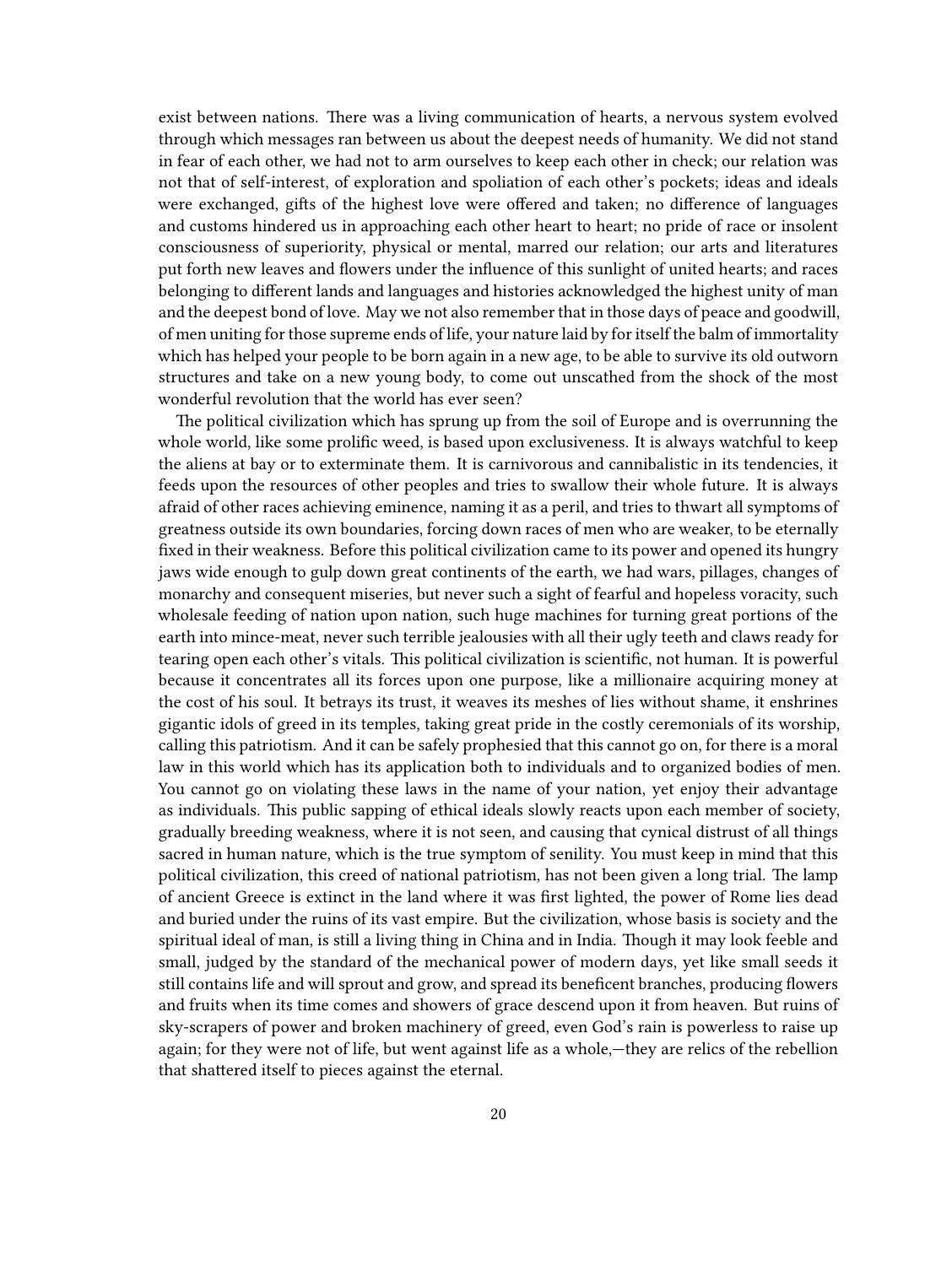exist between nations. There was a living communication of hearts, a nervous system evolved through which messages ran between us about the deepest needs of humanity. We did not stand in fear of each other, we had not to arm ourselves to keep each other in check; our relation was not that of self-interest, of exploration and spoliation of each other's pockets; ideas and ideals were exchanged, gifts of the highest love were offered and taken; no difference of languages and customs hindered us in approaching each other heart to heart; no pride of race or insolent consciousness of superiority, physical or mental, marred our relation; our arts and literatures put forth new leaves and flowers under the influence of this sunlight of united hearts; and races belonging to different lands and languages and histories acknowledged the highest unity of man and the deepest bond of love. May we not also remember that in those days of peace and goodwill, of men uniting for those supreme ends of life, your nature laid by for itself the balm of immortality which has helped your people to be born again in a new age, to be able to survive its old outworn structures and take on a new young body, to come out unscathed from the shock of the most wonderful revolution that the world has ever seen?

The political civilization which has sprung up from the soil of Europe and is overrunning the whole world, like some prolific weed, is based upon exclusiveness. It is always watchful to keep the aliens at bay or to exterminate them. It is carnivorous and cannibalistic in its tendencies, it feeds upon the resources of other peoples and tries to swallow their whole future. It is always afraid of other races achieving eminence, naming it as a peril, and tries to thwart all symptoms of greatness outside its own boundaries, forcing down races of men who are weaker, to be eternally fixed in their weakness. Before this political civilization came to its power and opened its hungry jaws wide enough to gulp down great continents of the earth, we had wars, pillages, changes of monarchy and consequent miseries, but never such a sight of fearful and hopeless voracity, such wholesale feeding of nation upon nation, such huge machines for turning great portions of the earth into mince-meat, never such terrible jealousies with all their ugly teeth and claws ready for tearing open each other's vitals. This political civilization is scientific, not human. It is powerful because it concentrates all its forces upon one purpose, like a millionaire acquiring money at the cost of his soul. It betrays its trust, it weaves its meshes of lies without shame, it enshrines gigantic idols of greed in its temples, taking great pride in the costly ceremonials of its worship, calling this patriotism. And it can be safely prophesied that this cannot go on, for there is a moral law in this world which has its application both to individuals and to organized bodies of men. You cannot go on violating these laws in the name of your nation, yet enjoy their advantage as individuals. This public sapping of ethical ideals slowly reacts upon each member of society, gradually breeding weakness, where it is not seen, and causing that cynical distrust of all things sacred in human nature, which is the true symptom of senility. You must keep in mind that this political civilization, this creed of national patriotism, has not been given a long trial. The lamp of ancient Greece is extinct in the land where it was first lighted, the power of Rome lies dead and buried under the ruins of its vast empire. But the civilization, whose basis is society and the spiritual ideal of man, is still a living thing in China and in India. Though it may look feeble and small, judged by the standard of the mechanical power of modern days, yet like small seeds it still contains life and will sprout and grow, and spread its beneficent branches, producing flowers and fruits when its time comes and showers of grace descend upon it from heaven. But ruins of sky-scrapers of power and broken machinery of greed, even God's rain is powerless to raise up again; for they were not of life, but went against life as a whole,—they are relics of the rebellion that shattered itself to pieces against the eternal.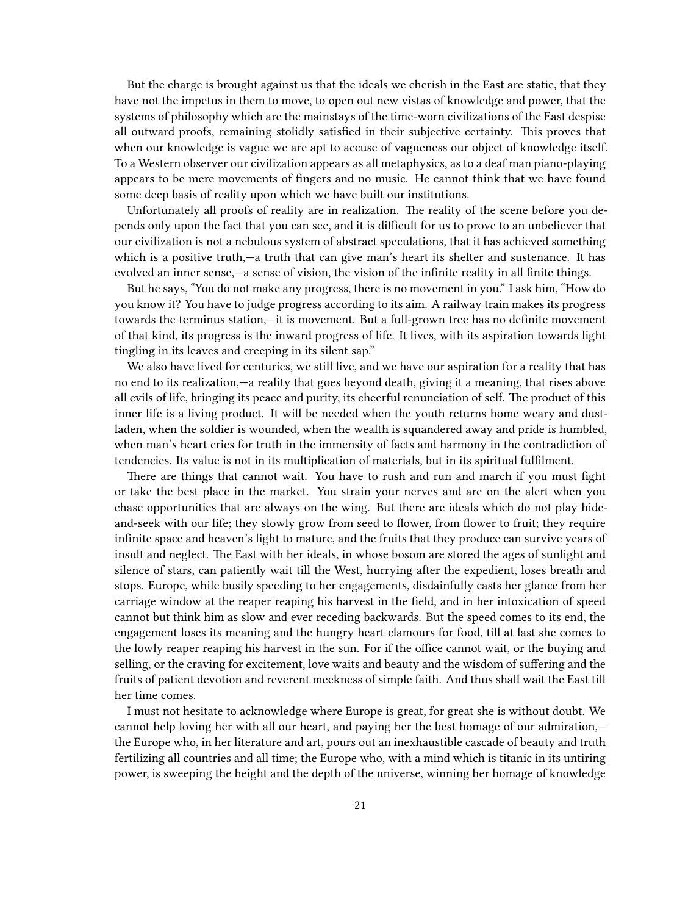But the charge is brought against us that the ideals we cherish in the East are static, that they have not the impetus in them to move, to open out new vistas of knowledge and power, that the systems of philosophy which are the mainstays of the time-worn civilizations of the East despise all outward proofs, remaining stolidly satisfied in their subjective certainty. This proves that when our knowledge is vague we are apt to accuse of vagueness our object of knowledge itself. To a Western observer our civilization appears as all metaphysics, as to a deaf man piano-playing appears to be mere movements of fingers and no music. He cannot think that we have found some deep basis of reality upon which we have built our institutions.

Unfortunately all proofs of reality are in realization. The reality of the scene before you depends only upon the fact that you can see, and it is difficult for us to prove to an unbeliever that our civilization is not a nebulous system of abstract speculations, that it has achieved something which is a positive truth,—a truth that can give man's heart its shelter and sustenance. It has evolved an inner sense,—a sense of vision, the vision of the infinite reality in all finite things.

But he says, "You do not make any progress, there is no movement in you." I ask him, "How do you know it? You have to judge progress according to its aim. A railway train makes its progress towards the terminus station,—it is movement. But a full-grown tree has no definite movement of that kind, its progress is the inward progress of life. It lives, with its aspiration towards light tingling in its leaves and creeping in its silent sap."

We also have lived for centuries, we still live, and we have our aspiration for a reality that has no end to its realization,—a reality that goes beyond death, giving it a meaning, that rises above all evils of life, bringing its peace and purity, its cheerful renunciation of self. The product of this inner life is a living product. It will be needed when the youth returns home weary and dust-laden, when the soldier is wounded, when the wealth is squandered away and pride is humbled, when man's heart cries for truth in the immensity of facts and harmony in the contradiction of tendencies. Its value is not in its multiplication of materials, but in its spiritual fulfilment.

There are things that cannot wait. You have to rush and run and march if you must fight or take the best place in the market. You strain your nerves and are on the alert when you chase opportunities that are always on the wing. But there are ideals which do not play hide-and-seek with our life; they slowly grow from seed to flower, from flower to fruit; they require infinite space and heaven's light to mature, and the fruits that they produce can survive years of insult and neglect. The East with her ideals, in whose bosom are stored the ages of sunlight and silence of stars, can patiently wait till the West, hurrying after the expedient, loses breath and stops. Europe, while busily speeding to her engagements, disdainfully casts her glance from her carriage window at the reaper reaping his harvest in the field, and in her intoxication of speed cannot but think him as slow and ever receding backwards. But the speed comes to its end, the engagement loses its meaning and the hungry heart clamours for food, till at last she comes to the lowly reaper reaping his harvest in the sun. For if the office cannot wait, or the buying and selling, or the craving for excitement, love waits and beauty and the wisdom of suffering and the fruits of patient devotion and reverent meekness of simple faith. And thus shall wait the East till her time comes.

I must not hesitate to acknowledge where Europe is great, for great she is without doubt. We cannot help loving her with all our heart, and paying her the best homage of our admiration,—the Europe who, in her literature and art, pours out an inexhaustible cascade of beauty and truth fertilizing all countries and all time; the Europe who, with a mind which is titanic in its untiring power, is sweeping the height and the depth of the universe, winning her homage of knowledge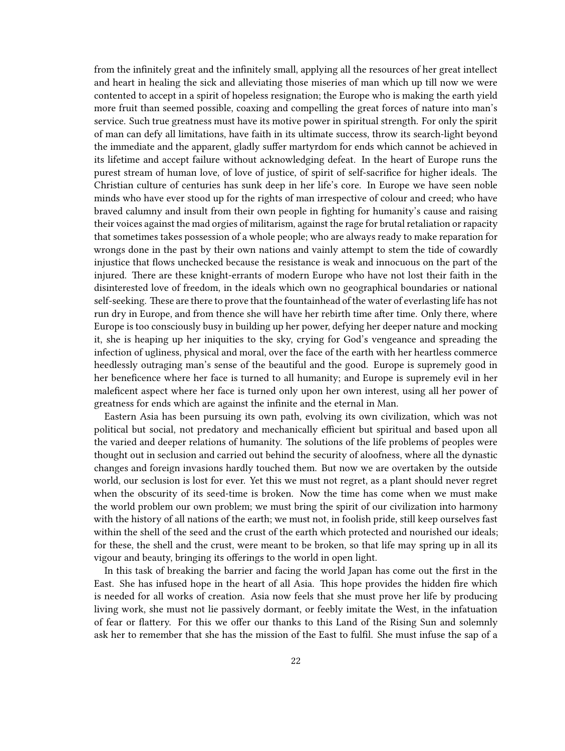from the infinitely great and the infinitely small, applying all the resources of her great intellect and heart in healing the sick and alleviating those miseries of man which up till now we were contented to accept in a spirit of hopeless resignation; the Europe who is making the earth yield more fruit than seemed possible, coaxing and compelling the great forces of nature into man's service. Such true greatness must have its motive power in spiritual strength. For only the spirit of man can defy all limitations, have faith in its ultimate success, throw its search-light beyond the immediate and the apparent, gladly suffer martyrdom for ends which cannot be achieved in its lifetime and accept failure without acknowledging defeat. In the heart of Europe runs the purest stream of human love, of love of justice, of spirit of self-sacrifice for higher ideals. The Christian culture of centuries has sunk deep in her life's core. In Europe we have seen noble minds who have ever stood up for the rights of man irrespective of colour and creed; who have braved calumny and insult from their own people in fighting for humanity's cause and raising their voices against the mad orgies of militarism, against the rage for brutal retaliation or rapacity that sometimes takes possession of a whole people; who are always ready to make reparation for wrongs done in the past by their own nations and vainly attempt to stem the tide of cowardly injustice that flows unchecked because the resistance is weak and innocuous on the part of the injured. There are these knight-errants of modern Europe who have not lost their faith in the disinterested love of freedom, in the ideals which own no geographical boundaries or national self-seeking. These are there to prove that the fountainhead of the water of everlasting life has not run dry in Europe, and from thence she will have her rebirth time after time. Only there, where Europe is too consciously busy in building up her power, defying her deeper nature and mocking it, she is heaping up her iniquities to the sky, crying for God's vengeance and spreading the infection of ugliness, physical and moral, over the face of the earth with her heartless commerce heedlessly outraging man's sense of the beautiful and the good. Europe is supremely good in her beneficence where her face is turned to all humanity; and Europe is supremely evil in her maleficent aspect where her face is turned only upon her own interest, using all her power of greatness for ends which are against the infinite and the eternal in Man.

Eastern Asia has been pursuing its own path, evolving its own civilization, which was not political but social, not predatory and mechanically efficient but spiritual and based upon all the varied and deeper relations of humanity. The solutions of the life problems of peoples were thought out in seclusion and carried out behind the security of aloofness, where all the dynastic changes and foreign invasions hardly touched them. But now we are overtaken by the outside world, our seclusion is lost for ever. Yet this we must not regret, as a plant should never regret when the obscurity of its seed-time is broken. Now the time has come when we must make the world problem our own problem; we must bring the spirit of our civilization into harmony with the history of all nations of the earth; we must not, in foolish pride, still keep ourselves fast within the shell of the seed and the crust of the earth which protected and nourished our ideals; for these, the shell and the crust, were meant to be broken, so that life may spring up in all its vigour and beauty, bringing its offerings to the world in open light.

In this task of breaking the barrier and facing the world Japan has come out the first in the East. She has infused hope in the heart of all Asia. This hope provides the hidden fire which is needed for all works of creation. Asia now feels that she must prove her life by producing living work, she must not lie passively dormant, or feebly imitate the West, in the infatuation of fear or flattery. For this we offer our thanks to this Land of the Rising Sun and solemnly ask her to remember that she has the mission of the East to fulfil. She must infuse the sap of a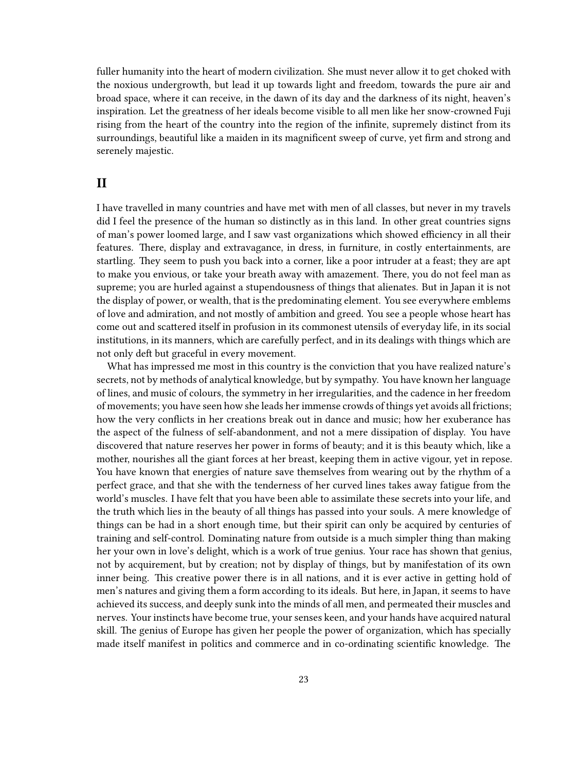fuller humanity into the heart of modern civilization. She must never allow it to get choked with the noxious undergrowth, but lead it up towards light and freedom, towards the pure air and broad space, where it can receive, in the dawn of its day and the darkness of its night, heaven's inspiration. Let the greatness of her ideals become visible to all men like her snow-crowned Fuji rising from the heart of the country into the region of the infinite, supremely distinct from its surroundings, beautiful like a maiden in its magnificent sweep of curve, yet firm and strong and serenely majestic.

## II

I have travelled in many countries and have met with men of all classes, but never in my travels did I feel the presence of the human so distinctly as in this land. In other great countries signs of man's power loomed large, and I saw vast organizations which showed efficiency in all their features. There, display and extravagance, in dress, in furniture, in costly entertainments, are startling. They seem to push you back into a corner, like a poor intruder at a feast; they are apt to make you envious, or take your breath away with amazement. There, you do not feel man as supreme; you are hurled against a stupendousness of things that alienates. But in Japan it is not the display of power, or wealth, that is the predominating element. You see everywhere emblems of love and admiration, and not mostly of ambition and greed. You see a people whose heart has come out and scattered itself in profusion in its commonest utensils of everyday life, in its social institutions, in its manners, which are carefully perfect, and in its dealings with things which are not only deft but graceful in every movement.

What has impressed me most in this country is the conviction that you have realized nature's secrets, not by methods of analytical knowledge, but by sympathy. You have known her language of lines, and music of colours, the symmetry in her irregularities, and the cadence in her freedom of movements; you have seen how she leads her immense crowds of things yet avoids all frictions; how the very conflicts in her creations break out in dance and music; how her exuberance has the aspect of the fulness of self-abandonment, and not a mere dissipation of display. You have discovered that nature reserves her power in forms of beauty; and it is this beauty which, like a mother, nourishes all the giant forces at her breast, keeping them in active vigour, yet in repose. You have known that energies of nature save themselves from wearing out by the rhythm of a perfect grace, and that she with the tenderness of her curved lines takes away fatigue from the world's muscles. I have felt that you have been able to assimilate these secrets into your life, and the truth which lies in the beauty of all things has passed into your souls. A mere knowledge of things can be had in a short enough time, but their spirit can only be acquired by centuries of training and self-control. Dominating nature from outside is a much simpler thing than making her your own in love's delight, which is a work of true genius. Your race has shown that genius, not by acquirement, but by creation; not by display of things, but by manifestation of its own inner being. This creative power there is in all nations, and it is ever active in getting hold of men's natures and giving them a form according to its ideals. But here, in Japan, it seems to have achieved its success, and deeply sunk into the minds of all men, and permeated their muscles and nerves. Your instincts have become true, your senses keen, and your hands have acquired natural skill. The genius of Europe has given her people the power of organization, which has specially made itself manifest in politics and commerce and in co-ordinating scientific knowledge. The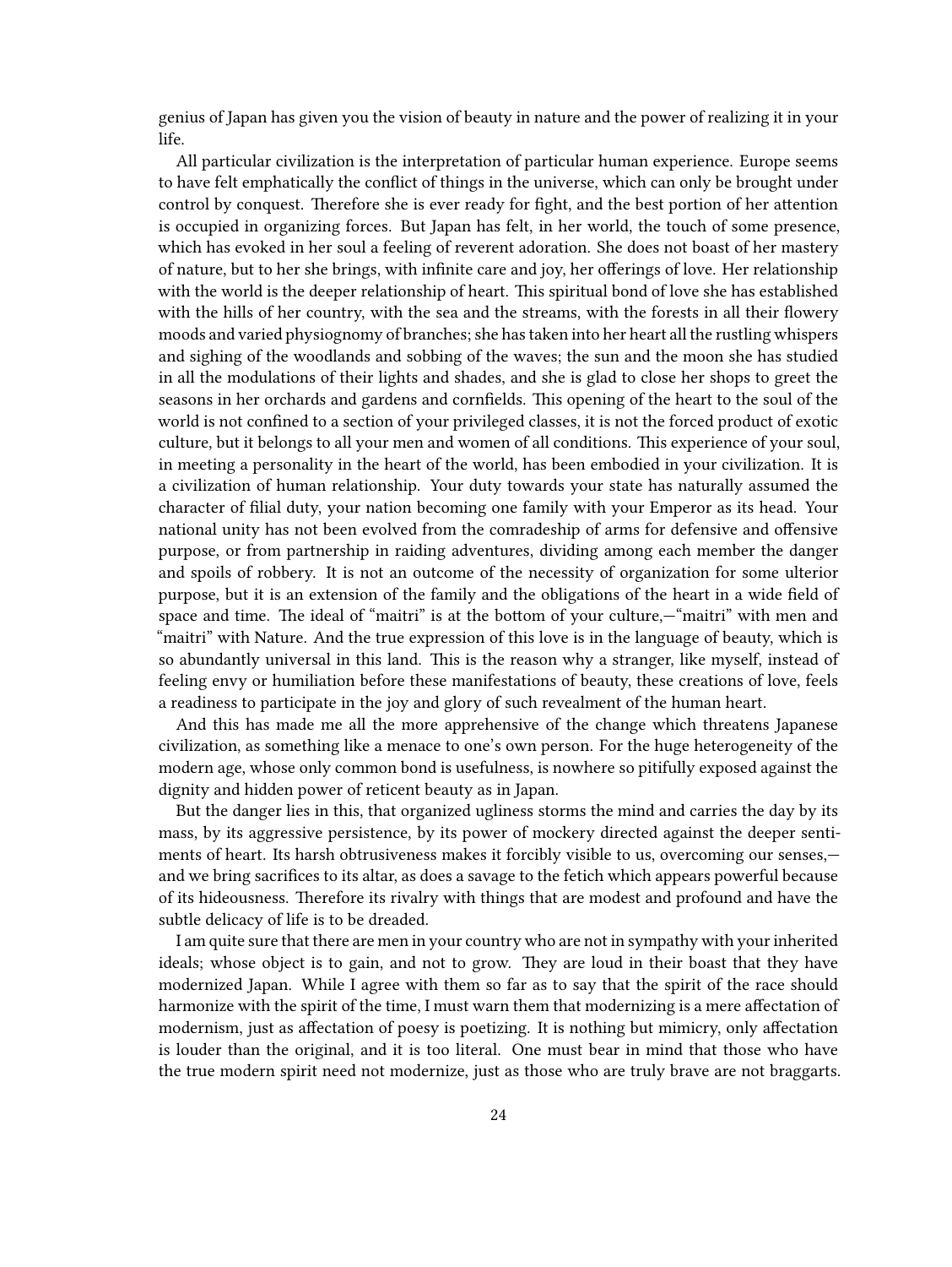genius of Japan has given you the vision of beauty in nature and the power of realizing it in your life.

All particular civilization is the interpretation of particular human experience. Europe seems to have felt emphatically the conflict of things in the universe, which can only be brought under control by conquest. Therefore she is ever ready for fight, and the best portion of her attention is occupied in organizing forces. But Japan has felt, in her world, the touch of some presence, which has evoked in her soul a feeling of reverent adoration. She does not boast of her mastery of nature, but to her she brings, with infinite care and joy, her offerings of love. Her relationship with the world is the deeper relationship of heart. This spiritual bond of love she has established with the hills of her country, with the sea and the streams, with the forests in all their flowery moods and varied physiognomy of branches; she has taken into her heart all the rustling whispers and sighing of the woodlands and sobbing of the waves; the sun and the moon she has studied in all the modulations of their lights and shades, and she is glad to close her shops to greet the seasons in her orchards and gardens and cornfields. This opening of the heart to the soul of the world is not confined to a section of your privileged classes, it is not the forced product of exotic culture, but it belongs to all your men and women of all conditions. This experience of your soul, in meeting a personality in the heart of the world, has been embodied in your civilization. It is a civilization of human relationship. Your duty towards your state has naturally assumed the character of filial duty, your nation becoming one family with your Emperor as its head. Your national unity has not been evolved from the comradeship of arms for defensive and offensive purpose, or from partnership in raiding adventures, dividing among each member the danger and spoils of robbery. It is not an outcome of the necessity of organization for some ulterior purpose, but it is an extension of the family and the obligations of the heart in a wide field of space and time. The ideal of "maitri" is at the bottom of your culture,—"maitri" with men and "maitri" with Nature. And the true expression of this love is in the language of beauty, which is so abundantly universal in this land. This is the reason why a stranger, like myself, instead of feeling envy or humiliation before these manifestations of beauty, these creations of love, feels a readiness to participate in the joy and glory of such revealment of the human heart.

And this has made me all the more apprehensive of the change which threatens Japanese civilization, as something like a menace to one's own person. For the huge heterogeneity of the modern age, whose only common bond is usefulness, is nowhere so pitifully exposed against the dignity and hidden power of reticent beauty as in Japan.

But the danger lies in this, that organized ugliness storms the mind and carries the day by its mass, by its aggressive persistence, by its power of mockery directed against the deeper sentiments of heart. Its harsh obtrusiveness makes it forcibly visible to us, overcoming our senses,—and we bring sacrifices to its altar, as does a savage to the fetich which appears powerful because of its hideousness. Therefore its rivalry with things that are modest and profound and have the subtle delicacy of life is to be dreaded.

I am quite sure that there are men in your country who are not in sympathy with your inherited ideals; whose object is to gain, and not to grow. They are loud in their boast that they have modernized Japan. While I agree with them so far as to say that the spirit of the race should harmonize with the spirit of the time, I must warn them that modernizing is a mere affectation of modernism, just as affectation of poesy is poetizing. It is nothing but mimicry, only affectation is louder than the original, and it is too literal. One must bear in mind that those who have the true modern spirit need not modernize, just as those who are truly brave are not braggarts.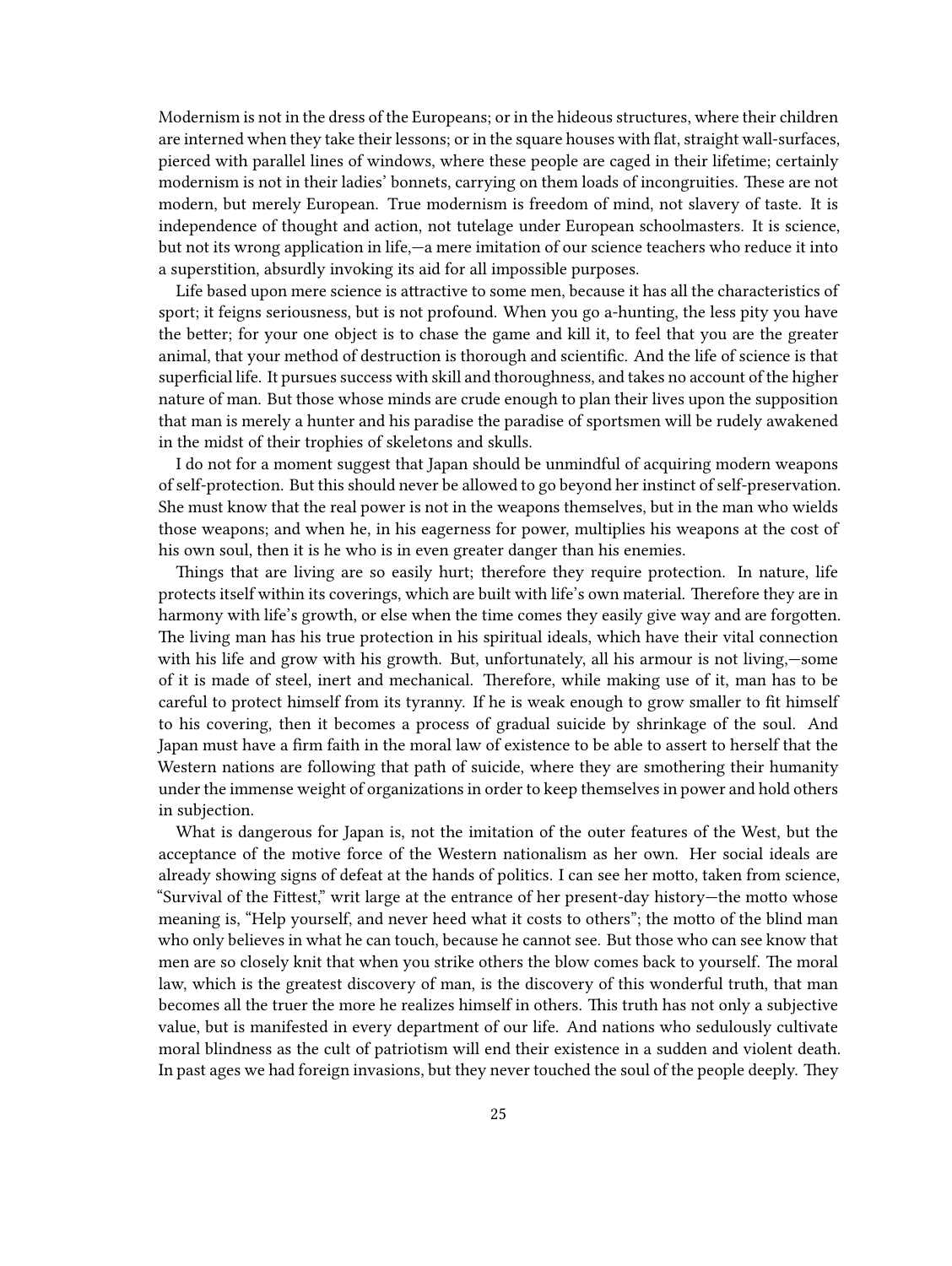Modernism is not in the dress of the Europeans; or in the hideous structures, where their children are interned when they take their lessons; or in the square houses with flat, straight wall-surfaces, pierced with parallel lines of windows, where these people are caged in their lifetime; certainly modernism is not in their ladies' bonnets, carrying on them loads of incongruities. These are not modern, but merely European. True modernism is freedom of mind, not slavery of taste. It is independence of thought and action, not tutelage under European schoolmasters. It is science, but not its wrong application in life,—a mere imitation of our science teachers who reduce it into a superstition, absurdly invoking its aid for all impossible purposes.

Life based upon mere science is attractive to some men, because it has all the characteristics of sport; it feigns seriousness, but is not profound. When you go a-hunting, the less pity you have the better; for your one object is to chase the game and kill it, to feel that you are the greater animal, that your method of destruction is thorough and scientific. And the life of science is that superficial life. It pursues success with skill and thoroughness, and takes no account of the higher nature of man. But those whose minds are crude enough to plan their lives upon the supposition that man is merely a hunter and his paradise the paradise of sportsmen will be rudely awakened in the midst of their trophies of skeletons and skulls.

I do not for a moment suggest that Japan should be unmindful of acquiring modern weapons of self-protection. But this should never be allowed to go beyond her instinct of self-preservation. She must know that the real power is not in the weapons themselves, but in the man who wields those weapons; and when he, in his eagerness for power, multiplies his weapons at the cost of his own soul, then it is he who is in even greater danger than his enemies.

Things that are living are so easily hurt; therefore they require protection. In nature, life protects itself within its coverings, which are built with life's own material. Therefore they are in harmony with life's growth, or else when the time comes they easily give way and are forgotten. The living man has his true protection in his spiritual ideals, which have their vital connection with his life and grow with his growth. But, unfortunately, all his armour is not living,—some of it is made of steel, inert and mechanical. Therefore, while making use of it, man has to be careful to protect himself from its tyranny. If he is weak enough to grow smaller to fit himself to his covering, then it becomes a process of gradual suicide by shrinkage of the soul. And Japan must have a firm faith in the moral law of existence to be able to assert to herself that the Western nations are following that path of suicide, where they are smothering their humanity under the immense weight of organizations in order to keep themselves in power and hold others in subjection.

What is dangerous for Japan is, not the imitation of the outer features of the West, but the acceptance of the motive force of the Western nationalism as her own. Her social ideals are already showing signs of defeat at the hands of politics. I can see her motto, taken from science, "Survival of the Fittest," writ large at the entrance of her present-day history—the motto whose meaning is, "Help yourself, and never heed what it costs to others"; the motto of the blind man who only believes in what he can touch, because he cannot see. But those who can see know that men are so closely knit that when you strike others the blow comes back to yourself. The moral law, which is the greatest discovery of man, is the discovery of this wonderful truth, that man becomes all the truer the more he realizes himself in others. This truth has not only a subjective value, but is manifested in every department of our life. And nations who sedulously cultivate moral blindness as the cult of patriotism will end their existence in a sudden and violent death. In past ages we had foreign invasions, but they never touched the soul of the people deeply. They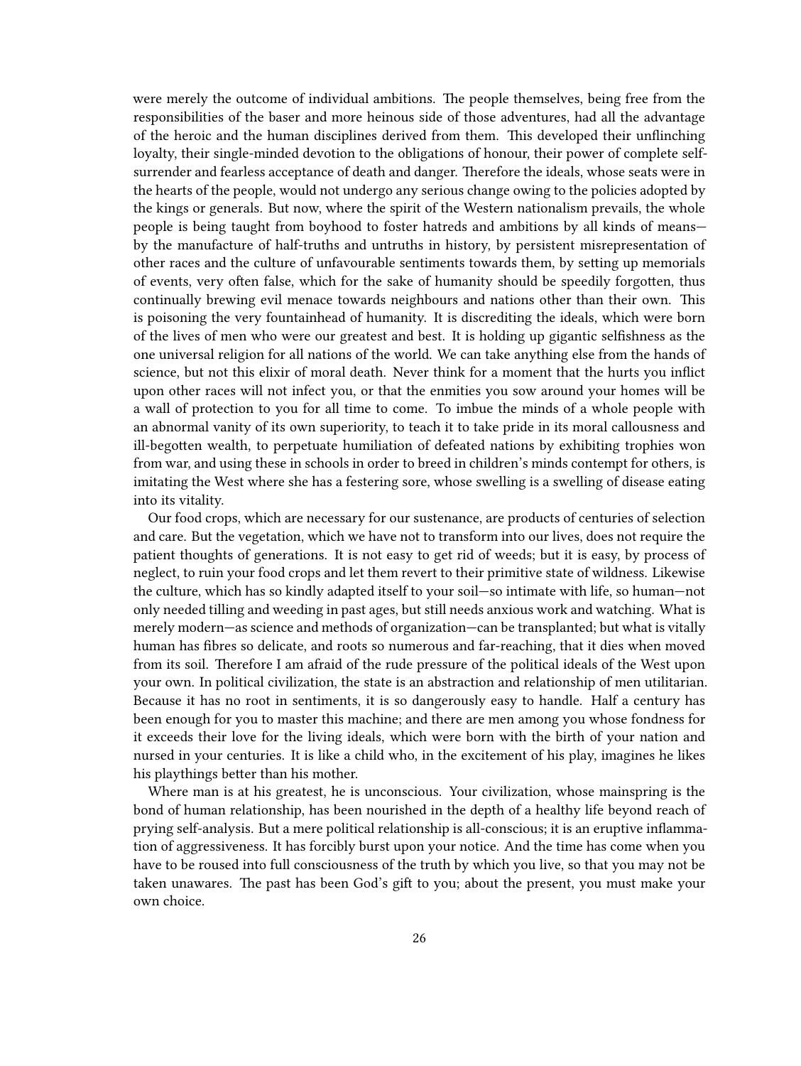were merely the outcome of individual ambitions. The people themselves, being free from the responsibilities of the baser and more heinous side of those adventures, had all the advantage of the heroic and the human disciplines derived from them. This developed their unflinching loyalty, their single-minded devotion to the obligations of honour, their power of complete self-surrender and fearless acceptance of death and danger. Therefore the ideals, whose seats were in the hearts of the people, would not undergo any serious change owing to the policies adopted by the kings or generals. But now, where the spirit of the Western nationalism prevails, the whole people is being taught from boyhood to foster hatreds and ambitions by all kinds of means—by the manufacture of half-truths and untruths in history, by persistent misrepresentation of other races and the culture of unfavourable sentiments towards them, by setting up memorials of events, very often false, which for the sake of humanity should be speedily forgotten, thus continually brewing evil menace towards neighbours and nations other than their own. This is poisoning the very fountainhead of humanity. It is discrediting the ideals, which were born of the lives of men who were our greatest and best. It is holding up gigantic selfishness as the one universal religion for all nations of the world. We can take anything else from the hands of science, but not this elixir of moral death. Never think for a moment that the hurts you inflict upon other races will not infect you, or that the enmities you sow around your homes will be a wall of protection to you for all time to come. To imbue the minds of a whole people with an abnormal vanity of its own superiority, to teach it to take pride in its moral callousness and ill-begotten wealth, to perpetuate humiliation of defeated nations by exhibiting trophies won from war, and using these in schools in order to breed in children's minds contempt for others, is imitating the West where she has a festering sore, whose swelling is a swelling of disease eating into its vitality.

Our food crops, which are necessary for our sustenance, are products of centuries of selection and care. But the vegetation, which we have not to transform into our lives, does not require the patient thoughts of generations. It is not easy to get rid of weeds; but it is easy, by process of neglect, to ruin your food crops and let them revert to their primitive state of wildness. Likewise the culture, which has so kindly adapted itself to your soil—so intimate with life, so human—not only needed tilling and weeding in past ages, but still needs anxious work and watching. What is merely modern—as science and methods of organization—can be transplanted; but what is vitally human has fibres so delicate, and roots so numerous and far-reaching, that it dies when moved from its soil. Therefore I am afraid of the rude pressure of the political ideals of the West upon your own. In political civilization, the state is an abstraction and relationship of men utilitarian. Because it has no root in sentiments, it is so dangerously easy to handle. Half a century has been enough for you to master this machine; and there are men among you whose fondness for it exceeds their love for the living ideals, which were born with the birth of your nation and nursed in your centuries. It is like a child who, in the excitement of his play, imagines he likes his playthings better than his mother.

Where man is at his greatest, he is unconscious. Your civilization, whose mainspring is the bond of human relationship, has been nourished in the depth of a healthy life beyond reach of prying self-analysis. But a mere political relationship is all-conscious; it is an eruptive inflammation of aggressiveness. It has forcibly burst upon your notice. And the time has come when you have to be roused into full consciousness of the truth by which you live, so that you may not be taken unawares. The past has been God's gift to you; about the present, you must make your own choice.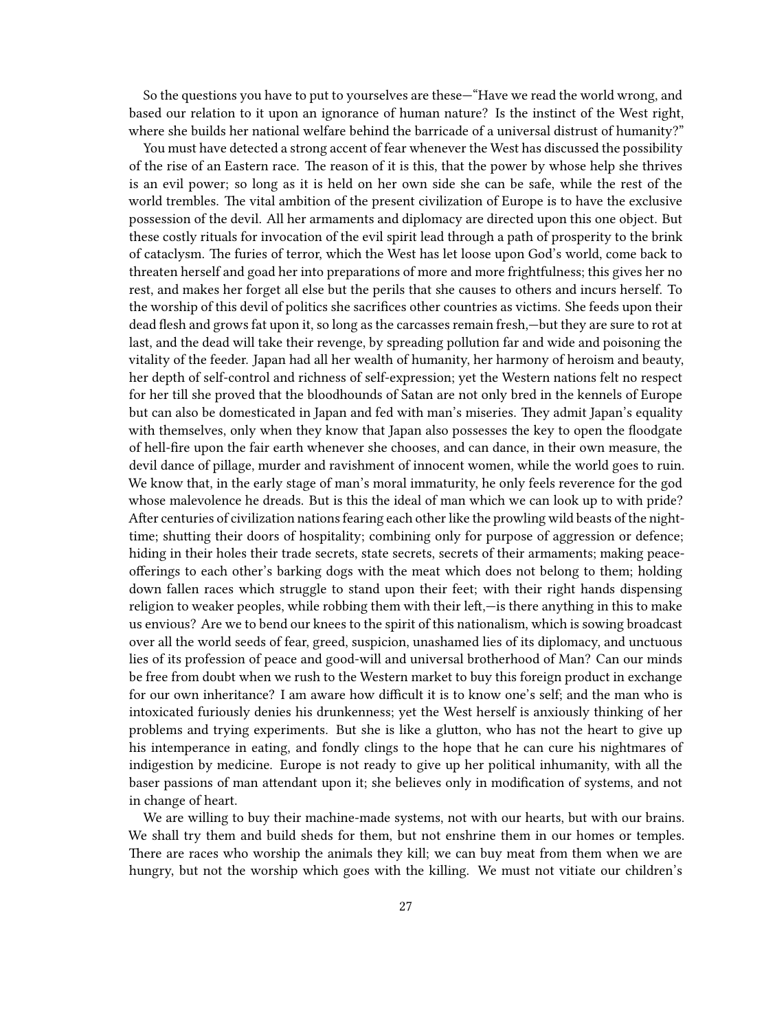So the questions you have to put to yourselves are these—"Have we read the world wrong, and based our relation to it upon an ignorance of human nature? Is the instinct of the West right, where she builds her national welfare behind the barricade of a universal distrust of humanity?"

You must have detected a strong accent of fear whenever the West has discussed the possibility of the rise of an Eastern race. The reason of it is this, that the power by whose help she thrives is an evil power; so long as it is held on her own side she can be safe, while the rest of the world trembles. The vital ambition of the present civilization of Europe is to have the exclusive possession of the devil. All her armaments and diplomacy are directed upon this one object. But these costly rituals for invocation of the evil spirit lead through a path of prosperity to the brink of cataclysm. The furies of terror, which the West has let loose upon God's world, come back to threaten herself and goad her into preparations of more and more frightfulness; this gives her no rest, and makes her forget all else but the perils that she causes to others and incurs herself. To the worship of this devil of politics she sacrifices other countries as victims. She feeds upon their dead flesh and grows fat upon it, so long as the carcasses remain fresh,—but they are sure to rot at last, and the dead will take their revenge, by spreading pollution far and wide and poisoning the vitality of the feeder. Japan had all her wealth of humanity, her harmony of heroism and beauty, her depth of self-control and richness of self-expression; yet the Western nations felt no respect for her till she proved that the bloodhounds of Satan are not only bred in the kennels of Europe but can also be domesticated in Japan and fed with man's miseries. They admit Japan's equality with themselves, only when they know that Japan also possesses the key to open the floodgate of hell-fire upon the fair earth whenever she chooses, and can dance, in their own measure, the devil dance of pillage, murder and ravishment of innocent women, while the world goes to ruin. We know that, in the early stage of man's moral immaturity, he only feels reverence for the god whose malevolence he dreads. But is this the ideal of man which we can look up to with pride? After centuries of civilization nations fearing each other like the prowling wild beasts of the night-time; shutting their doors of hospitality; combining only for purpose of aggression or defence; hiding in their holes their trade secrets, state secrets, secrets of their armaments; making peace-offerings to each other's barking dogs with the meat which does not belong to them; holding down fallen races which struggle to stand upon their feet; with their right hands dispensing religion to weaker peoples, while robbing them with their left,—is there anything in this to make us envious? Are we to bend our knees to the spirit of this nationalism, which is sowing broadcast over all the world seeds of fear, greed, suspicion, unashamed lies of its diplomacy, and unctuous lies of its profession of peace and good-will and universal brotherhood of Man? Can our minds be free from doubt when we rush to the Western market to buy this foreign product in exchange for our own inheritance? I am aware how difficult it is to know one's self; and the man who is intoxicated furiously denies his drunkenness; yet the West herself is anxiously thinking of her problems and trying experiments. But she is like a glutton, who has not the heart to give up his intemperance in eating, and fondly clings to the hope that he can cure his nightmares of indigestion by medicine. Europe is not ready to give up her political inhumanity, with all the baser passions of man attendant upon it; she believes only in modification of systems, and not in change of heart.

We are willing to buy their machine-made systems, not with our hearts, but with our brains. We shall try them and build sheds for them, but not enshrine them in our homes or temples. There are races who worship the animals they kill; we can buy meat from them when we are hungry, but not the worship which goes with the killing. We must not vitiate our children's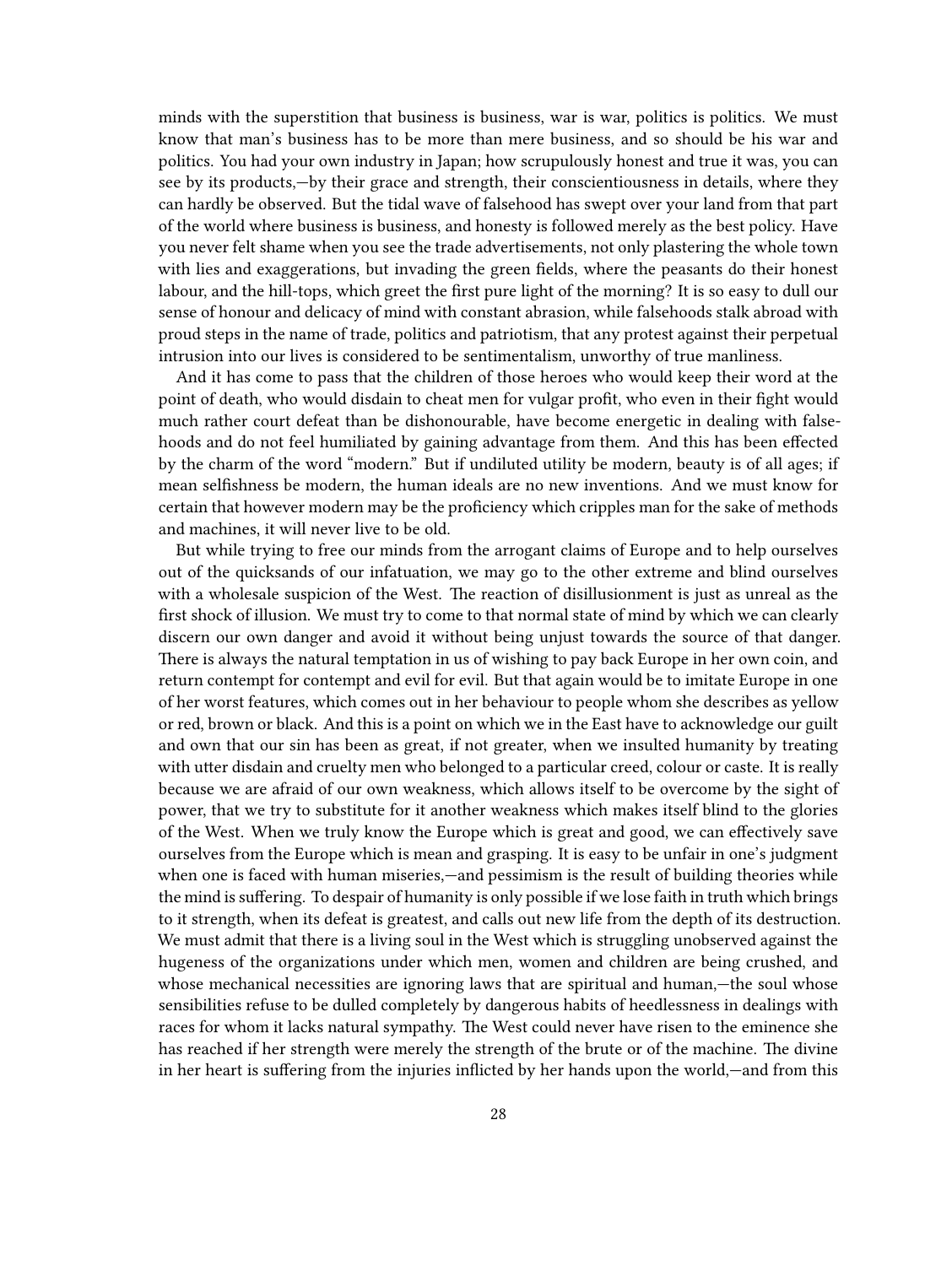minds with the superstition that business is business, war is war, politics is politics. We must know that man's business has to be more than mere business, and so should be his war and politics. You had your own industry in Japan; how scrupulously honest and true it was, you can see by its products,—by their grace and strength, their conscientiousness in details, where they can hardly be observed. But the tidal wave of falsehood has swept over your land from that part of the world where business is business, and honesty is followed merely as the best policy. Have you never felt shame when you see the trade advertisements, not only plastering the whole town with lies and exaggerations, but invading the green fields, where the peasants do their honest labour, and the hill-tops, which greet the first pure light of the morning? It is so easy to dull our sense of honour and delicacy of mind with constant abrasion, while falsehoods stalk abroad with proud steps in the name of trade, politics and patriotism, that any protest against their perpetual intrusion into our lives is considered to be sentimentalism, unworthy of true manliness.

And it has come to pass that the children of those heroes who would keep their word at the point of death, who would disdain to cheat men for vulgar profit, who even in their fight would much rather court defeat than be dishonourable, have become energetic in dealing with falsehoods and do not feel humiliated by gaining advantage from them. And this has been effected by the charm of the word "modern." But if undiluted utility be modern, beauty is of all ages; if mean selfishness be modern, the human ideals are no new inventions. And we must know for certain that however modern may be the proficiency which cripples man for the sake of methods and machines, it will never live to be old.

But while trying to free our minds from the arrogant claims of Europe and to help ourselves out of the quicksands of our infatuation, we may go to the other extreme and blind ourselves with a wholesale suspicion of the West. The reaction of disillusionment is just as unreal as the first shock of illusion. We must try to come to that normal state of mind by which we can clearly discern our own danger and avoid it without being unjust towards the source of that danger. There is always the natural temptation in us of wishing to pay back Europe in her own coin, and return contempt for contempt and evil for evil. But that again would be to imitate Europe in one of her worst features, which comes out in her behaviour to people whom she describes as yellow or red, brown or black. And this is a point on which we in the East have to acknowledge our guilt and own that our sin has been as great, if not greater, when we insulted humanity by treating with utter disdain and cruelty men who belonged to a particular creed, colour or caste. It is really because we are afraid of our own weakness, which allows itself to be overcome by the sight of power, that we try to substitute for it another weakness which makes itself blind to the glories of the West. When we truly know the Europe which is great and good, we can effectively save ourselves from the Europe which is mean and grasping. It is easy to be unfair in one's judgment when one is faced with human miseries,—and pessimism is the result of building theories while the mind is suffering. To despair of humanity is only possible if we lose faith in truth which brings to it strength, when its defeat is greatest, and calls out new life from the depth of its destruction. We must admit that there is a living soul in the West which is struggling unobserved against the hugeness of the organizations under which men, women and children are being crushed, and whose mechanical necessities are ignoring laws that are spiritual and human,—the soul whose sensibilities refuse to be dulled completely by dangerous habits of heedlessness in dealings with races for whom it lacks natural sympathy. The West could never have risen to the eminence she has reached if her strength were merely the strength of the brute or of the machine. The divine in her heart is suffering from the injuries inflicted by her hands upon the world,—and from this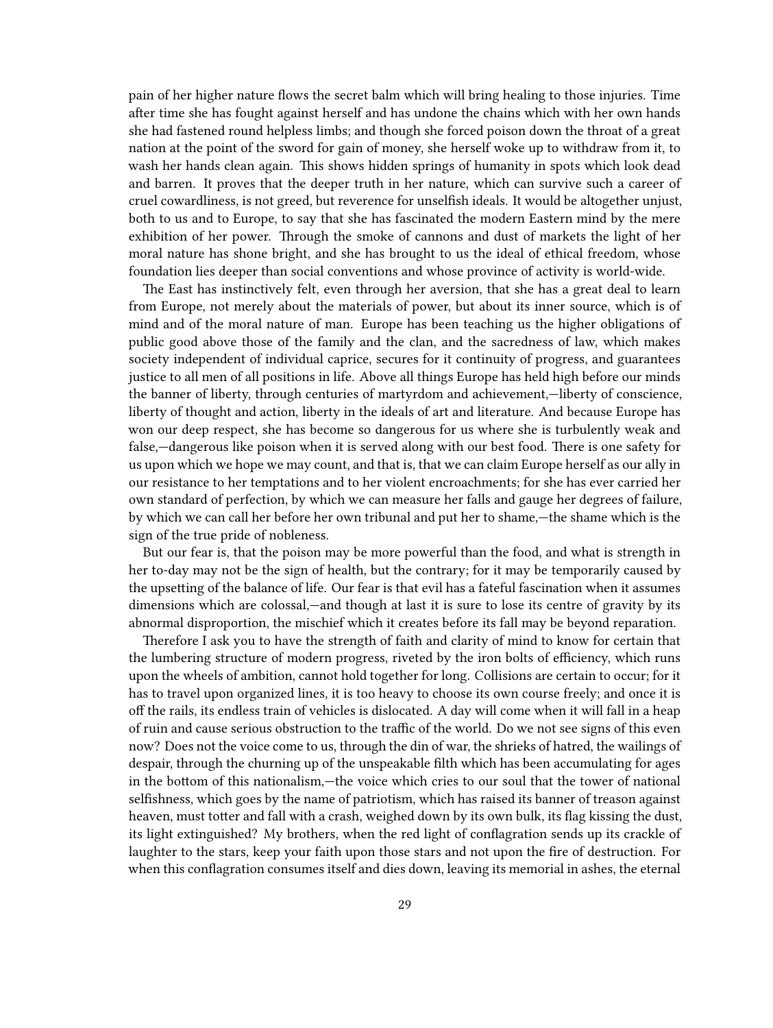pain of her higher nature flows the secret balm which will bring healing to those injuries. Time after time she has fought against herself and has undone the chains which with her own hands she had fastened round helpless limbs; and though she forced poison down the throat of a great nation at the point of the sword for gain of money, she herself woke up to withdraw from it, to wash her hands clean again. This shows hidden springs of humanity in spots which look dead and barren. It proves that the deeper truth in her nature, which can survive such a career of cruel cowardliness, is not greed, but reverence for unselfish ideals. It would be altogether unjust, both to us and to Europe, to say that she has fascinated the modern Eastern mind by the mere exhibition of her power. Through the smoke of cannons and dust of markets the light of her moral nature has shone bright, and she has brought to us the ideal of ethical freedom, whose foundation lies deeper than social conventions and whose province of activity is world-wide.

The East has instinctively felt, even through her aversion, that she has a great deal to learn from Europe, not merely about the materials of power, but about its inner source, which is of mind and of the moral nature of man. Europe has been teaching us the higher obligations of public good above those of the family and the clan, and the sacredness of law, which makes society independent of individual caprice, secures for it continuity of progress, and guarantees justice to all men of all positions in life. Above all things Europe has held high before our minds the banner of liberty, through centuries of martyrdom and achievement,—liberty of conscience, liberty of thought and action, liberty in the ideals of art and literature. And because Europe has won our deep respect, she has become so dangerous for us where she is turbulently weak and false,—dangerous like poison when it is served along with our best food. There is one safety for us upon which we hope we may count, and that is, that we can claim Europe herself as our ally in our resistance to her temptations and to her violent encroachments; for she has ever carried her own standard of perfection, by which we can measure her falls and gauge her degrees of failure, by which we can call her before her own tribunal and put her to shame,—the shame which is the sign of the true pride of nobleness.

But our fear is, that the poison may be more powerful than the food, and what is strength in her to-day may not be the sign of health, but the contrary; for it may be temporarily caused by the upsetting of the balance of life. Our fear is that evil has a fateful fascination when it assumes dimensions which are colossal,—and though at last it is sure to lose its centre of gravity by its abnormal disproportion, the mischief which it creates before its fall may be beyond reparation.

Therefore I ask you to have the strength of faith and clarity of mind to know for certain that the lumbering structure of modern progress, riveted by the iron bolts of efficiency, which runs upon the wheels of ambition, cannot hold together for long. Collisions are certain to occur; for it has to travel upon organized lines, it is too heavy to choose its own course freely; and once it is off the rails, its endless train of vehicles is dislocated. A day will come when it will fall in a heap of ruin and cause serious obstruction to the traffic of the world. Do we not see signs of this even now? Does not the voice come to us, through the din of war, the shrieks of hatred, the wailings of despair, through the churning up of the unspeakable filth which has been accumulating for ages in the bottom of this nationalism,—the voice which cries to our soul that the tower of national selfishness, which goes by the name of patriotism, which has raised its banner of treason against heaven, must totter and fall with a crash, weighed down by its own bulk, its flag kissing the dust, its light extinguished? My brothers, when the red light of conflagration sends up its crackle of laughter to the stars, keep your faith upon those stars and not upon the fire of destruction. For when this conflagration consumes itself and dies down, leaving its memorial in ashes, the eternal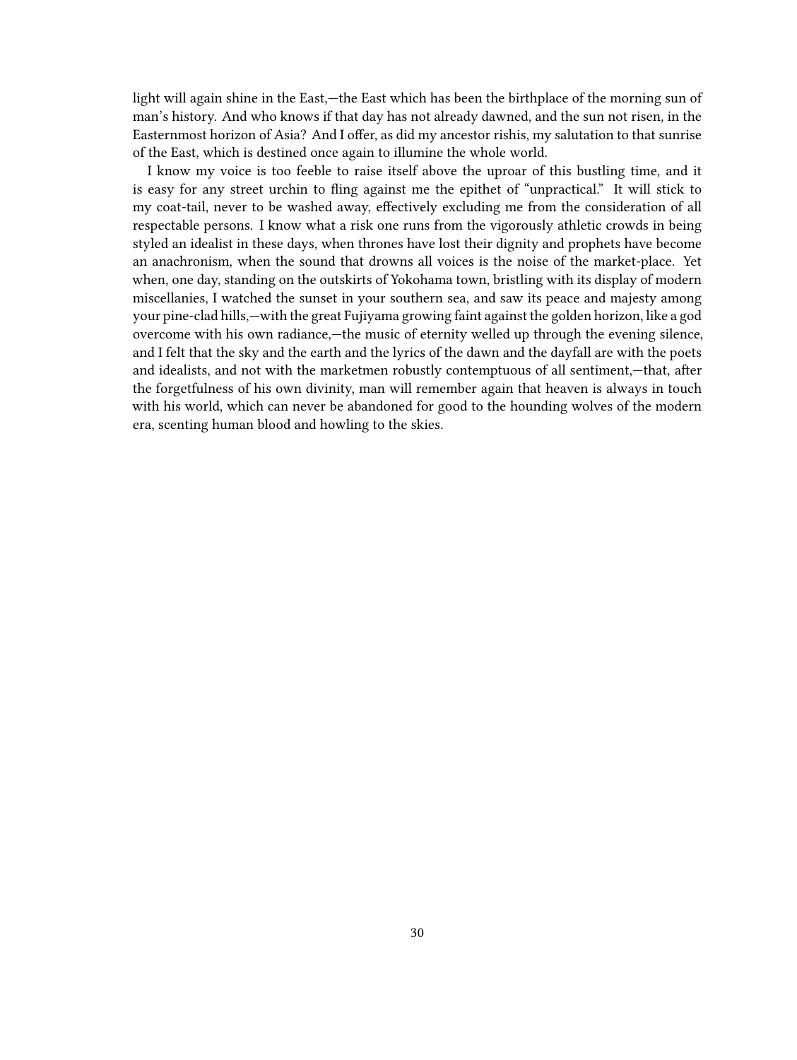light will again shine in the East,—the East which has been the birthplace of the morning sun of man's history. And who knows if that day has not already dawned, and the sun not risen, in the Easternmost horizon of Asia? And I offer, as did my ancestor rishis, my salutation to that sunrise of the East, which is destined once again to illumine the whole world.

I know my voice is too feeble to raise itself above the uproar of this bustling time, and it is easy for any street urchin to fling against me the epithet of "unpractical." It will stick to my coat-tail, never to be washed away, effectively excluding me from the consideration of all respectable persons. I know what a risk one runs from the vigorously athletic crowds in being styled an idealist in these days, when thrones have lost their dignity and prophets have become an anachronism, when the sound that drowns all voices is the noise of the market-place. Yet when, one day, standing on the outskirts of Yokohama town, bristling with its display of modern miscellanies, I watched the sunset in your southern sea, and saw its peace and majesty among your pine-clad hills,—with the great Fujiyama growing faint against the golden horizon, like a god overcome with his own radiance,—the music of eternity welled up through the evening silence, and I felt that the sky and the earth and the lyrics of the dawn and the dayfall are with the poets and idealists, and not with the marketmen robustly contemptuous of all sentiment,—that, after the forgetfulness of his own divinity, man will remember again that heaven is always in touch with his world, which can never be abandoned for good to the hounding wolves of the modern era, scenting human blood and howling to the skies.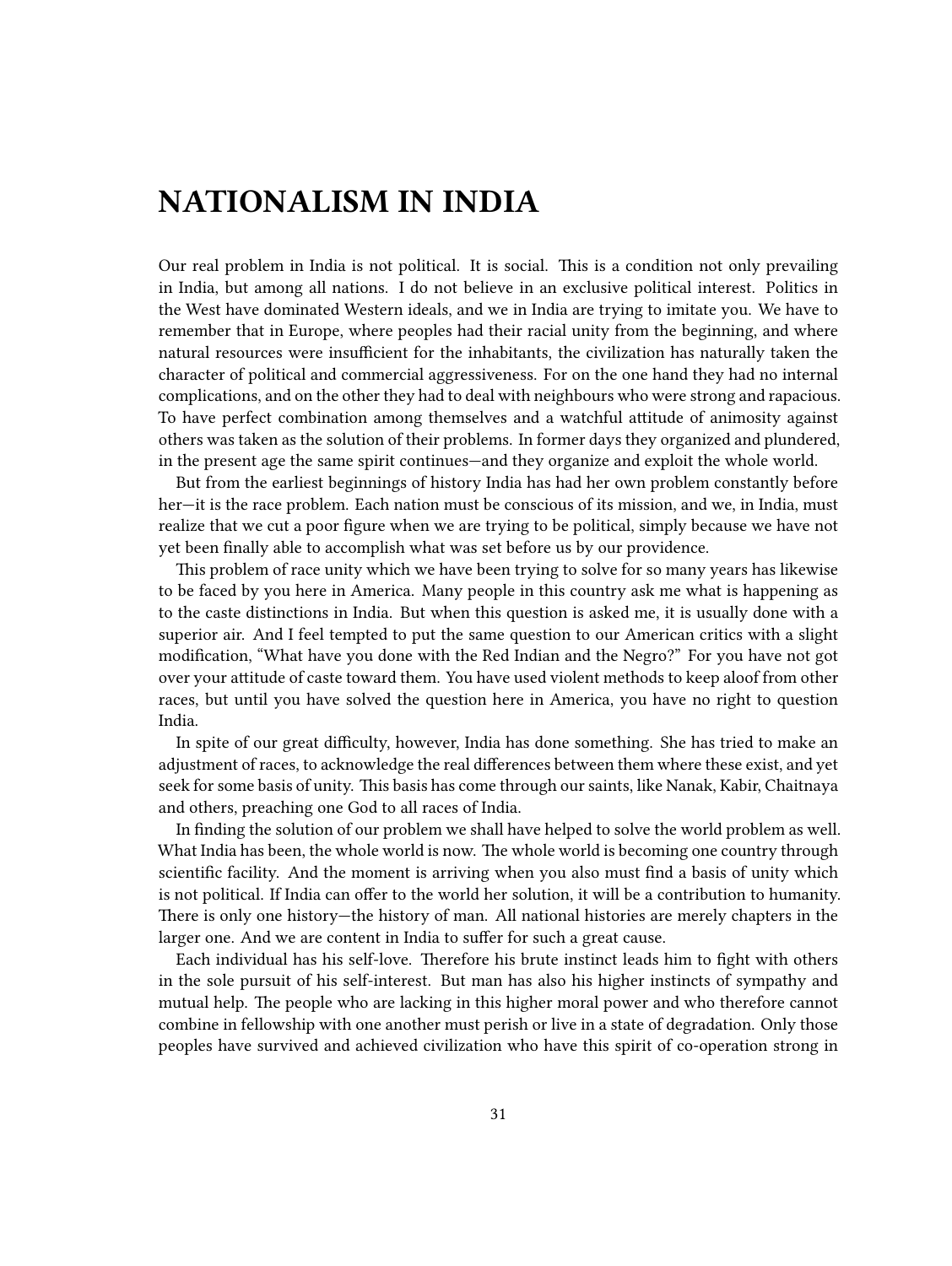# NATIONALISM IN INDIA

Our real problem in India is not political. It is social. This is a condition not only prevailing in India, but among all nations. I do not believe in an exclusive political interest. Politics in the West have dominated Western ideals, and we in India are trying to imitate you. We have to remember that in Europe, where peoples had their racial unity from the beginning, and where natural resources were insufficient for the inhabitants, the civilization has naturally taken the character of political and commercial aggressiveness. For on the one hand they had no internal complications, and on the other they had to deal with neighbours who were strong and rapacious. To have perfect combination among themselves and a watchful attitude of animosity against others was taken as the solution of their problems. In former days they organized and plundered, in the present age the same spirit continues—and they organize and exploit the whole world.

But from the earliest beginnings of history India has had her own problem constantly before her—it is the race problem. Each nation must be conscious of its mission, and we, in India, must realize that we cut a poor figure when we are trying to be political, simply because we have not yet been finally able to accomplish what was set before us by our providence.

This problem of race unity which we have been trying to solve for so many years has likewise to be faced by you here in America. Many people in this country ask me what is happening as to the caste distinctions in India. But when this question is asked me, it is usually done with a superior air. And I feel tempted to put the same question to our American critics with a slight modification, "What have you done with the Red Indian and the Negro?" For you have not got over your attitude of caste toward them. You have used violent methods to keep aloof from other races, but until you have solved the question here in America, you have no right to question India.

In spite of our great difficulty, however, India has done something. She has tried to make an adjustment of races, to acknowledge the real differences between them where these exist, and yet seek for some basis of unity. This basis has come through our saints, like Nanak, Kabir, Chaitnaya and others, preaching one God to all races of India.

In finding the solution of our problem we shall have helped to solve the world problem as well. What India has been, the whole world is now. The whole world is becoming one country through scientific facility. And the moment is arriving when you also must find a basis of unity which is not political. If India can offer to the world her solution, it will be a contribution to humanity. There is only one history—the history of man. All national histories are merely chapters in the larger one. And we are content in India to suffer for such a great cause.

Each individual has his self-love. Therefore his brute instinct leads him to fight with others in the sole pursuit of his self-interest. But man has also his higher instincts of sympathy and mutual help. The people who are lacking in this higher moral power and who therefore cannot combine in fellowship with one another must perish or live in a state of degradation. Only those peoples have survived and achieved civilization who have this spirit of co-operation strong in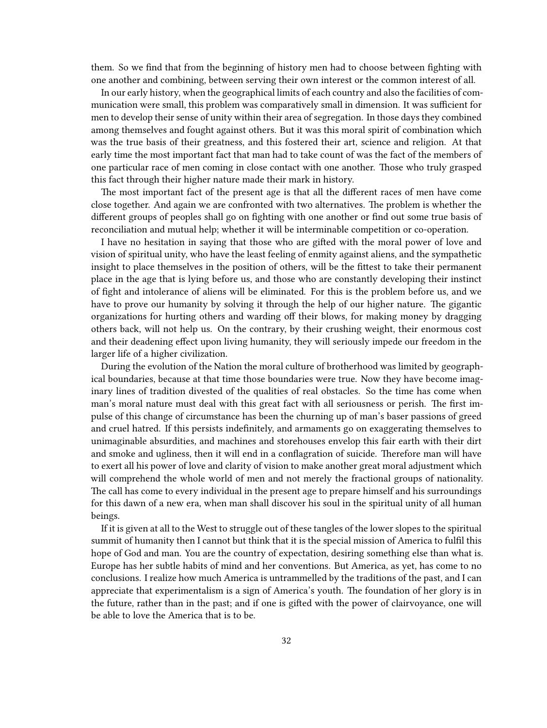them. So we find that from the beginning of history men had to choose between fighting with one another and combining, between serving their own interest or the common interest of all.

In our early history, when the geographical limits of each country and also the facilities of communication were small, this problem was comparatively small in dimension. It was sufficient for men to develop their sense of unity within their area of segregation. In those days they combined among themselves and fought against others. But it was this moral spirit of combination which was the true basis of their greatness, and this fostered their art, science and religion. At that early time the most important fact that man had to take count of was the fact of the members of one particular race of men coming in close contact with one another. Those who truly grasped this fact through their higher nature made their mark in history.

The most important fact of the present age is that all the different races of men have come close together. And again we are confronted with two alternatives. The problem is whether the different groups of peoples shall go on fighting with one another or find out some true basis of reconciliation and mutual help; whether it will be interminable competition or co-operation.

I have no hesitation in saying that those who are gifted with the moral power of love and vision of spiritual unity, who have the least feeling of enmity against aliens, and the sympathetic insight to place themselves in the position of others, will be the fittest to take their permanent place in the age that is lying before us, and those who are constantly developing their instinct of fight and intolerance of aliens will be eliminated. For this is the problem before us, and we have to prove our humanity by solving it through the help of our higher nature. The gigantic organizations for hurting others and warding off their blows, for making money by dragging others back, will not help us. On the contrary, by their crushing weight, their enormous cost and their deadening effect upon living humanity, they will seriously impede our freedom in the larger life of a higher civilization.

During the evolution of the Nation the moral culture of brotherhood was limited by geographical boundaries, because at that time those boundaries were true. Now they have become imaginary lines of tradition divested of the qualities of real obstacles. So the time has come when man's moral nature must deal with this great fact with all seriousness or perish. The first impulse of this change of circumstance has been the churning up of man's baser passions of greed and cruel hatred. If this persists indefinitely, and armaments go on exaggerating themselves to unimaginable absurdities, and machines and storehouses envelop this fair earth with their dirt and smoke and ugliness, then it will end in a conflagration of suicide. Therefore man will have to exert all his power of love and clarity of vision to make another great moral adjustment which will comprehend the whole world of men and not merely the fractional groups of nationality. The call has come to every individual in the present age to prepare himself and his surroundings for this dawn of a new era, when man shall discover his soul in the spiritual unity of all human beings.

If it is given at all to the West to struggle out of these tangles of the lower slopes to the spiritual summit of humanity then I cannot but think that it is the special mission of America to fulfil this hope of God and man. You are the country of expectation, desiring something else than what is. Europe has her subtle habits of mind and her conventions. But America, as yet, has come to no conclusions. I realize how much America is untrammelled by the traditions of the past, and I can appreciate that experimentalism is a sign of America's youth. The foundation of her glory is in the future, rather than in the past; and if one is gifted with the power of clairvoyance, one will be able to love the America that is to be.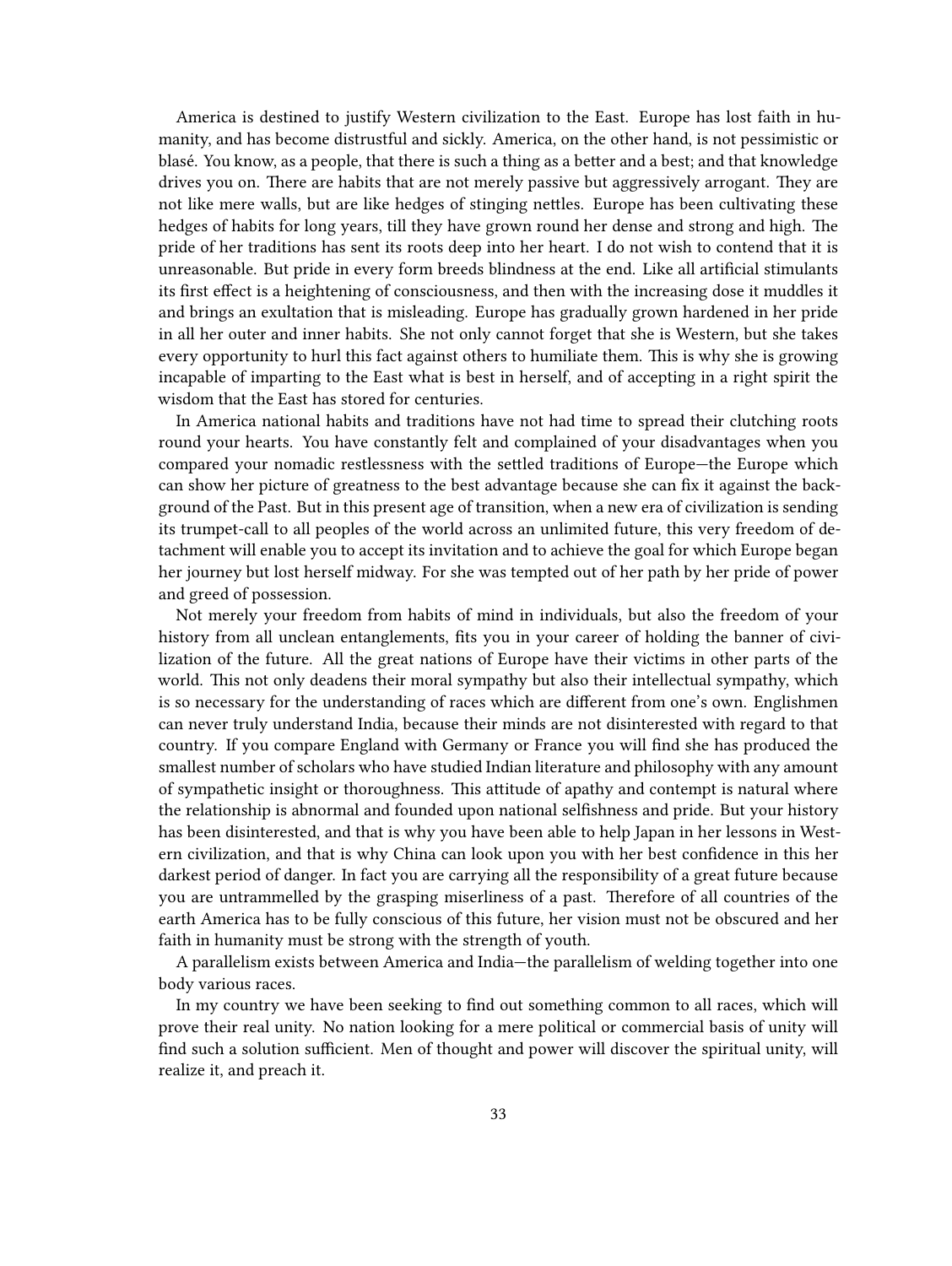America is destined to justify Western civilization to the East. Europe has lost faith in humanity, and has become distrustful and sickly. America, on the other hand, is not pessimistic or blasé. You know, as a people, that there is such a thing as a better and a best; and that knowledge drives you on. There are habits that are not merely passive but aggressively arrogant. They are not like mere walls, but are like hedges of stinging nettles. Europe has been cultivating these hedges of habits for long years, till they have grown round her dense and strong and high. The pride of her traditions has sent its roots deep into her heart. I do not wish to contend that it is unreasonable. But pride in every form breeds blindness at the end. Like all artificial stimulants its first effect is a heightening of consciousness, and then with the increasing dose it muddles it and brings an exultation that is misleading. Europe has gradually grown hardened in her pride in all her outer and inner habits. She not only cannot forget that she is Western, but she takes every opportunity to hurl this fact against others to humiliate them. This is why she is growing incapable of imparting to the East what is best in herself, and of accepting in a right spirit the wisdom that the East has stored for centuries.

In America national habits and traditions have not had time to spread their clutching roots round your hearts. You have constantly felt and complained of your disadvantages when you compared your nomadic restlessness with the settled traditions of Europe—the Europe which can show her picture of greatness to the best advantage because she can fix it against the background of the Past. But in this present age of transition, when a new era of civilization is sending its trumpet-call to all peoples of the world across an unlimited future, this very freedom of detachment will enable you to accept its invitation and to achieve the goal for which Europe began her journey but lost herself midway. For she was tempted out of her path by her pride of power and greed of possession.

Not merely your freedom from habits of mind in individuals, but also the freedom of your history from all unclean entanglements, fits you in your career of holding the banner of civilization of the future. All the great nations of Europe have their victims in other parts of the world. This not only deadens their moral sympathy but also their intellectual sympathy, which is so necessary for the understanding of races which are different from one's own. Englishmen can never truly understand India, because their minds are not disinterested with regard to that country. If you compare England with Germany or France you will find she has produced the smallest number of scholars who have studied Indian literature and philosophy with any amount of sympathetic insight or thoroughness. This attitude of apathy and contempt is natural where the relationship is abnormal and founded upon national selfishness and pride. But your history has been disinterested, and that is why you have been able to help Japan in her lessons in Western civilization, and that is why China can look upon you with her best confidence in this her darkest period of danger. In fact you are carrying all the responsibility of a great future because you are untrammelled by the grasping miserliness of a past. Therefore of all countries of the earth America has to be fully conscious of this future, her vision must not be obscured and her faith in humanity must be strong with the strength of youth.

A parallelism exists between America and India—the parallelism of welding together into one body various races.

In my country we have been seeking to find out something common to all races, which will prove their real unity. No nation looking for a mere political or commercial basis of unity will find such a solution sufficient. Men of thought and power will discover the spiritual unity, will realize it, and preach it.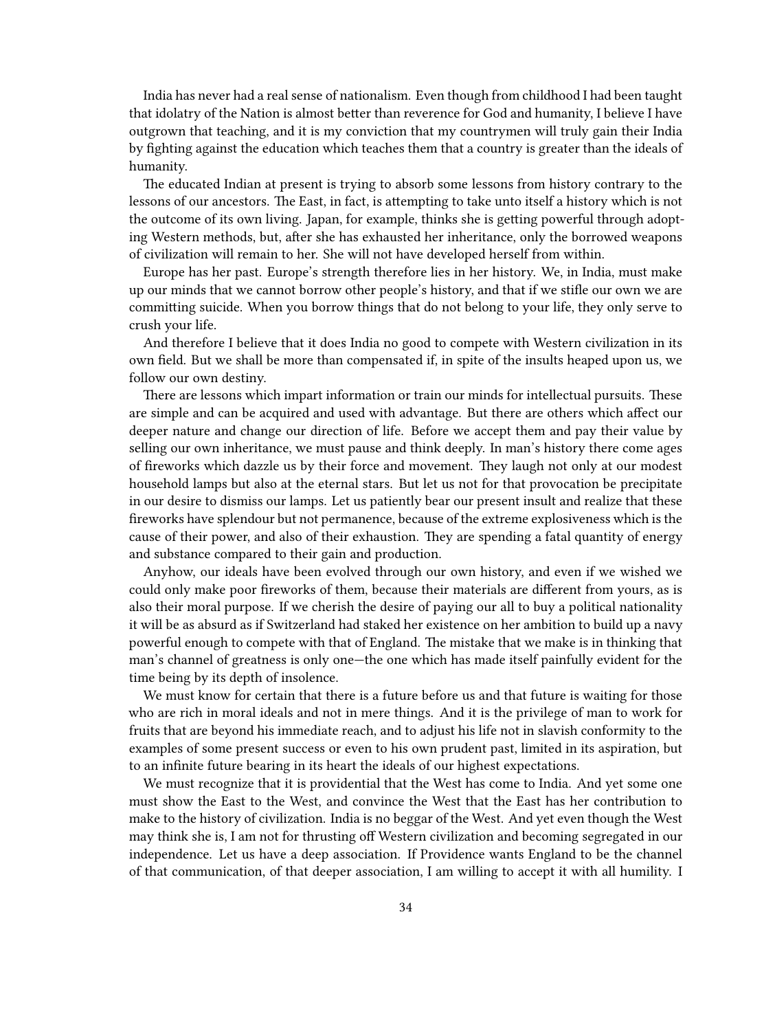India has never had a real sense of nationalism. Even though from childhood I had been taught that idolatry of the Nation is almost better than reverence for God and humanity, I believe I have outgrown that teaching, and it is my conviction that my countrymen will truly gain their India by fighting against the education which teaches them that a country is greater than the ideals of humanity.

The educated Indian at present is trying to absorb some lessons from history contrary to the lessons of our ancestors. The East, in fact, is attempting to take unto itself a history which is not the outcome of its own living. Japan, for example, thinks she is getting powerful through adopting Western methods, but, after she has exhausted her inheritance, only the borrowed weapons of civilization will remain to her. She will not have developed herself from within.

Europe has her past. Europe's strength therefore lies in her history. We, in India, must make up our minds that we cannot borrow other people's history, and that if we stifle our own we are committing suicide. When you borrow things that do not belong to your life, they only serve to crush your life.

And therefore I believe that it does India no good to compete with Western civilization in its own field. But we shall be more than compensated if, in spite of the insults heaped upon us, we follow our own destiny.

There are lessons which impart information or train our minds for intellectual pursuits. These are simple and can be acquired and used with advantage. But there are others which affect our deeper nature and change our direction of life. Before we accept them and pay their value by selling our own inheritance, we must pause and think deeply. In man's history there come ages of fireworks which dazzle us by their force and movement. They laugh not only at our modest household lamps but also at the eternal stars. But let us not for that provocation be precipitate in our desire to dismiss our lamps. Let us patiently bear our present insult and realize that these fireworks have splendour but not permanence, because of the extreme explosiveness which is the cause of their power, and also of their exhaustion. They are spending a fatal quantity of energy and substance compared to their gain and production.

Anyhow, our ideals have been evolved through our own history, and even if we wished we could only make poor fireworks of them, because their materials are different from yours, as is also their moral purpose. If we cherish the desire of paying our all to buy a political nationality it will be as absurd as if Switzerland had staked her existence on her ambition to build up a navy powerful enough to compete with that of England. The mistake that we make is in thinking that man's channel of greatness is only one—the one which has made itself painfully evident for the time being by its depth of insolence.

We must know for certain that there is a future before us and that future is waiting for those who are rich in moral ideals and not in mere things. And it is the privilege of man to work for fruits that are beyond his immediate reach, and to adjust his life not in slavish conformity to the examples of some present success or even to his own prudent past, limited in its aspiration, but to an infinite future bearing in its heart the ideals of our highest expectations.

We must recognize that it is providential that the West has come to India. And yet some one must show the East to the West, and convince the West that the East has her contribution to make to the history of civilization. India is no beggar of the West. And yet even though the West may think she is, I am not for thrusting off Western civilization and becoming segregated in our independence. Let us have a deep association. If Providence wants England to be the channel of that communication, of that deeper association, I am willing to accept it with all humility. I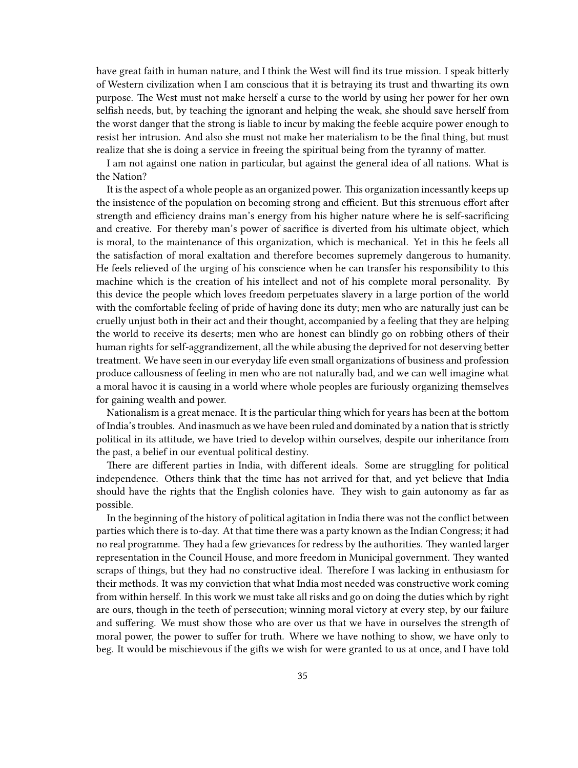have great faith in human nature, and I think the West will find its true mission. I speak bitterly of Western civilization when I am conscious that it is betraying its trust and thwarting its own purpose. The West must not make herself a curse to the world by using her power for her own selfish needs, but, by teaching the ignorant and helping the weak, she should save herself from the worst danger that the strong is liable to incur by making the feeble acquire power enough to resist her intrusion. And also she must not make her materialism to be the final thing, but must realize that she is doing a service in freeing the spiritual being from the tyranny of matter.

I am not against one nation in particular, but against the general idea of all nations. What is the Nation?

It is the aspect of a whole people as an organized power. This organization incessantly keeps up the insistence of the population on becoming strong and efficient. But this strenuous effort after strength and efficiency drains man's energy from his higher nature where he is self-sacrificing and creative. For thereby man's power of sacrifice is diverted from his ultimate object, which is moral, to the maintenance of this organization, which is mechanical. Yet in this he feels all the satisfaction of moral exaltation and therefore becomes supremely dangerous to humanity. He feels relieved of the urging of his conscience when he can transfer his responsibility to this machine which is the creation of his intellect and not of his complete moral personality. By this device the people which loves freedom perpetuates slavery in a large portion of the world with the comfortable feeling of pride of having done its duty; men who are naturally just can be cruelly unjust both in their act and their thought, accompanied by a feeling that they are helping the world to receive its deserts; men who are honest can blindly go on robbing others of their human rights for self-aggrandizement, all the while abusing the deprived for not deserving better treatment. We have seen in our everyday life even small organizations of business and profession produce callousness of feeling in men who are not naturally bad, and we can well imagine what a moral havoc it is causing in a world where whole peoples are furiously organizing themselves for gaining wealth and power.

Nationalism is a great menace. It is the particular thing which for years has been at the bottom of India's troubles. And inasmuch as we have been ruled and dominated by a nation that is strictly political in its attitude, we have tried to develop within ourselves, despite our inheritance from the past, a belief in our eventual political destiny.

There are different parties in India, with different ideals. Some are struggling for political independence. Others think that the time has not arrived for that, and yet believe that India should have the rights that the English colonies have. They wish to gain autonomy as far as possible.

In the beginning of the history of political agitation in India there was not the conflict between parties which there is to-day. At that time there was a party known as the Indian Congress; it had no real programme. They had a few grievances for redress by the authorities. They wanted larger representation in the Council House, and more freedom in Municipal government. They wanted scraps of things, but they had no constructive ideal. Therefore I was lacking in enthusiasm for their methods. It was my conviction that what India most needed was constructive work coming from within herself. In this work we must take all risks and go on doing the duties which by right are ours, though in the teeth of persecution; winning moral victory at every step, by our failure and suffering. We must show those who are over us that we have in ourselves the strength of moral power, the power to suffer for truth. Where we have nothing to show, we have only to beg. It would be mischievous if the gifts we wish for were granted to us at once, and I have told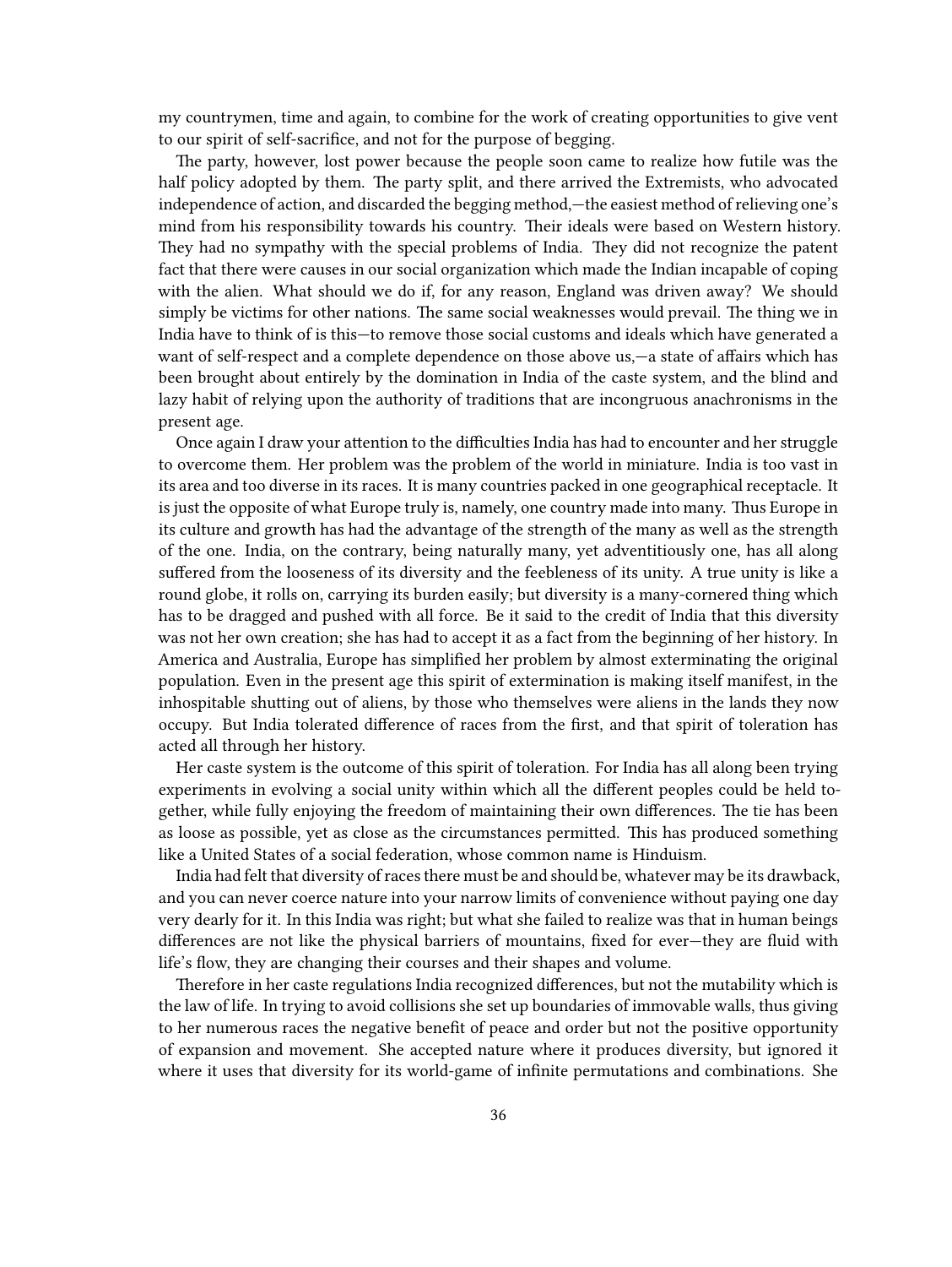my countrymen, time and again, to combine for the work of creating opportunities to give vent to our spirit of self-sacrifice, and not for the purpose of begging.

The party, however, lost power because the people soon came to realize how futile was the half policy adopted by them. The party split, and there arrived the Extremists, who advocated independence of action, and discarded the begging method,—the easiest method of relieving one's mind from his responsibility towards his country. Their ideals were based on Western history. They had no sympathy with the special problems of India. They did not recognize the patent fact that there were causes in our social organization which made the Indian incapable of coping with the alien. What should we do if, for any reason, England was driven away? We should simply be victims for other nations. The same social weaknesses would prevail. The thing we in India have to think of is this—to remove those social customs and ideals which have generated a want of self-respect and a complete dependence on those above us,—a state of affairs which has been brought about entirely by the domination in India of the caste system, and the blind and lazy habit of relying upon the authority of traditions that are incongruous anachronisms in the present age.

Once again I draw your attention to the difficulties India has had to encounter and her struggle to overcome them. Her problem was the problem of the world in miniature. India is too vast in its area and too diverse in its races. It is many countries packed in one geographical receptacle. It is just the opposite of what Europe truly is, namely, one country made into many. Thus Europe in its culture and growth has had the advantage of the strength of the many as well as the strength of the one. India, on the contrary, being naturally many, yet adventitiously one, has all along suffered from the looseness of its diversity and the feebleness of its unity. A true unity is like a round globe, it rolls on, carrying its burden easily; but diversity is a many-cornered thing which has to be dragged and pushed with all force. Be it said to the credit of India that this diversity was not her own creation; she has had to accept it as a fact from the beginning of her history. In America and Australia, Europe has simplified her problem by almost exterminating the original population. Even in the present age this spirit of extermination is making itself manifest, in the inhospitable shutting out of aliens, by those who themselves were aliens in the lands they now occupy. But India tolerated difference of races from the first, and that spirit of toleration has acted all through her history.

Her caste system is the outcome of this spirit of toleration. For India has all along been trying experiments in evolving a social unity within which all the different peoples could be held together, while fully enjoying the freedom of maintaining their own differences. The tie has been as loose as possible, yet as close as the circumstances permitted. This has produced something like a United States of a social federation, whose common name is Hinduism.

India had felt that diversity of races there must be and should be, whatever may be its drawback, and you can never coerce nature into your narrow limits of convenience without paying one day very dearly for it. In this India was right; but what she failed to realize was that in human beings differences are not like the physical barriers of mountains, fixed for ever—they are fluid with life's flow, they are changing their courses and their shapes and volume.

Therefore in her caste regulations India recognized differences, but not the mutability which is the law of life. In trying to avoid collisions she set up boundaries of immovable walls, thus giving to her numerous races the negative benefit of peace and order but not the positive opportunity of expansion and movement. She accepted nature where it produces diversity, but ignored it where it uses that diversity for its world-game of infinite permutations and combinations. She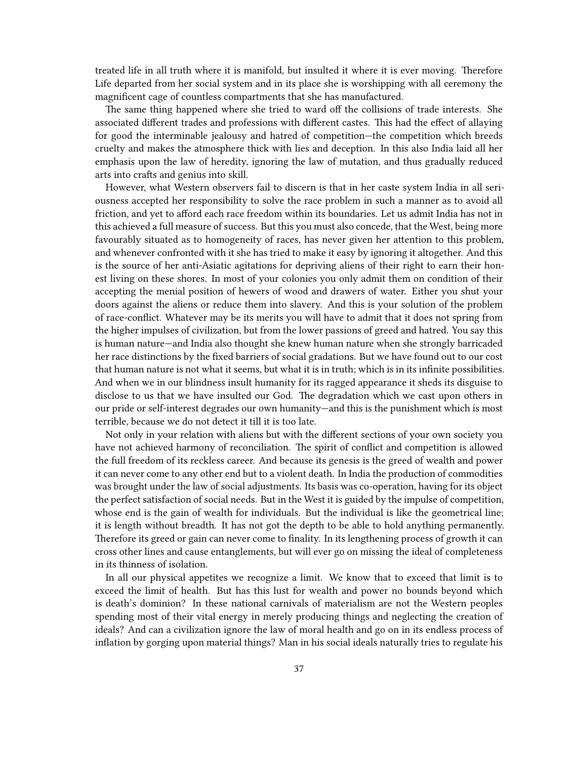treated life in all truth where it is manifold, but insulted it where it is ever moving. Therefore Life departed from her social system and in its place she is worshipping with all ceremony the magnificent cage of countless compartments that she has manufactured.

The same thing happened where she tried to ward off the collisions of trade interests. She associated different trades and professions with different castes. This had the effect of allaying for good the interminable jealousy and hatred of competition—the competition which breeds cruelty and makes the atmosphere thick with lies and deception. In this also India laid all her emphasis upon the law of heredity, ignoring the law of mutation, and thus gradually reduced arts into crafts and genius into skill.

However, what Western observers fail to discern is that in her caste system India in all seriousness accepted her responsibility to solve the race problem in such a manner as to avoid all friction, and yet to afford each race freedom within its boundaries. Let us admit India has not in this achieved a full measure of success. But this you must also concede, that the West, being more favourably situated as to homogeneity of races, has never given her attention to this problem, and whenever confronted with it she has tried to make it easy by ignoring it altogether. And this is the source of her anti-Asiatic agitations for depriving aliens of their right to earn their honest living on these shores. In most of your colonies you only admit them on condition of their accepting the menial position of hewers of wood and drawers of water. Either you shut your doors against the aliens or reduce them into slavery. And this is your solution of the problem of race-conflict. Whatever may be its merits you will have to admit that it does not spring from the higher impulses of civilization, but from the lower passions of greed and hatred. You say this is human nature—and India also thought she knew human nature when she strongly barricaded her race distinctions by the fixed barriers of social gradations. But we have found out to our cost that human nature is not what it seems, but what it is in truth; which is in its infinite possibilities. And when we in our blindness insult humanity for its ragged appearance it sheds its disguise to disclose to us that we have insulted our God. The degradation which we cast upon others in our pride or self-interest degrades our own humanity—and this is the punishment which is most terrible, because we do not detect it till it is too late.

Not only in your relation with aliens but with the different sections of your own society you have not achieved harmony of reconciliation. The spirit of conflict and competition is allowed the full freedom of its reckless career. And because its genesis is the greed of wealth and power it can never come to any other end but to a violent death. In India the production of commodities was brought under the law of social adjustments. Its basis was co-operation, having for its object the perfect satisfaction of social needs. But in the West it is guided by the impulse of competition, whose end is the gain of wealth for individuals. But the individual is like the geometrical line; it is length without breadth. It has not got the depth to be able to hold anything permanently. Therefore its greed or gain can never come to finality. In its lengthening process of growth it can cross other lines and cause entanglements, but will ever go on missing the ideal of completeness in its thinness of isolation.

In all our physical appetites we recognize a limit. We know that to exceed that limit is to exceed the limit of health. But has this lust for wealth and power no bounds beyond which is death's dominion? In these national carnivals of materialism are not the Western peoples spending most of their vital energy in merely producing things and neglecting the creation of ideals? And can a civilization ignore the law of moral health and go on in its endless process of inflation by gorging upon material things? Man in his social ideals naturally tries to regulate his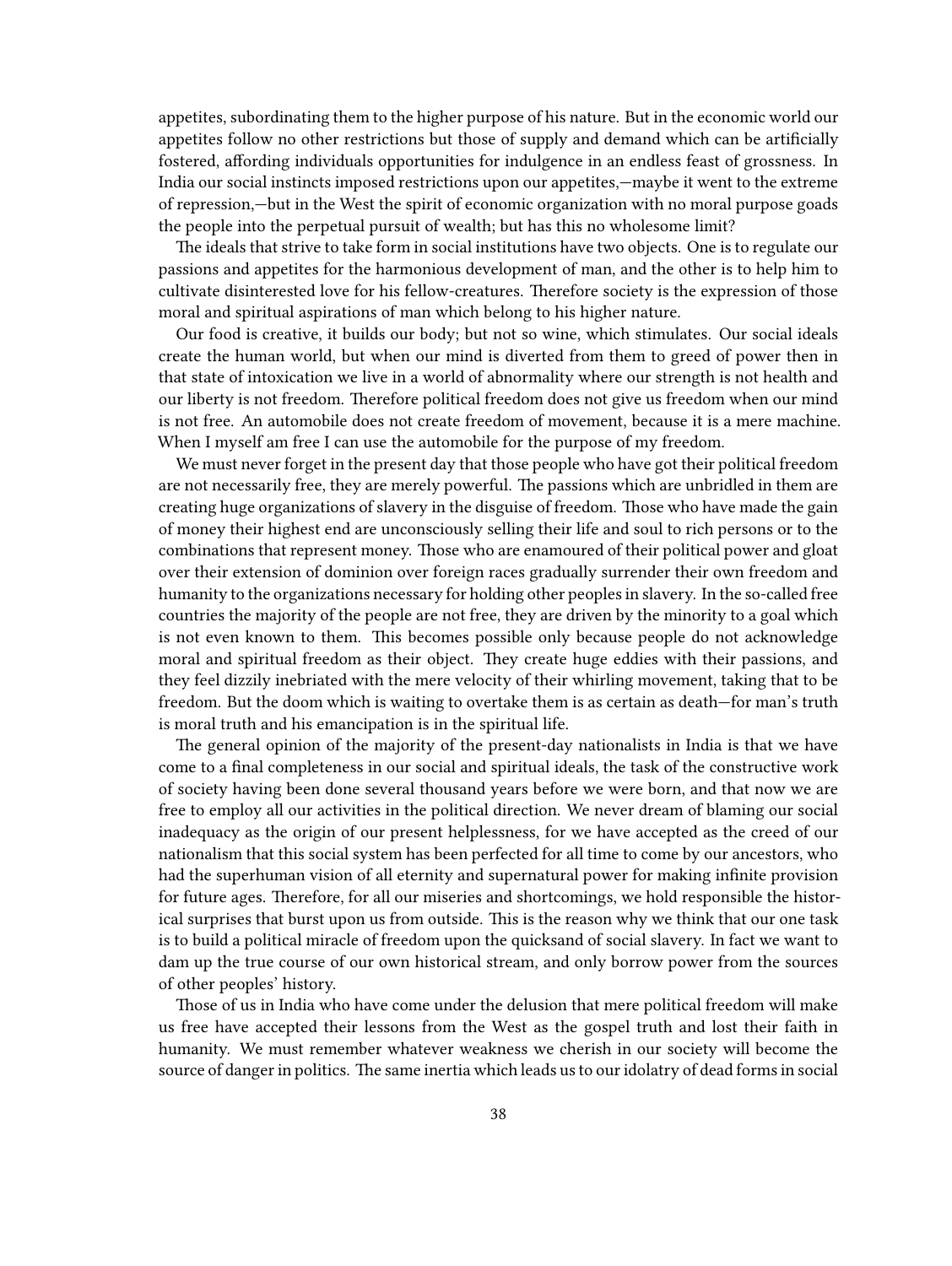appetites, subordinating them to the higher purpose of his nature. But in the economic world our appetites follow no other restrictions but those of supply and demand which can be artificially fostered, affording individuals opportunities for indulgence in an endless feast of grossness. In India our social instincts imposed restrictions upon our appetites,—maybe it went to the extreme of repression,—but in the West the spirit of economic organization with no moral purpose goads the people into the perpetual pursuit of wealth; but has this no wholesome limit?

The ideals that strive to take form in social institutions have two objects. One is to regulate our passions and appetites for the harmonious development of man, and the other is to help him to cultivate disinterested love for his fellow-creatures. Therefore society is the expression of those moral and spiritual aspirations of man which belong to his higher nature.

Our food is creative, it builds our body; but not so wine, which stimulates. Our social ideals create the human world, but when our mind is diverted from them to greed of power then in that state of intoxication we live in a world of abnormality where our strength is not health and our liberty is not freedom. Therefore political freedom does not give us freedom when our mind is not free. An automobile does not create freedom of movement, because it is a mere machine. When I myself am free I can use the automobile for the purpose of my freedom.

We must never forget in the present day that those people who have got their political freedom are not necessarily free, they are merely powerful. The passions which are unbridled in them are creating huge organizations of slavery in the disguise of freedom. Those who have made the gain of money their highest end are unconsciously selling their life and soul to rich persons or to the combinations that represent money. Those who are enamoured of their political power and gloat over their extension of dominion over foreign races gradually surrender their own freedom and humanity to the organizations necessary for holding other peoples in slavery. In the so-called free countries the majority of the people are not free, they are driven by the minority to a goal which is not even known to them. This becomes possible only because people do not acknowledge moral and spiritual freedom as their object. They create huge eddies with their passions, and they feel dizzily inebriated with the mere velocity of their whirling movement, taking that to be freedom. But the doom which is waiting to overtake them is as certain as death—for man's truth is moral truth and his emancipation is in the spiritual life.

The general opinion of the majority of the present-day nationalists in India is that we have come to a final completeness in our social and spiritual ideals, the task of the constructive work of society having been done several thousand years before we were born, and that now we are free to employ all our activities in the political direction. We never dream of blaming our social inadequacy as the origin of our present helplessness, for we have accepted as the creed of our nationalism that this social system has been perfected for all time to come by our ancestors, who had the superhuman vision of all eternity and supernatural power for making infinite provision for future ages. Therefore, for all our miseries and shortcomings, we hold responsible the historical surprises that burst upon us from outside. This is the reason why we think that our one task is to build a political miracle of freedom upon the quicksand of social slavery. In fact we want to dam up the true course of our own historical stream, and only borrow power from the sources of other peoples' history.

Those of us in India who have come under the delusion that mere political freedom will make us free have accepted their lessons from the West as the gospel truth and lost their faith in humanity. We must remember whatever weakness we cherish in our society will become the source of danger in politics. The same inertia which leads us to our idolatry of dead forms in social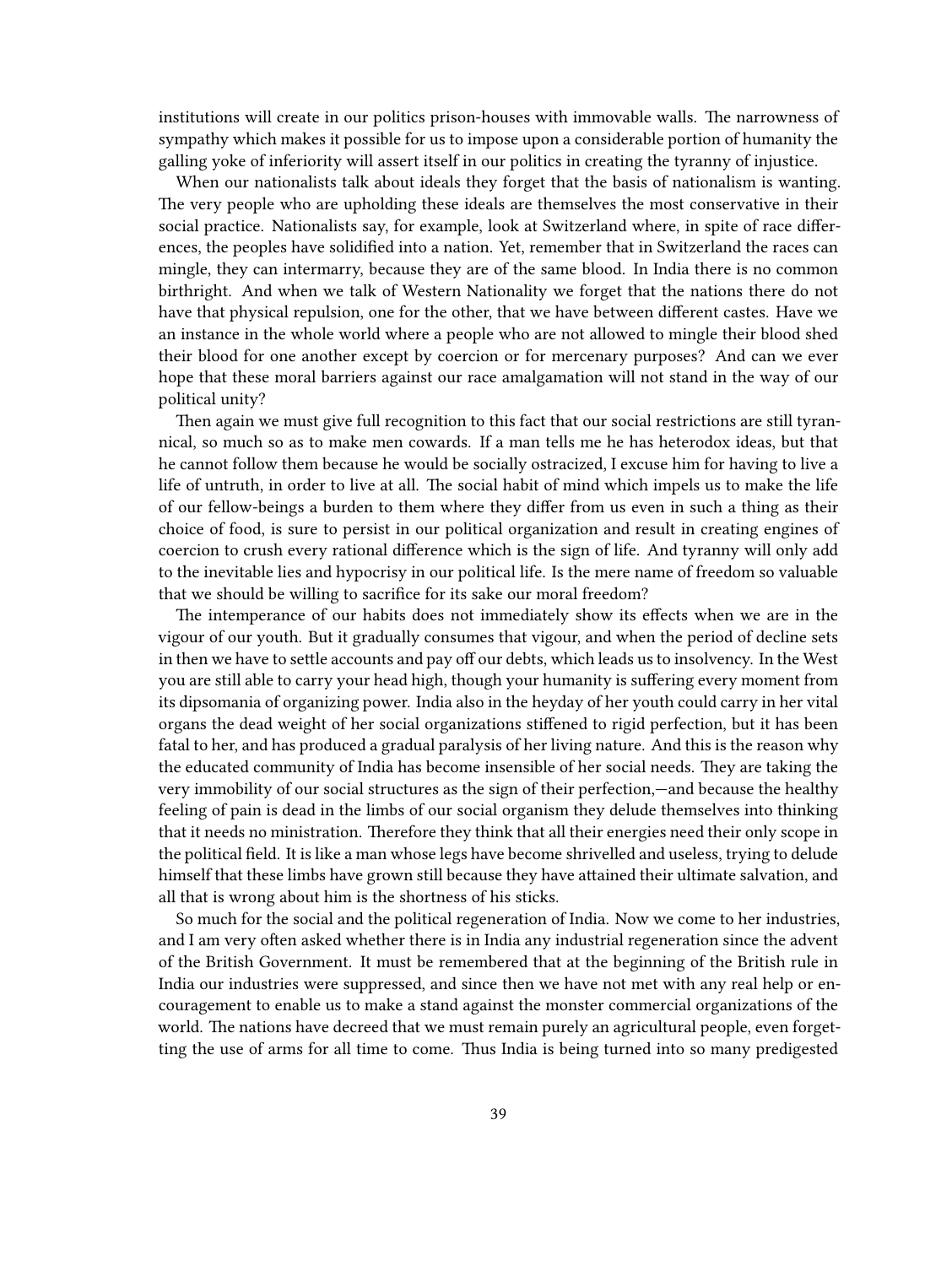institutions will create in our politics prison-houses with immovable walls. The narrowness of sympathy which makes it possible for us to impose upon a considerable portion of humanity the galling yoke of inferiority will assert itself in our politics in creating the tyranny of injustice.

When our nationalists talk about ideals they forget that the basis of nationalism is wanting. The very people who are upholding these ideals are themselves the most conservative in their social practice. Nationalists say, for example, look at Switzerland where, in spite of race differences, the peoples have solidified into a nation. Yet, remember that in Switzerland the races can mingle, they can intermarry, because they are of the same blood. In India there is no common birthright. And when we talk of Western Nationality we forget that the nations there do not have that physical repulsion, one for the other, that we have between different castes. Have we an instance in the whole world where a people who are not allowed to mingle their blood shed their blood for one another except by coercion or for mercenary purposes? And can we ever hope that these moral barriers against our race amalgamation will not stand in the way of our political unity?

Then again we must give full recognition to this fact that our social restrictions are still tyrannical, so much so as to make men cowards. If a man tells me he has heterodox ideas, but that he cannot follow them because he would be socially ostracized, I excuse him for having to live a life of untruth, in order to live at all. The social habit of mind which impels us to make the life of our fellow-beings a burden to them where they differ from us even in such a thing as their choice of food, is sure to persist in our political organization and result in creating engines of coercion to crush every rational difference which is the sign of life. And tyranny will only add to the inevitable lies and hypocrisy in our political life. Is the mere name of freedom so valuable that we should be willing to sacrifice for its sake our moral freedom?

The intemperance of our habits does not immediately show its effects when we are in the vigour of our youth. But it gradually consumes that vigour, and when the period of decline sets in then we have to settle accounts and pay off our debts, which leads us to insolvency. In the West you are still able to carry your head high, though your humanity is suffering every moment from its dipsomania of organizing power. India also in the heyday of her youth could carry in her vital organs the dead weight of her social organizations stiffened to rigid perfection, but it has been fatal to her, and has produced a gradual paralysis of her living nature. And this is the reason why the educated community of India has become insensible of her social needs. They are taking the very immobility of our social structures as the sign of their perfection,—and because the healthy feeling of pain is dead in the limbs of our social organism they delude themselves into thinking that it needs no ministration. Therefore they think that all their energies need their only scope in the political field. It is like a man whose legs have become shrivelled and useless, trying to delude himself that these limbs have grown still because they have attained their ultimate salvation, and all that is wrong about him is the shortness of his sticks.

So much for the social and the political regeneration of India. Now we come to her industries, and I am very often asked whether there is in India any industrial regeneration since the advent of the British Government. It must be remembered that at the beginning of the British rule in India our industries were suppressed, and since then we have not met with any real help or encouragement to enable us to make a stand against the monster commercial organizations of the world. The nations have decreed that we must remain purely an agricultural people, even forgetting the use of arms for all time to come. Thus India is being turned into so many predigested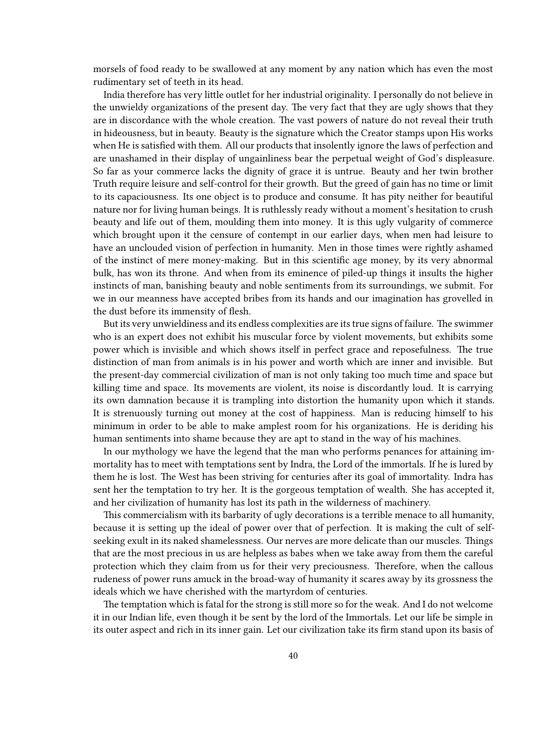morsels of food ready to be swallowed at any moment by any nation which has even the most rudimentary set of teeth in its head.

India therefore has very little outlet for her industrial originality. I personally do not believe in the unwieldy organizations of the present day. The very fact that they are ugly shows that they are in discordance with the whole creation. The vast powers of nature do not reveal their truth in hideousness, but in beauty. Beauty is the signature which the Creator stamps upon His works when He is satisfied with them. All our products that insolently ignore the laws of perfection and are unashamed in their display of ungainliness bear the perpetual weight of God's displeasure. So far as your commerce lacks the dignity of grace it is untrue. Beauty and her twin brother Truth require leisure and self-control for their growth. But the greed of gain has no time or limit to its capaciousness. Its one object is to produce and consume. It has pity neither for beautiful nature nor for living human beings. It is ruthlessly ready without a moment's hesitation to crush beauty and life out of them, moulding them into money. It is this ugly vulgarity of commerce which brought upon it the censure of contempt in our earlier days, when men had leisure to have an unclouded vision of perfection in humanity. Men in those times were rightly ashamed of the instinct of mere money-making. But in this scientific age money, by its very abnormal bulk, has won its throne. And when from its eminence of piled-up things it insults the higher instincts of man, banishing beauty and noble sentiments from its surroundings, we submit. For we in our meanness have accepted bribes from its hands and our imagination has grovelled in the dust before its immensity of flesh.

But its very unwieldiness and its endless complexities are its true signs of failure. The swimmer who is an expert does not exhibit his muscular force by violent movements, but exhibits some power which is invisible and which shows itself in perfect grace and reposefulness. The true distinction of man from animals is in his power and worth which are inner and invisible. But the present-day commercial civilization of man is not only taking too much time and space but killing time and space. Its movements are violent, its noise is discordantly loud. It is carrying its own damnation because it is trampling into distortion the humanity upon which it stands. It is strenuously turning out money at the cost of happiness. Man is reducing himself to his minimum in order to be able to make amplest room for his organizations. He is deriding his human sentiments into shame because they are apt to stand in the way of his machines.

In our mythology we have the legend that the man who performs penances for attaining immortality has to meet with temptations sent by Indra, the Lord of the immortals. If he is lured by them he is lost. The West has been striving for centuries after its goal of immortality. Indra has sent her the temptation to try her. It is the gorgeous temptation of wealth. She has accepted it, and her civilization of humanity has lost its path in the wilderness of machinery.

This commercialism with its barbarity of ugly decorations is a terrible menace to all humanity, because it is setting up the ideal of power over that of perfection. It is making the cult of self-seeking exult in its naked shamelessness. Our nerves are more delicate than our muscles. Things that are the most precious in us are helpless as babes when we take away from them the careful protection which they claim from us for their very preciousness. Therefore, when the callous rudeness of power runs amuck in the broad-way of humanity it scares away by its grossness the ideals which we have cherished with the martyrdom of centuries.

The temptation which is fatal for the strong is still more so for the weak. And I do not welcome it in our Indian life, even though it be sent by the lord of the Immortals. Let our life be simple in its outer aspect and rich in its inner gain. Let our civilization take its firm stand upon its basis of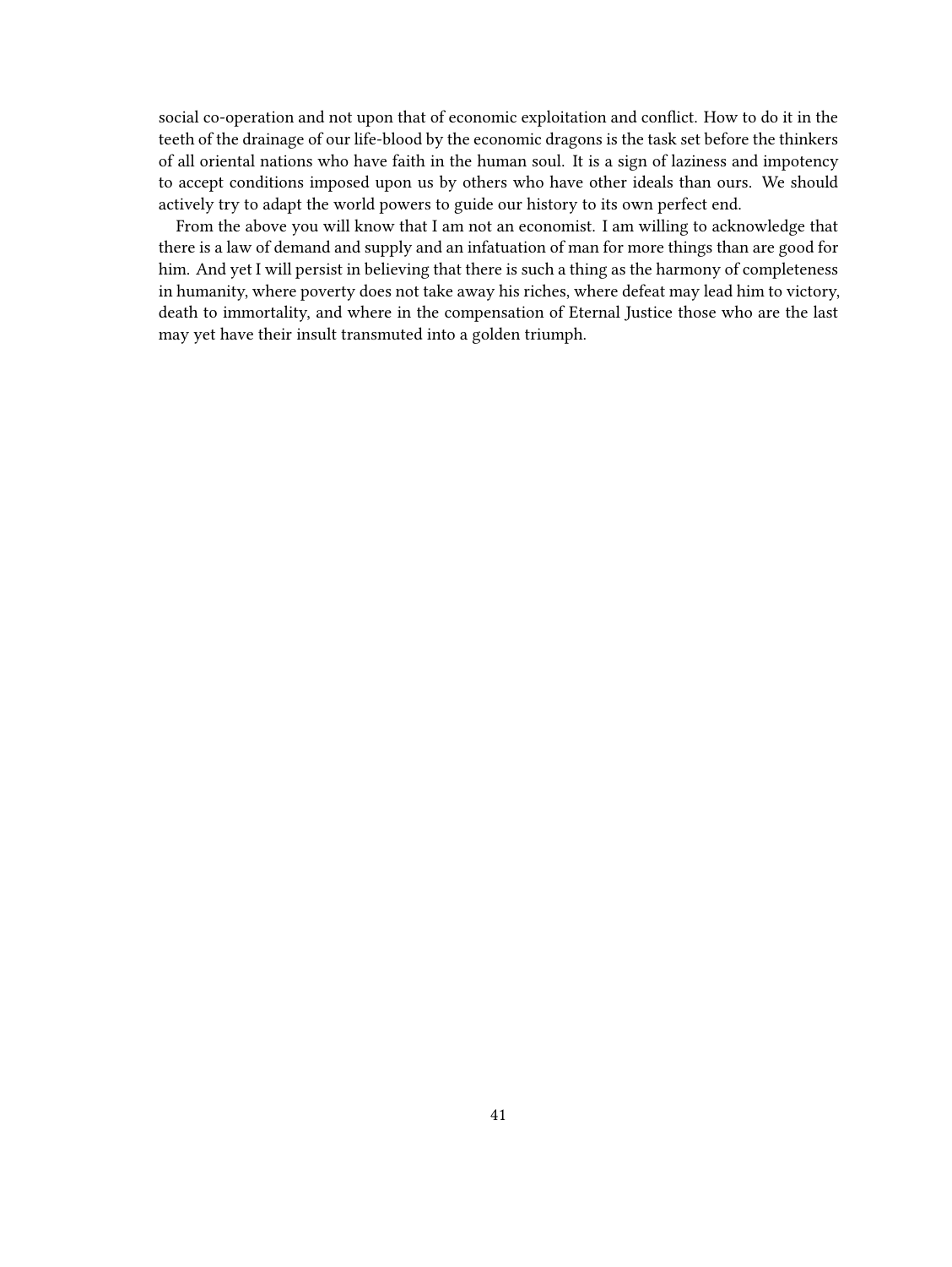social co-operation and not upon that of economic exploitation and conflict. How to do it in the teeth of the drainage of our life-blood by the economic dragons is the task set before the thinkers of all oriental nations who have faith in the human soul. It is a sign of laziness and impotency to accept conditions imposed upon us by others who have other ideals than ours. We should actively try to adapt the world powers to guide our history to its own perfect end.

From the above you will know that I am not an economist. I am willing to acknowledge that there is a law of demand and supply and an infatuation of man for more things than are good for him. And yet I will persist in believing that there is such a thing as the harmony of completeness in humanity, where poverty does not take away his riches, where defeat may lead him to victory, death to immortality, and where in the compensation of Eternal Justice those who are the last may yet have their insult transmuted into a golden triumph.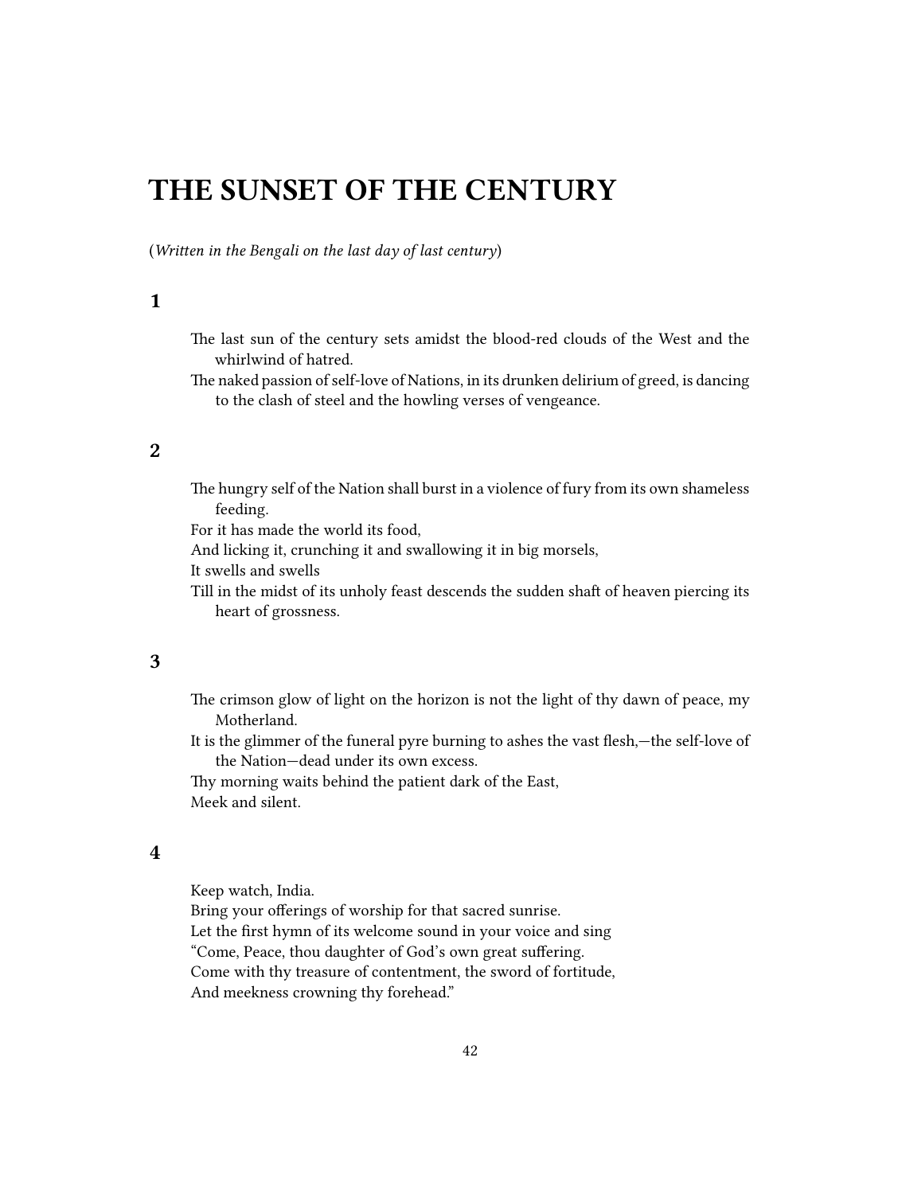# THE SUNSET OF THE CENTURY

(*Written in the Bengali on the last day of last century*)

### 1

The last sun of the century sets amidst the blood-red clouds of the West and the whirlwind of hatred.
The naked passion of self-love of Nations, in its drunken delirium of greed, is dancing to the clash of steel and the howling verses of vengeance.

### 2

The hungry self of the Nation shall burst in a violence of fury from its own shameless feeding.
For it has made the world its food,
And licking it, crunching it and swallowing it in big morsels,
It swells and swells
Till in the midst of its unholy feast descends the sudden shaft of heaven piercing its heart of grossness.

### 3

The crimson glow of light on the horizon is not the light of thy dawn of peace, my Motherland.
It is the glimmer of the funeral pyre burning to ashes the vast flesh,—the self-love of the Nation—dead under its own excess.
Thy morning waits behind the patient dark of the East,
Meek and silent.

### 4

Keep watch, India.
Bring your offerings of worship for that sacred sunrise.
Let the first hymn of its welcome sound in your voice and sing
"Come, Peace, thou daughter of God's own great suffering.
Come with thy treasure of contentment, the sword of fortitude,
And meekness crowning thy forehead."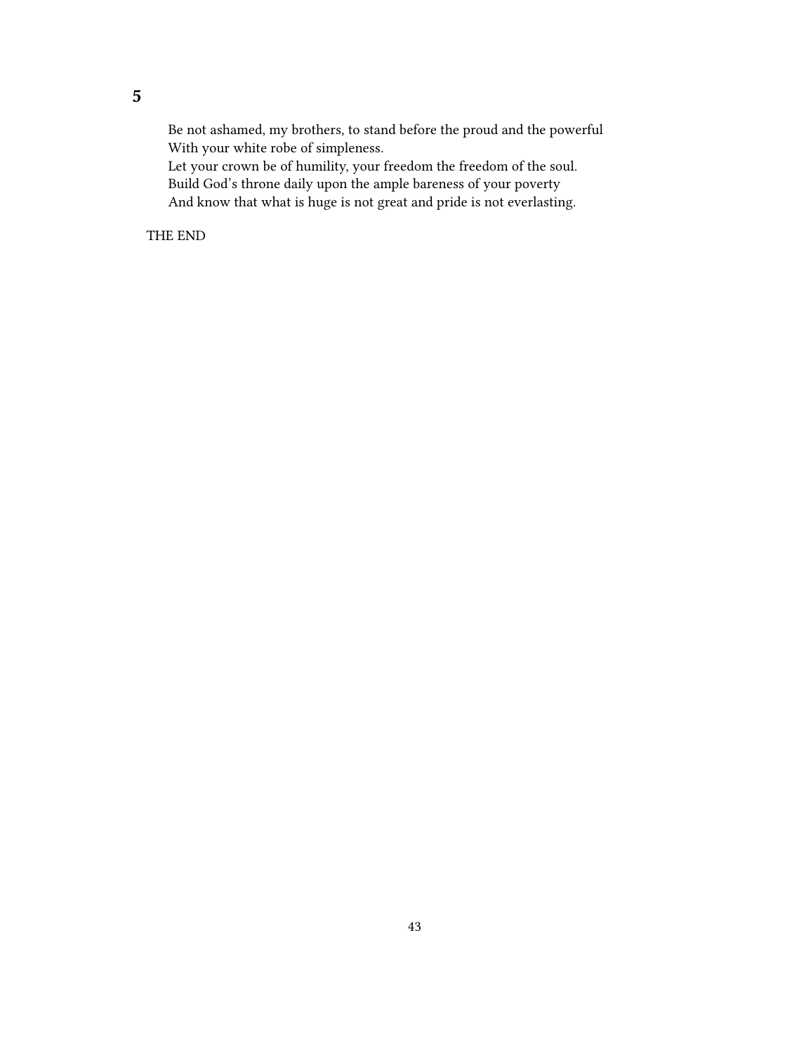**5**

Be not ashamed, my brothers, to stand before the proud and the powerful  
With your white robe of simpleness.  
Let your crown be of humility, your freedom the freedom of the soul.  
Build God's throne daily upon the ample bareness of your poverty  
And know that what is huge is not great and pride is not everlasting.

THE END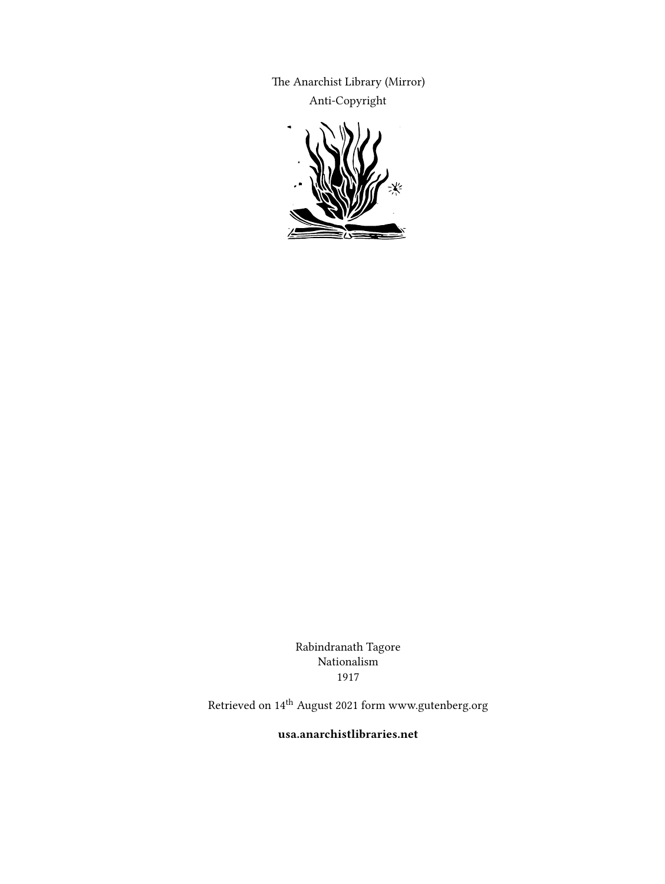The Anarchist Library (Mirror)
Anti-Copyright

Rabindranath Tagore
Nationalism
1917

Retrieved on 14th August 2021 form www.gutenberg.org

**usa.anarchistlibraries.net**